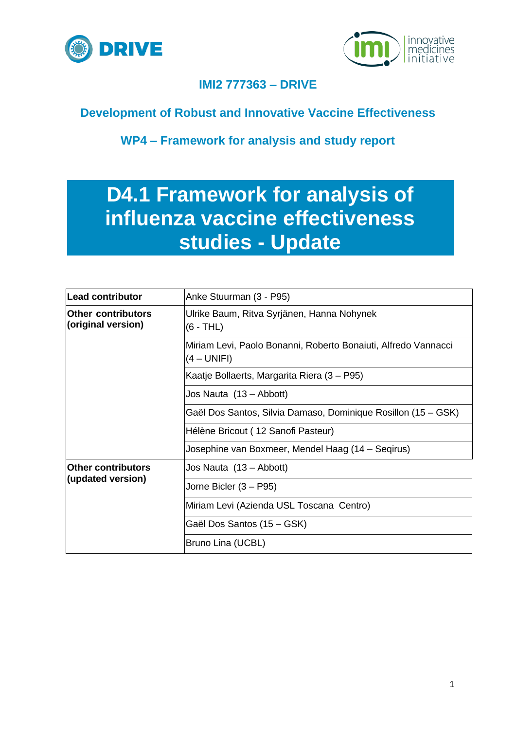**IMI2 777363 – DRIVE**

**Development of Robust and Innovative Vaccine Effectiveness**

**WP4 – Framework for analysis and study report**

# D4.1 Framework for analysis of influenza vaccine effectiveness studies - Update

| **Lead contributor** | Anke Stuurman (3 - P95) |
|---|---|
| **Other contributors (original version)** | Ulrike Baum, Ritva Syrjänen, Hanna Nohynek (6 - THL) |
| | Miriam Levi, Paolo Bonanni, Roberto Bonaiuti, Alfredo Vannacci (4 – UNIFI) |
| | Kaatje Bollaerts, Margarita Riera (3 – P95) |
| | Jos Nauta (13 – Abbott) |
| | Gaël Dos Santos, Silvia Damaso, Dominique Rosillon (15 – GSK) |
| | Hélène Bricout ( 12 Sanofi Pasteur) |
| | Josephine van Boxmeer, Mendel Haag (14 – Seqirus) |
| **Other contributors (updated version)** | Jos Nauta (13 – Abbott) |
| | Jorne Bicler (3 – P95) |
| | Miriam Levi (Azienda USL Toscana Centro) |
| | Gaël Dos Santos (15 – GSK) |
| | Bruno Lina (UCBL) |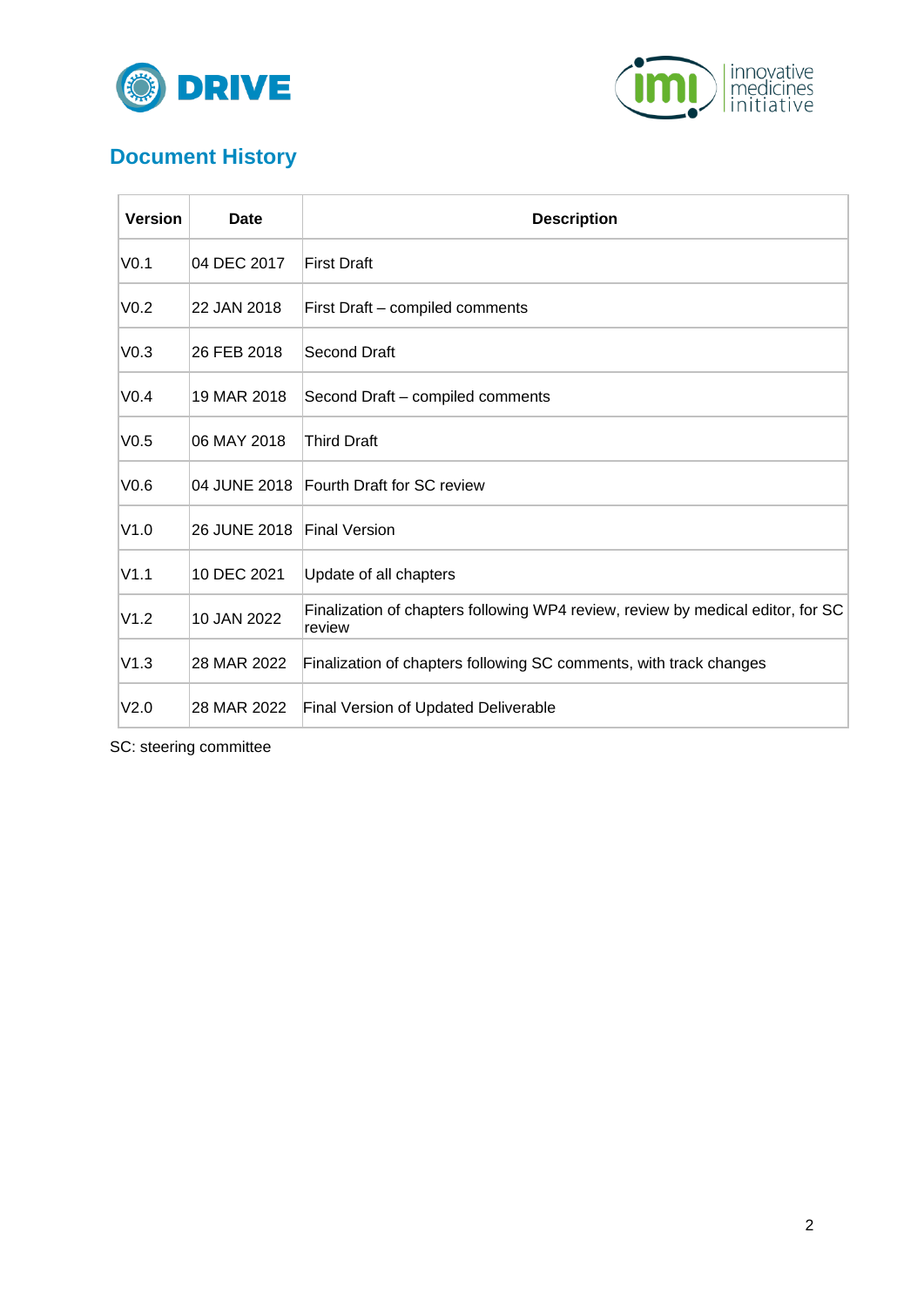## Document History

| Version | Date | Description |
| --- | --- | --- |
| V0.1 | 04 DEC 2017 | First Draft |
| V0.2 | 22 JAN 2018 | First Draft – compiled comments |
| V0.3 | 26 FEB 2018 | Second Draft |
| V0.4 | 19 MAR 2018 | Second Draft – compiled comments |
| V0.5 | 06 MAY 2018 | Third Draft |
| V0.6 | 04 JUNE 2018 | Fourth Draft for SC review |
| V1.0 | 26 JUNE 2018 | Final Version |
| V1.1 | 10 DEC 2021 | Update of all chapters |
| V1.2 | 10 JAN 2022 | Finalization of chapters following WP4 review, review by medical editor, for SC review |
| V1.3 | 28 MAR 2022 | Finalization of chapters following SC comments, with track changes |
| V2.0 | 28 MAR 2022 | Final Version of Updated Deliverable |

SC: steering committee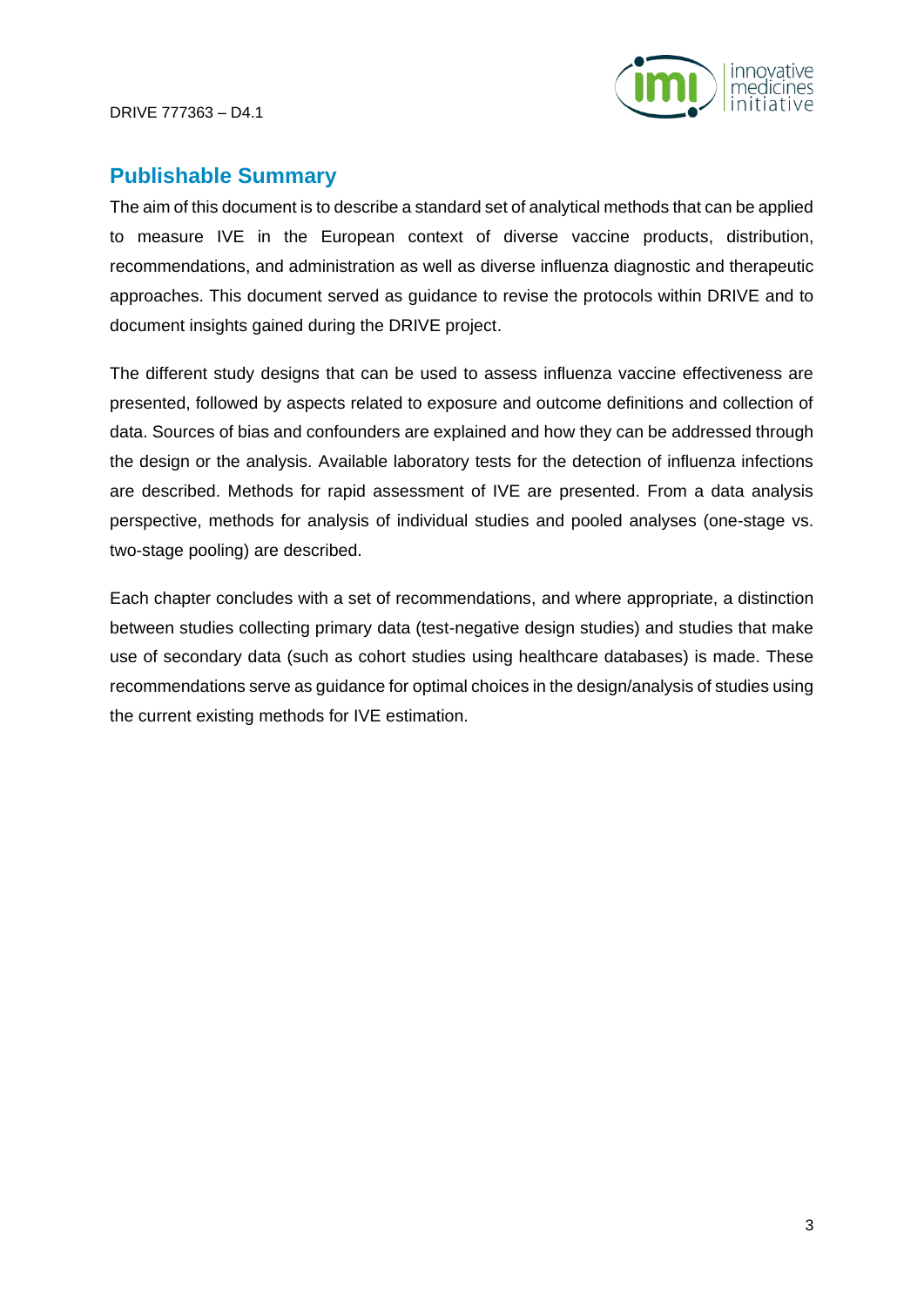## Publishable Summary

The aim of this document is to describe a standard set of analytical methods that can be applied to measure IVE in the European context of diverse vaccine products, distribution, recommendations, and administration as well as diverse influenza diagnostic and therapeutic approaches. This document served as guidance to revise the protocols within DRIVE and to document insights gained during the DRIVE project.

The different study designs that can be used to assess influenza vaccine effectiveness are presented, followed by aspects related to exposure and outcome definitions and collection of data. Sources of bias and confounders are explained and how they can be addressed through the design or the analysis. Available laboratory tests for the detection of influenza infections are described. Methods for rapid assessment of IVE are presented. From a data analysis perspective, methods for analysis of individual studies and pooled analyses (one-stage vs. two-stage pooling) are described.

Each chapter concludes with a set of recommendations, and where appropriate, a distinction between studies collecting primary data (test-negative design studies) and studies that make use of secondary data (such as cohort studies using healthcare databases) is made. These recommendations serve as guidance for optimal choices in the design/analysis of studies using the current existing methods for IVE estimation.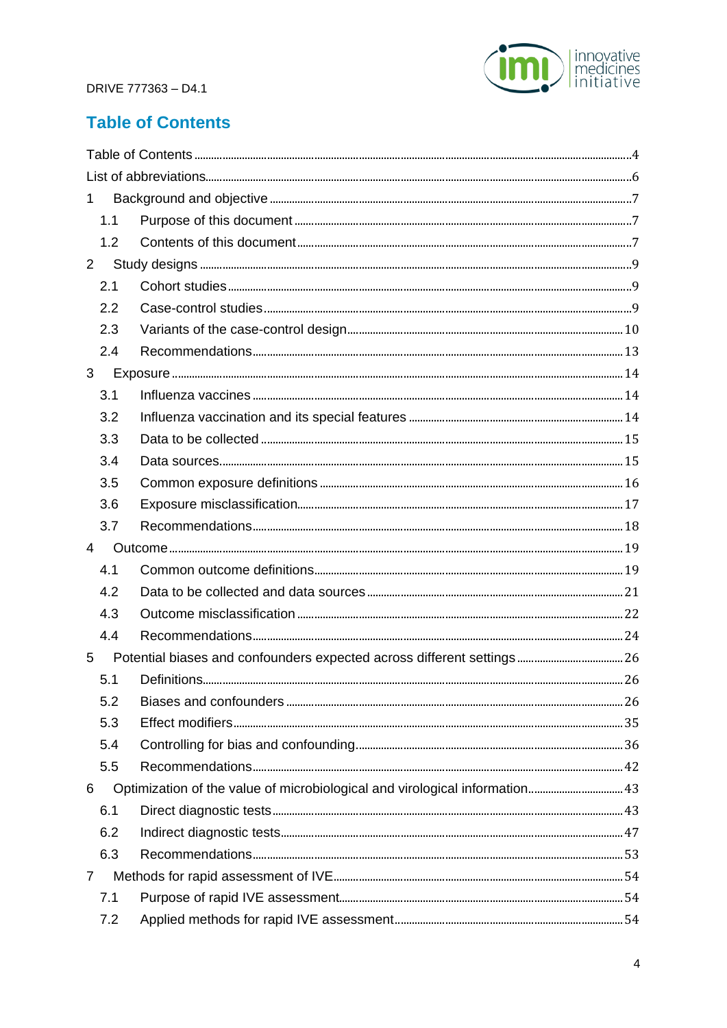# Table of Contents

Table of Contents ........................................................................ 4
List of abbreviations ........................................................................ 6
1 Background and objective ........................................................................ 7
  1.1 Purpose of this document ........................................................................ 7
  1.2 Contents of this document ........................................................................ 7
2 Study designs ........................................................................ 9
  2.1 Cohort studies ........................................................................ 9
  2.2 Case-control studies ........................................................................ 9
  2.3 Variants of the case-control design ........................................................................ 10
  2.4 Recommendations ........................................................................ 13
3 Exposure ........................................................................ 14
  3.1 Influenza vaccines ........................................................................ 14
  3.2 Influenza vaccination and its special features ........................................................................ 14
  3.3 Data to be collected ........................................................................ 15
  3.4 Data sources ........................................................................ 15
  3.5 Common exposure definitions ........................................................................ 16
  3.6 Exposure misclassification ........................................................................ 17
  3.7 Recommendations ........................................................................ 18
4 Outcome ........................................................................ 19
  4.1 Common outcome definitions ........................................................................ 19
  4.2 Data to be collected and data sources ........................................................................ 21
  4.3 Outcome misclassification ........................................................................ 22
  4.4 Recommendations ........................................................................ 24
5 Potential biases and confounders expected across different settings ........................................................................ 26
  5.1 Definitions ........................................................................ 26
  5.2 Biases and confounders ........................................................................ 26
  5.3 Effect modifiers ........................................................................ 35
  5.4 Controlling for bias and confounding ........................................................................ 36
  5.5 Recommendations ........................................................................ 42
6 Optimization of the value of microbiological and virological information ........................................................................ 43
  6.1 Direct diagnostic tests ........................................................................ 43
  6.2 Indirect diagnostic tests ........................................................................ 47
  6.3 Recommendations ........................................................................ 53
7 Methods for rapid assessment of IVE ........................................................................ 54
  7.1 Purpose of rapid IVE assessment ........................................................................ 54
  7.2 Applied methods for rapid IVE assessment ........................................................................ 54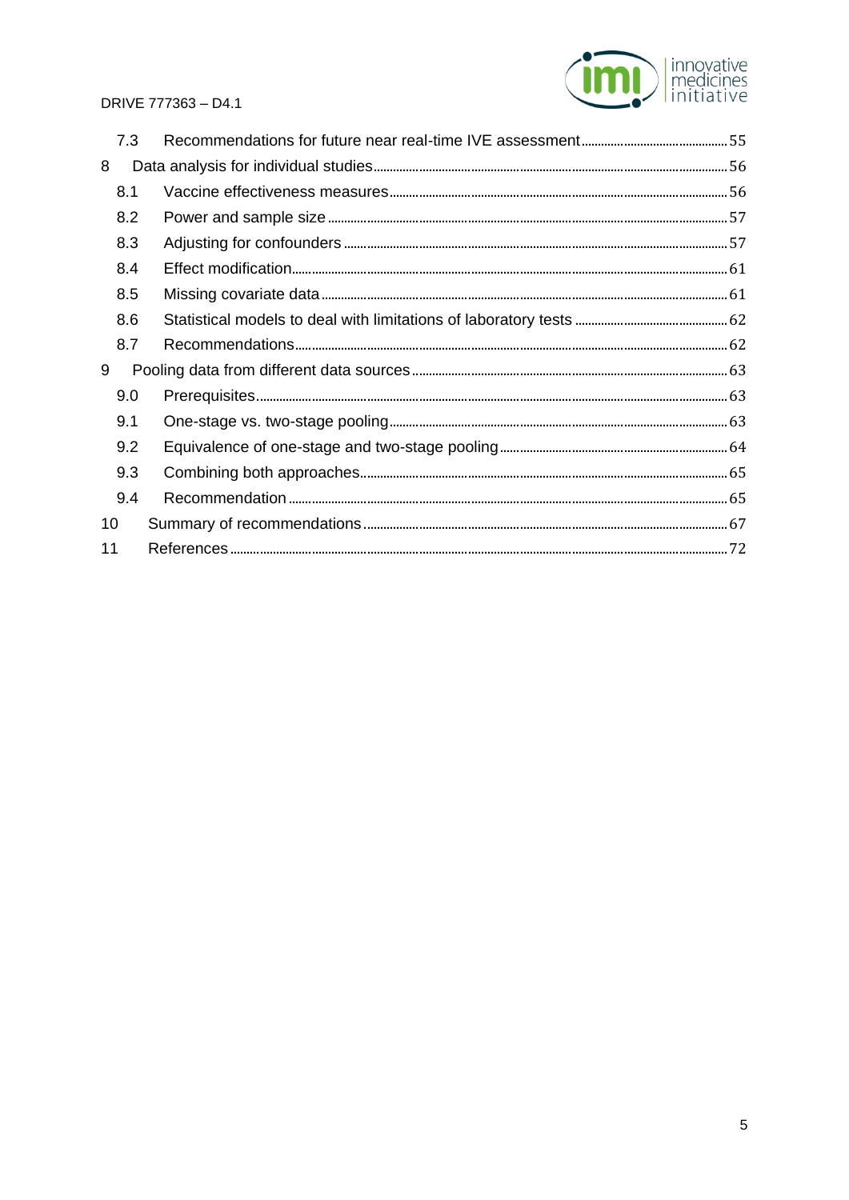| | | |
|---|---|---|
| 7.3 | Recommendations for future near real-time IVE assessment | 55 |
| 8 | Data analysis for individual studies | 56 |
| 8.1 | Vaccine effectiveness measures | 56 |
| 8.2 | Power and sample size | 57 |
| 8.3 | Adjusting for confounders | 57 |
| 8.4 | Effect modification | 61 |
| 8.5 | Missing covariate data | 61 |
| 8.6 | Statistical models to deal with limitations of laboratory tests | 62 |
| 8.7 | Recommendations | 62 |
| 9 | Pooling data from different data sources | 63 |
| 9.0 | Prerequisites | 63 |
| 9.1 | One-stage vs. two-stage pooling | 63 |
| 9.2 | Equivalence of one-stage and two-stage pooling | 64 |
| 9.3 | Combining both approaches | 65 |
| 9.4 | Recommendation | 65 |
| 10 | Summary of recommendations | 67 |
| 11 | References | 72 |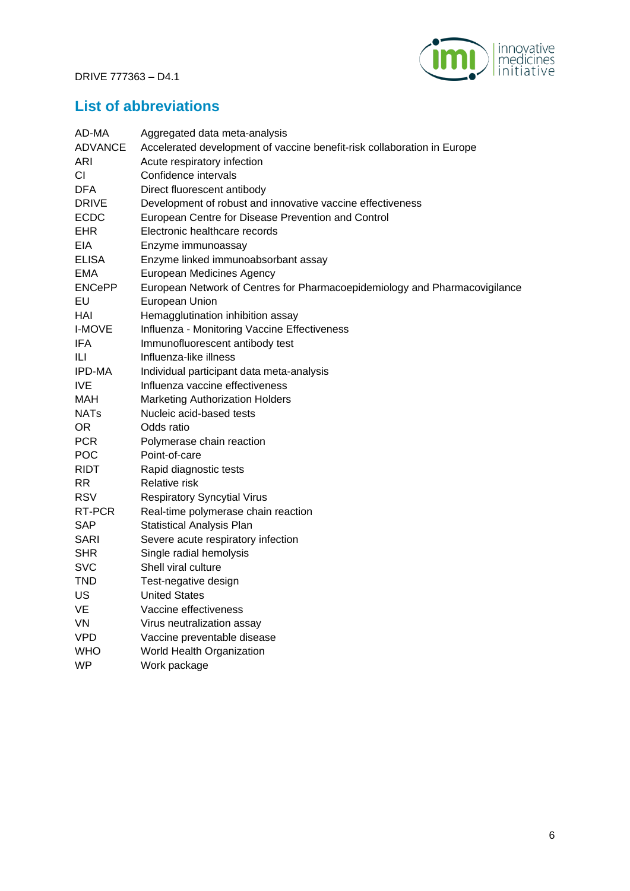## List of abbreviations

| | |
|---|---|
| AD-MA | Aggregated data meta-analysis |
| ADVANCE | Accelerated development of vaccine benefit-risk collaboration in Europe |
| ARI | Acute respiratory infection |
| CI | Confidence intervals |
| DFA | Direct fluorescent antibody |
| DRIVE | Development of robust and innovative vaccine effectiveness |
| ECDC | European Centre for Disease Prevention and Control |
| EHR | Electronic healthcare records |
| EIA | Enzyme immunoassay |
| ELISA | Enzyme linked immunoabsorbant assay |
| EMA | European Medicines Agency |
| ENCePP | European Network of Centres for Pharmacoepidemiology and Pharmacovigilance |
| EU | European Union |
| HAI | Hemagglutination inhibition assay |
| I-MOVE | Influenza - Monitoring Vaccine Effectiveness |
| IFA | Immunofluorescent antibody test |
| ILI | Influenza-like illness |
| IPD-MA | Individual participant data meta-analysis |
| IVE | Influenza vaccine effectiveness |
| MAH | Marketing Authorization Holders |
| NATs | Nucleic acid-based tests |
| OR | Odds ratio |
| PCR | Polymerase chain reaction |
| POC | Point-of-care |
| RIDT | Rapid diagnostic tests |
| RR | Relative risk |
| RSV | Respiratory Syncytial Virus |
| RT-PCR | Real-time polymerase chain reaction |
| SAP | Statistical Analysis Plan |
| SARI | Severe acute respiratory infection |
| SHR | Single radial hemolysis |
| SVC | Shell viral culture |
| TND | Test-negative design |
| US | United States |
| VE | Vaccine effectiveness |
| VN | Virus neutralization assay |
| VPD | Vaccine preventable disease |
| WHO | World Health Organization |
| WP | Work package |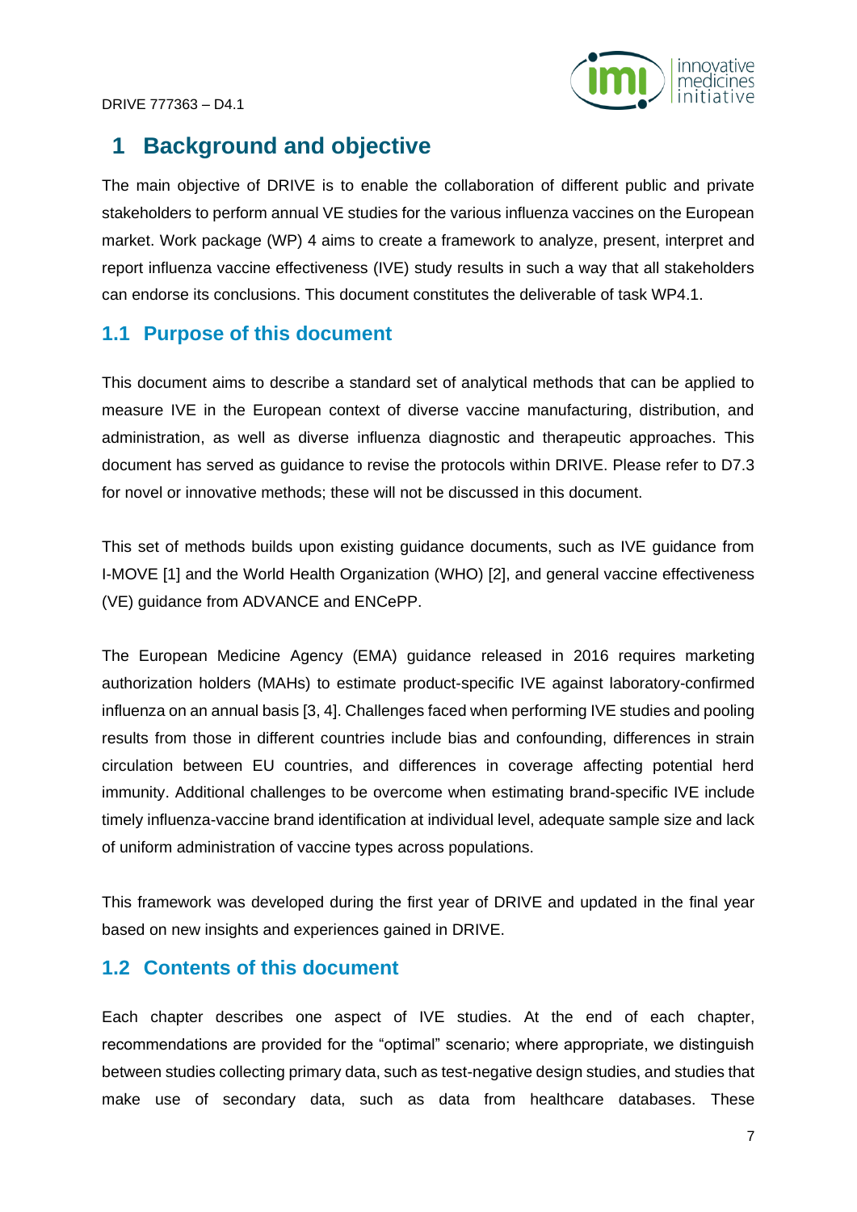# 1 Background and objective

The main objective of DRIVE is to enable the collaboration of different public and private stakeholders to perform annual VE studies for the various influenza vaccines on the European market. Work package (WP) 4 aims to create a framework to analyze, present, interpret and report influenza vaccine effectiveness (IVE) study results in such a way that all stakeholders can endorse its conclusions. This document constitutes the deliverable of task WP4.1.

## 1.1 Purpose of this document

This document aims to describe a standard set of analytical methods that can be applied to measure IVE in the European context of diverse vaccine manufacturing, distribution, and administration, as well as diverse influenza diagnostic and therapeutic approaches. This document has served as guidance to revise the protocols within DRIVE. Please refer to D7.3 for novel or innovative methods; these will not be discussed in this document.

This set of methods builds upon existing guidance documents, such as IVE guidance from I-MOVE [1] and the World Health Organization (WHO) [2], and general vaccine effectiveness (VE) guidance from ADVANCE and ENCePP.

The European Medicine Agency (EMA) guidance released in 2016 requires marketing authorization holders (MAHs) to estimate product-specific IVE against laboratory-confirmed influenza on an annual basis [3, 4]. Challenges faced when performing IVE studies and pooling results from those in different countries include bias and confounding, differences in strain circulation between EU countries, and differences in coverage affecting potential herd immunity. Additional challenges to be overcome when estimating brand-specific IVE include timely influenza-vaccine brand identification at individual level, adequate sample size and lack of uniform administration of vaccine types across populations.

This framework was developed during the first year of DRIVE and updated in the final year based on new insights and experiences gained in DRIVE.

## 1.2 Contents of this document

Each chapter describes one aspect of IVE studies. At the end of each chapter, recommendations are provided for the "optimal" scenario; where appropriate, we distinguish between studies collecting primary data, such as test-negative design studies, and studies that make use of secondary data, such as data from healthcare databases. These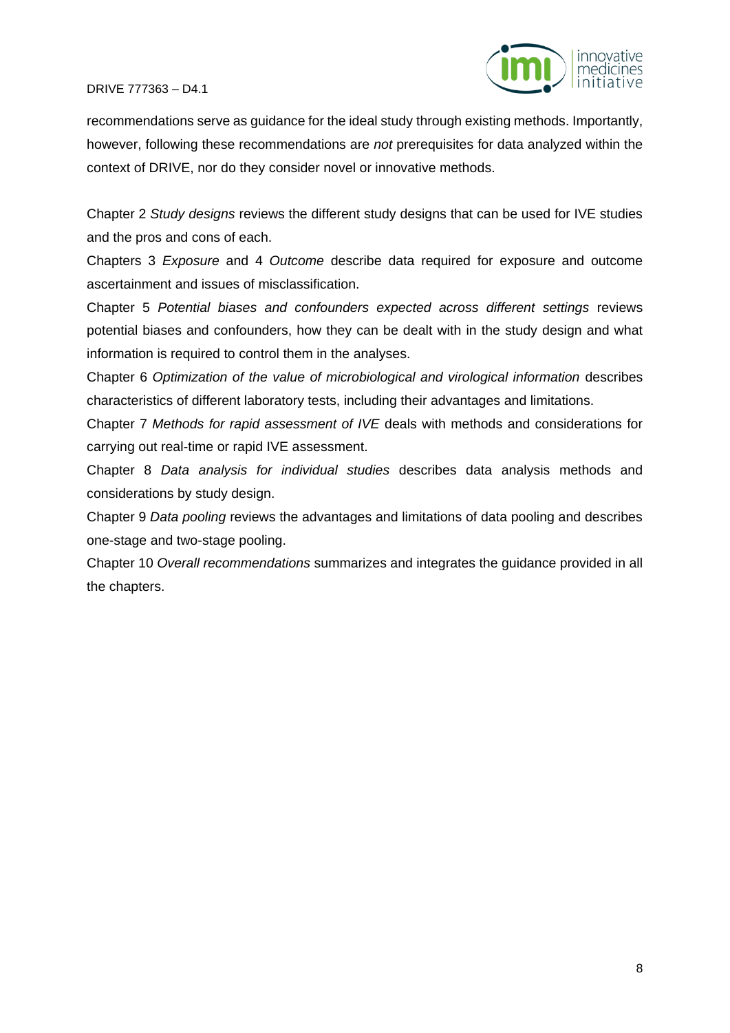recommendations serve as guidance for the ideal study through existing methods. Importantly, however, following these recommendations are *not* prerequisites for data analyzed within the context of DRIVE, nor do they consider novel or innovative methods.

Chapter 2 *Study designs* reviews the different study designs that can be used for IVE studies and the pros and cons of each.

Chapters 3 *Exposure* and 4 *Outcome* describe data required for exposure and outcome ascertainment and issues of misclassification.

Chapter 5 *Potential biases and confounders expected across different settings* reviews potential biases and confounders, how they can be dealt with in the study design and what information is required to control them in the analyses.

Chapter 6 *Optimization of the value of microbiological and virological information* describes characteristics of different laboratory tests, including their advantages and limitations.

Chapter 7 *Methods for rapid assessment of IVE* deals with methods and considerations for carrying out real-time or rapid IVE assessment.

Chapter 8 *Data analysis for individual studies* describes data analysis methods and considerations by study design.

Chapter 9 *Data pooling* reviews the advantages and limitations of data pooling and describes one-stage and two-stage pooling.

Chapter 10 *Overall recommendations* summarizes and integrates the guidance provided in all the chapters.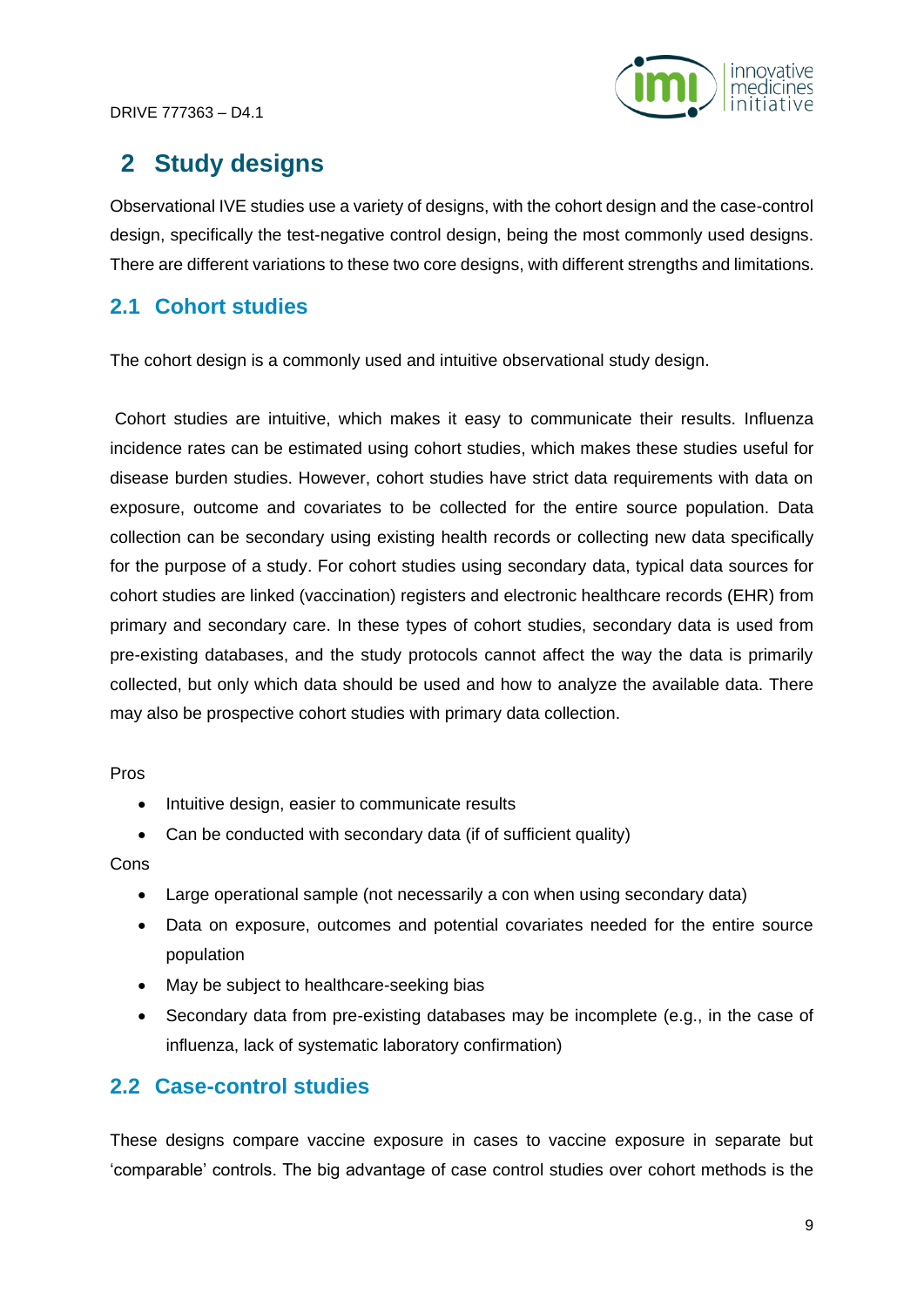# 2 Study designs

Observational IVE studies use a variety of designs, with the cohort design and the case-control design, specifically the test-negative control design, being the most commonly used designs. There are different variations to these two core designs, with different strengths and limitations.

## 2.1 Cohort studies

The cohort design is a commonly used and intuitive observational study design.

Cohort studies are intuitive, which makes it easy to communicate their results. Influenza incidence rates can be estimated using cohort studies, which makes these studies useful for disease burden studies. However, cohort studies have strict data requirements with data on exposure, outcome and covariates to be collected for the entire source population. Data collection can be secondary using existing health records or collecting new data specifically for the purpose of a study. For cohort studies using secondary data, typical data sources for cohort studies are linked (vaccination) registers and electronic healthcare records (EHR) from primary and secondary care. In these types of cohort studies, secondary data is used from pre-existing databases, and the study protocols cannot affect the way the data is primarily collected, but only which data should be used and how to analyze the available data. There may also be prospective cohort studies with primary data collection.

Pros

- Intuitive design, easier to communicate results
- Can be conducted with secondary data (if of sufficient quality)

Cons

- Large operational sample (not necessarily a con when using secondary data)
- Data on exposure, outcomes and potential covariates needed for the entire source population
- May be subject to healthcare-seeking bias
- Secondary data from pre-existing databases may be incomplete (e.g., in the case of influenza, lack of systematic laboratory confirmation)

## 2.2 Case-control studies

These designs compare vaccine exposure in cases to vaccine exposure in separate but 'comparable' controls. The big advantage of case control studies over cohort methods is the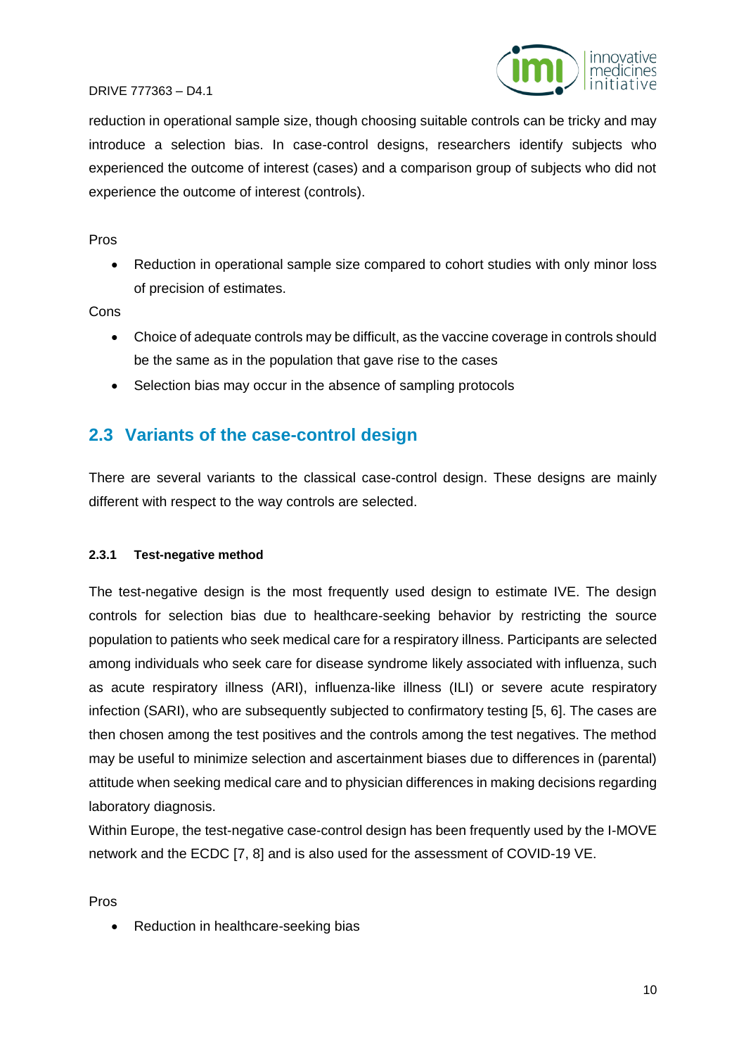reduction in operational sample size, though choosing suitable controls can be tricky and may introduce a selection bias. In case-control designs, researchers identify subjects who experienced the outcome of interest (cases) and a comparison group of subjects who did not experience the outcome of interest (controls).

Pros

- Reduction in operational sample size compared to cohort studies with only minor loss of precision of estimates.

Cons

- Choice of adequate controls may be difficult, as the vaccine coverage in controls should be the same as in the population that gave rise to the cases
- Selection bias may occur in the absence of sampling protocols

## 2.3 Variants of the case-control design

There are several variants to the classical case-control design. These designs are mainly different with respect to the way controls are selected.

#### 2.3.1 Test-negative method

The test-negative design is the most frequently used design to estimate IVE. The design controls for selection bias due to healthcare-seeking behavior by restricting the source population to patients who seek medical care for a respiratory illness. Participants are selected among individuals who seek care for disease syndrome likely associated with influenza, such as acute respiratory illness (ARI), influenza-like illness (ILI) or severe acute respiratory infection (SARI), who are subsequently subjected to confirmatory testing [5, 6]. The cases are then chosen among the test positives and the controls among the test negatives. The method may be useful to minimize selection and ascertainment biases due to differences in (parental) attitude when seeking medical care and to physician differences in making decisions regarding laboratory diagnosis.

Within Europe, the test-negative case-control design has been frequently used by the I-MOVE network and the ECDC [7, 8] and is also used for the assessment of COVID-19 VE.

Pros

- Reduction in healthcare-seeking bias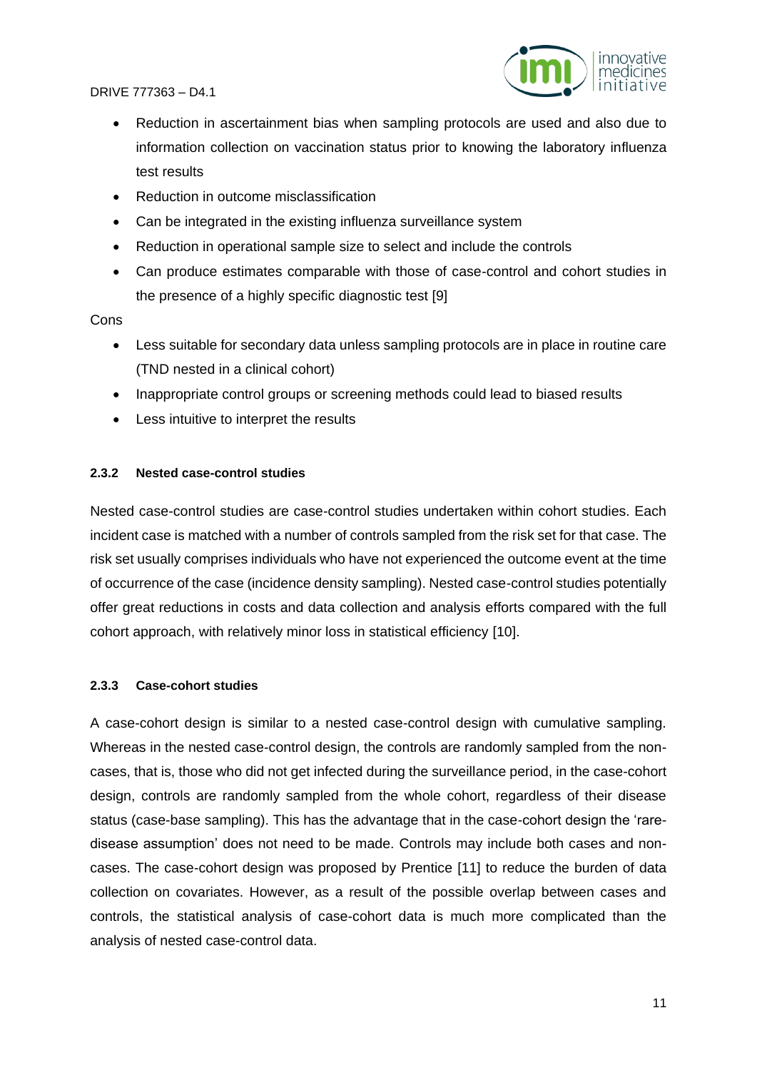- Reduction in ascertainment bias when sampling protocols are used and also due to information collection on vaccination status prior to knowing the laboratory influenza test results
- Reduction in outcome misclassification
- Can be integrated in the existing influenza surveillance system
- Reduction in operational sample size to select and include the controls
- Can produce estimates comparable with those of case-control and cohort studies in the presence of a highly specific diagnostic test [9]

Cons

- Less suitable for secondary data unless sampling protocols are in place in routine care (TND nested in a clinical cohort)
- Inappropriate control groups or screening methods could lead to biased results
- Less intuitive to interpret the results

#### 2.3.2 Nested case-control studies

Nested case-control studies are case-control studies undertaken within cohort studies. Each incident case is matched with a number of controls sampled from the risk set for that case. The risk set usually comprises individuals who have not experienced the outcome event at the time of occurrence of the case (incidence density sampling). Nested case-control studies potentially offer great reductions in costs and data collection and analysis efforts compared with the full cohort approach, with relatively minor loss in statistical efficiency [10].

#### 2.3.3 Case-cohort studies

A case-cohort design is similar to a nested case-control design with cumulative sampling. Whereas in the nested case-control design, the controls are randomly sampled from the non-cases, that is, those who did not get infected during the surveillance period, in the case-cohort design, controls are randomly sampled from the whole cohort, regardless of their disease status (case-base sampling). This has the advantage that in the case-cohort design the 'rare-disease assumption' does not need to be made. Controls may include both cases and non-cases. The case-cohort design was proposed by Prentice [11] to reduce the burden of data collection on covariates. However, as a result of the possible overlap between cases and controls, the statistical analysis of case-cohort data is much more complicated than the analysis of nested case-control data.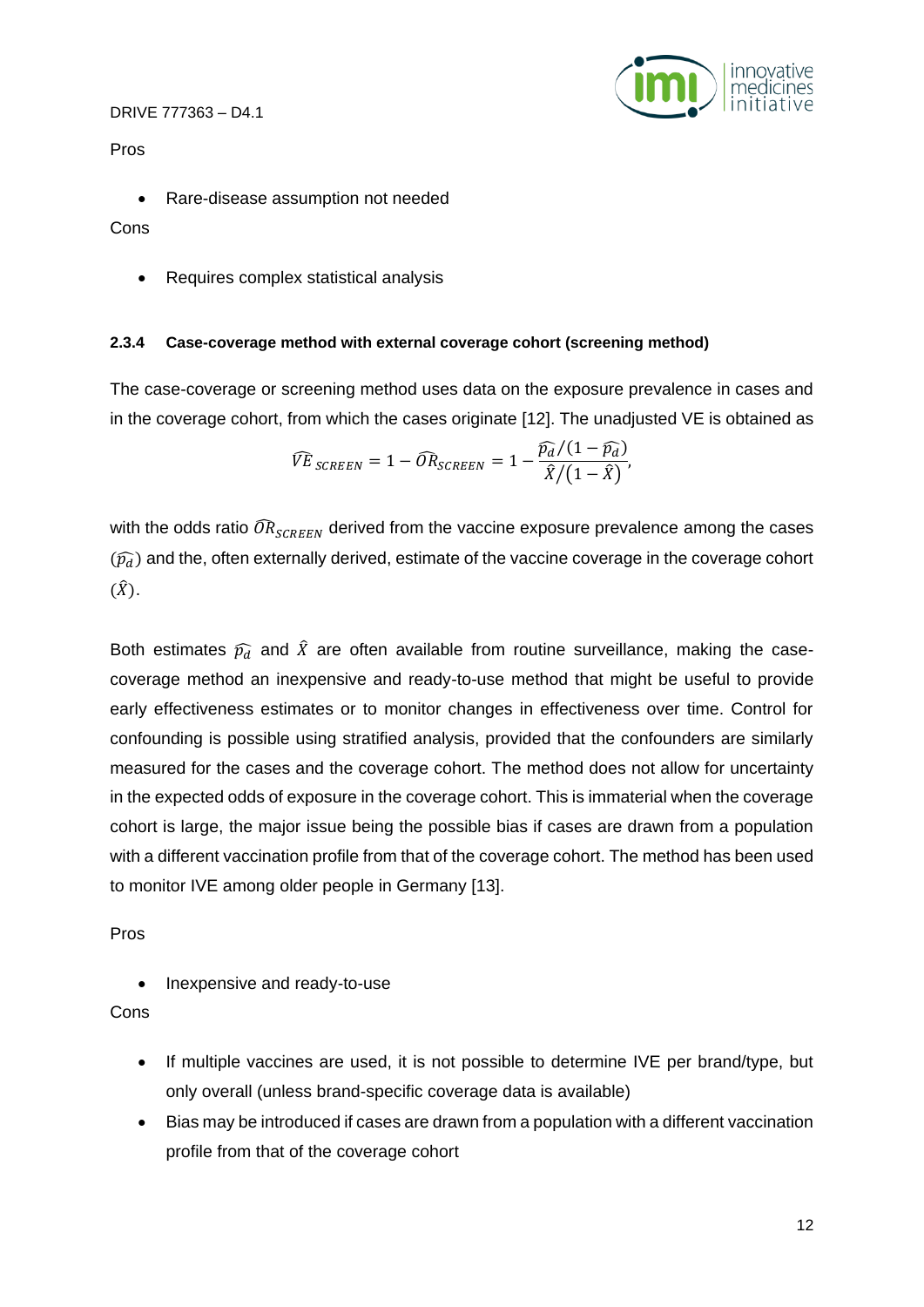Pros

- Rare-disease assumption not needed

Cons

- Requires complex statistical analysis

### 2.3.4 Case-coverage method with external coverage cohort (screening method)

The case-coverage or screening method uses data on the exposure prevalence in cases and in the coverage cohort, from which the cases originate [12]. The unadjusted VE is obtained as

$$\widehat{VE}_{SCREEN} = 1 - \widehat{OR}_{SCREEN} = 1 - \frac{\widehat{p_d}/(1-\widehat{p_d})}{\hat{X}/(1-\hat{X})},$$

with the odds ratio $\widehat{OR}_{SCREEN}$ derived from the vaccine exposure prevalence among the cases ($\widehat{p_d}$) and the, often externally derived, estimate of the vaccine coverage in the coverage cohort ($\hat{X}$).

Both estimates $\widehat{p_d}$ and $\hat{X}$ are often available from routine surveillance, making the case-coverage method an inexpensive and ready-to-use method that might be useful to provide early effectiveness estimates or to monitor changes in effectiveness over time. Control for confounding is possible using stratified analysis, provided that the confounders are similarly measured for the cases and the coverage cohort. The method does not allow for uncertainty in the expected odds of exposure in the coverage cohort. This is immaterial when the coverage cohort is large, the major issue being the possible bias if cases are drawn from a population with a different vaccination profile from that of the coverage cohort. The method has been used to monitor IVE among older people in Germany [13].

Pros

- Inexpensive and ready-to-use

Cons

- If multiple vaccines are used, it is not possible to determine IVE per brand/type, but only overall (unless brand-specific coverage data is available)
- Bias may be introduced if cases are drawn from a population with a different vaccination profile from that of the coverage cohort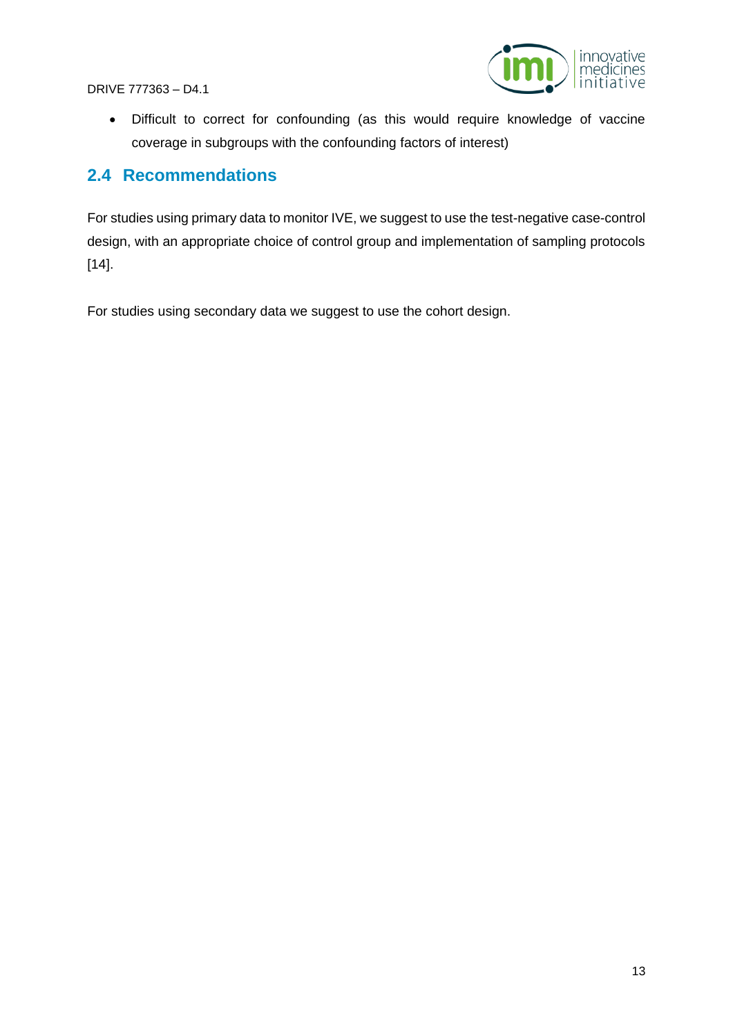- Difficult to correct for confounding (as this would require knowledge of vaccine coverage in subgroups with the confounding factors of interest)

## 2.4 Recommendations

For studies using primary data to monitor IVE, we suggest to use the test-negative case-control design, with an appropriate choice of control group and implementation of sampling protocols [14].

For studies using secondary data we suggest to use the cohort design.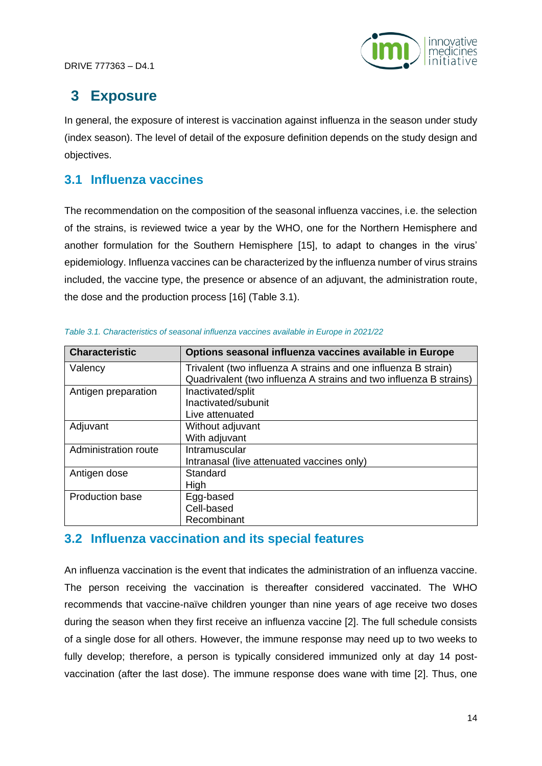# 3 Exposure

In general, the exposure of interest is vaccination against influenza in the season under study (index season). The level of detail of the exposure definition depends on the study design and objectives.

## 3.1 Influenza vaccines

The recommendation on the composition of the seasonal influenza vaccines, i.e. the selection of the strains, is reviewed twice a year by the WHO, one for the Northern Hemisphere and another formulation for the Southern Hemisphere [15], to adapt to changes in the virus' epidemiology. Influenza vaccines can be characterized by the influenza number of virus strains included, the vaccine type, the presence or absence of an adjuvant, the administration route, the dose and the production process [16] (Table 3.1).

*Table 3.1. Characteristics of seasonal influenza vaccines available in Europe in 2021/22*

| Characteristic | Options seasonal influenza vaccines available in Europe |
|---|---|
| Valency | Trivalent (two influenza A strains and one influenza B strain)<br>Quadrivalent (two influenza A strains and two influenza B strains) |
| Antigen preparation | Inactivated/split<br>Inactivated/subunit<br>Live attenuated |
| Adjuvant | Without adjuvant<br>With adjuvant |
| Administration route | Intramuscular<br>Intranasal (live attenuated vaccines only) |
| Antigen dose | Standard<br>High |
| Production base | Egg-based<br>Cell-based<br>Recombinant |

## 3.2 Influenza vaccination and its special features

An influenza vaccination is the event that indicates the administration of an influenza vaccine. The person receiving the vaccination is thereafter considered vaccinated. The WHO recommends that vaccine-naïve children younger than nine years of age receive two doses during the season when they first receive an influenza vaccine [2]. The full schedule consists of a single dose for all others. However, the immune response may need up to two weeks to fully develop; therefore, a person is typically considered immunized only at day 14 post-vaccination (after the last dose). The immune response does wane with time [2]. Thus, one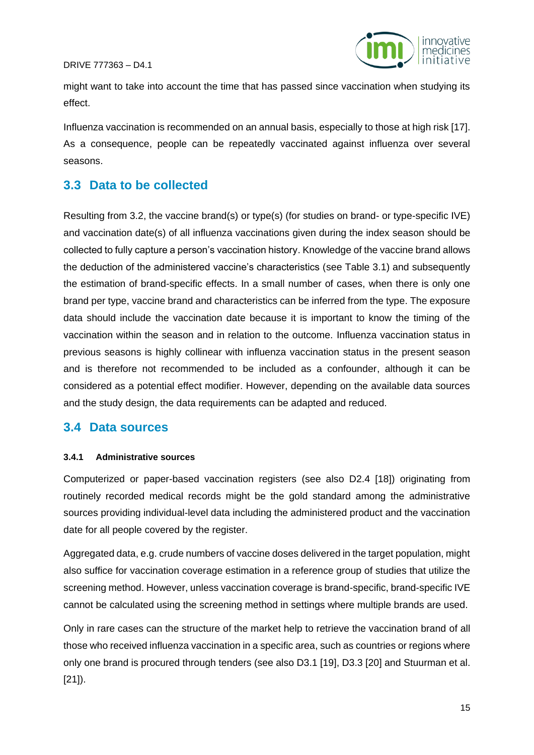might want to take into account the time that has passed since vaccination when studying its effect.

Influenza vaccination is recommended on an annual basis, especially to those at high risk [17]. As a consequence, people can be repeatedly vaccinated against influenza over several seasons.

## 3.3 Data to be collected

Resulting from 3.2, the vaccine brand(s) or type(s) (for studies on brand- or type-specific IVE) and vaccination date(s) of all influenza vaccinations given during the index season should be collected to fully capture a person's vaccination history. Knowledge of the vaccine brand allows the deduction of the administered vaccine's characteristics (see Table 3.1) and subsequently the estimation of brand-specific effects. In a small number of cases, when there is only one brand per type, vaccine brand and characteristics can be inferred from the type. The exposure data should include the vaccination date because it is important to know the timing of the vaccination within the season and in relation to the outcome. Influenza vaccination status in previous seasons is highly collinear with influenza vaccination status in the present season and is therefore not recommended to be included as a confounder, although it can be considered as a potential effect modifier. However, depending on the available data sources and the study design, the data requirements can be adapted and reduced.

## 3.4 Data sources

### 3.4.1 Administrative sources

Computerized or paper-based vaccination registers (see also D2.4 [18]) originating from routinely recorded medical records might be the gold standard among the administrative sources providing individual-level data including the administered product and the vaccination date for all people covered by the register.

Aggregated data, e.g. crude numbers of vaccine doses delivered in the target population, might also suffice for vaccination coverage estimation in a reference group of studies that utilize the screening method. However, unless vaccination coverage is brand-specific, brand-specific IVE cannot be calculated using the screening method in settings where multiple brands are used.

Only in rare cases can the structure of the market help to retrieve the vaccination brand of all those who received influenza vaccination in a specific area, such as countries or regions where only one brand is procured through tenders (see also D3.1 [19], D3.3 [20] and Stuurman et al. [21]).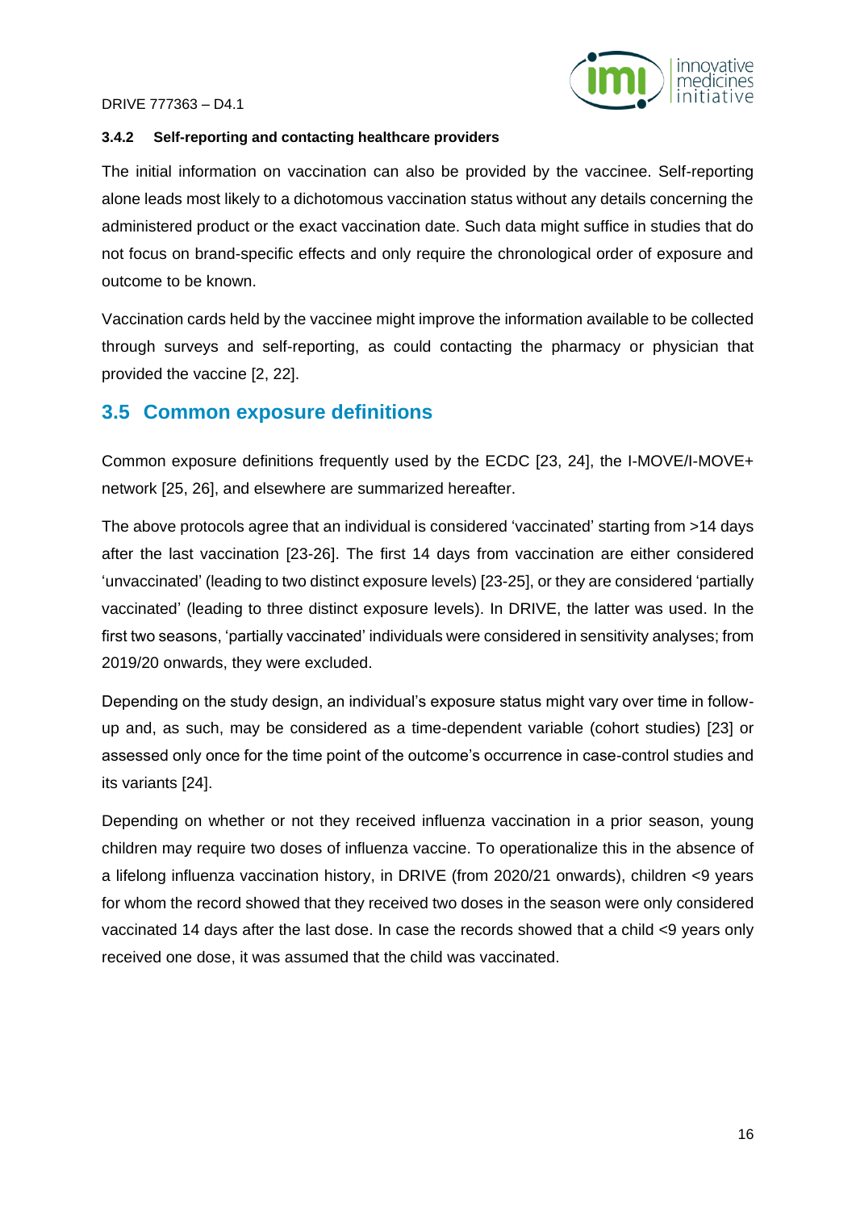#### 3.4.2 Self-reporting and contacting healthcare providers

The initial information on vaccination can also be provided by the vaccinee. Self-reporting alone leads most likely to a dichotomous vaccination status without any details concerning the administered product or the exact vaccination date. Such data might suffice in studies that do not focus on brand-specific effects and only require the chronological order of exposure and outcome to be known.

Vaccination cards held by the vaccinee might improve the information available to be collected through surveys and self-reporting, as could contacting the pharmacy or physician that provided the vaccine [2, 22].

## 3.5 Common exposure definitions

Common exposure definitions frequently used by the ECDC [23, 24], the I-MOVE/I-MOVE+ network [25, 26], and elsewhere are summarized hereafter.

The above protocols agree that an individual is considered 'vaccinated' starting from >14 days after the last vaccination [23-26]. The first 14 days from vaccination are either considered 'unvaccinated' (leading to two distinct exposure levels) [23-25], or they are considered 'partially vaccinated' (leading to three distinct exposure levels). In DRIVE, the latter was used. In the first two seasons, 'partially vaccinated' individuals were considered in sensitivity analyses; from 2019/20 onwards, they were excluded.

Depending on the study design, an individual's exposure status might vary over time in follow-up and, as such, may be considered as a time-dependent variable (cohort studies) [23] or assessed only once for the time point of the outcome's occurrence in case-control studies and its variants [24].

Depending on whether or not they received influenza vaccination in a prior season, young children may require two doses of influenza vaccine. To operationalize this in the absence of a lifelong influenza vaccination history, in DRIVE (from 2020/21 onwards), children <9 years for whom the record showed that they received two doses in the season were only considered vaccinated 14 days after the last dose. In case the records showed that a child <9 years only received one dose, it was assumed that the child was vaccinated.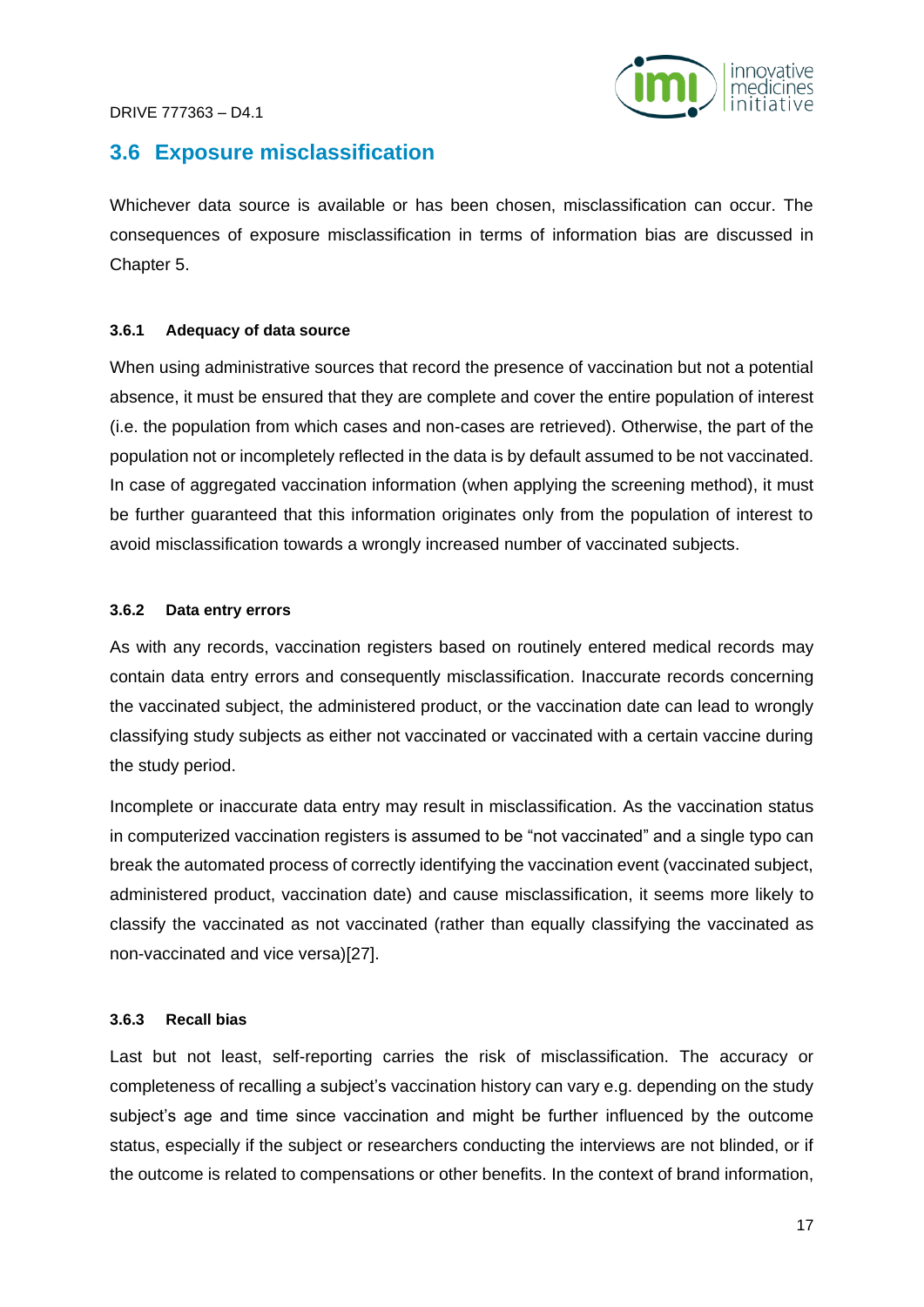## 3.6 Exposure misclassification

Whichever data source is available or has been chosen, misclassification can occur. The consequences of exposure misclassification in terms of information bias are discussed in Chapter 5.

### 3.6.1 Adequacy of data source

When using administrative sources that record the presence of vaccination but not a potential absence, it must be ensured that they are complete and cover the entire population of interest (i.e. the population from which cases and non-cases are retrieved). Otherwise, the part of the population not or incompletely reflected in the data is by default assumed to be not vaccinated. In case of aggregated vaccination information (when applying the screening method), it must be further guaranteed that this information originates only from the population of interest to avoid misclassification towards a wrongly increased number of vaccinated subjects.

### 3.6.2 Data entry errors

As with any records, vaccination registers based on routinely entered medical records may contain data entry errors and consequently misclassification. Inaccurate records concerning the vaccinated subject, the administered product, or the vaccination date can lead to wrongly classifying study subjects as either not vaccinated or vaccinated with a certain vaccine during the study period.

Incomplete or inaccurate data entry may result in misclassification. As the vaccination status in computerized vaccination registers is assumed to be "not vaccinated" and a single typo can break the automated process of correctly identifying the vaccination event (vaccinated subject, administered product, vaccination date) and cause misclassification, it seems more likely to classify the vaccinated as not vaccinated (rather than equally classifying the vaccinated as non-vaccinated and vice versa)[27].

### 3.6.3 Recall bias

Last but not least, self-reporting carries the risk of misclassification. The accuracy or completeness of recalling a subject's vaccination history can vary e.g. depending on the study subject's age and time since vaccination and might be further influenced by the outcome status, especially if the subject or researchers conducting the interviews are not blinded, or if the outcome is related to compensations or other benefits. In the context of brand information,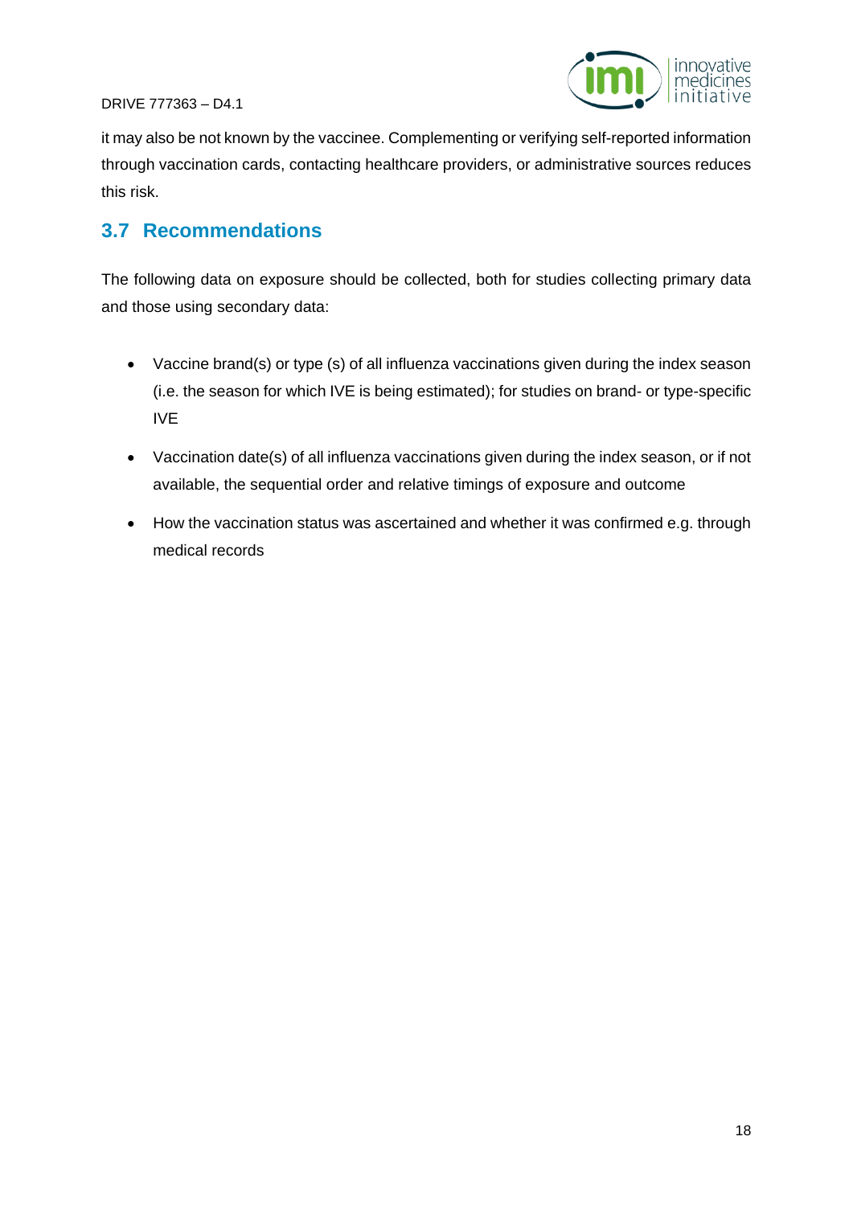it may also be not known by the vaccinee. Complementing or verifying self-reported information through vaccination cards, contacting healthcare providers, or administrative sources reduces this risk.

## 3.7 Recommendations

The following data on exposure should be collected, both for studies collecting primary data and those using secondary data:

- Vaccine brand(s) or type (s) of all influenza vaccinations given during the index season (i.e. the season for which IVE is being estimated); for studies on brand- or type-specific IVE
- Vaccination date(s) of all influenza vaccinations given during the index season, or if not available, the sequential order and relative timings of exposure and outcome
- How the vaccination status was ascertained and whether it was confirmed e.g. through medical records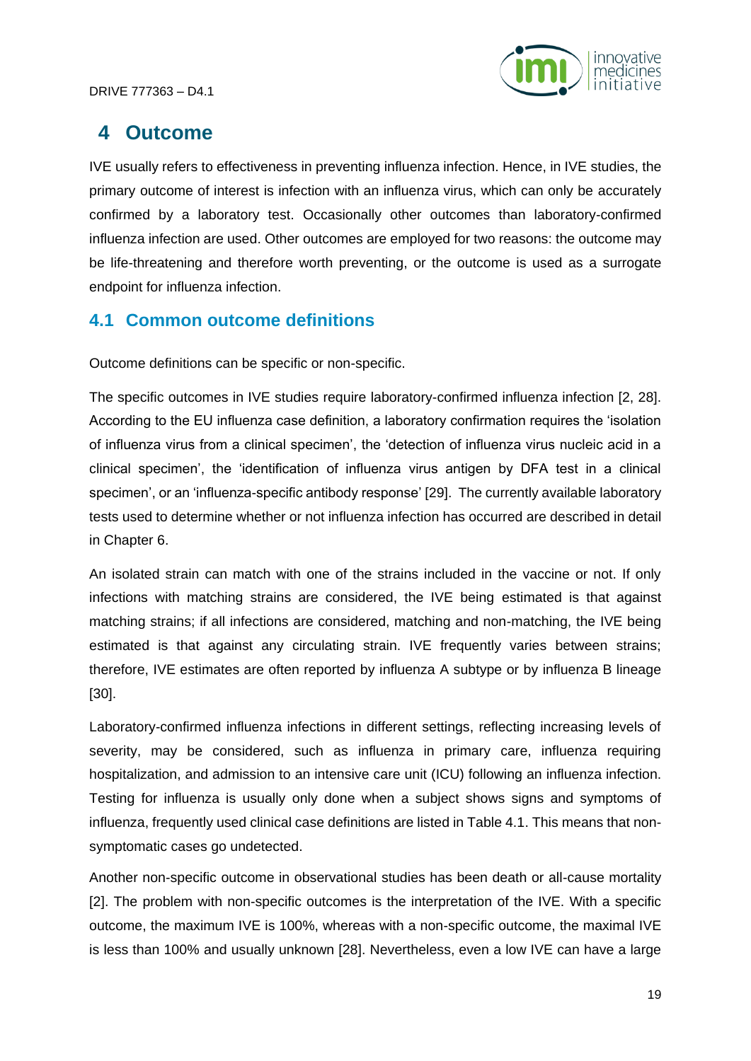# 4 Outcome

IVE usually refers to effectiveness in preventing influenza infection. Hence, in IVE studies, the primary outcome of interest is infection with an influenza virus, which can only be accurately confirmed by a laboratory test. Occasionally other outcomes than laboratory-confirmed influenza infection are used. Other outcomes are employed for two reasons: the outcome may be life-threatening and therefore worth preventing, or the outcome is used as a surrogate endpoint for influenza infection.

## 4.1 Common outcome definitions

Outcome definitions can be specific or non-specific.

The specific outcomes in IVE studies require laboratory-confirmed influenza infection [2, 28]. According to the EU influenza case definition, a laboratory confirmation requires the 'isolation of influenza virus from a clinical specimen', the 'detection of influenza virus nucleic acid in a clinical specimen', the 'identification of influenza virus antigen by DFA test in a clinical specimen', or an 'influenza-specific antibody response' [29]. The currently available laboratory tests used to determine whether or not influenza infection has occurred are described in detail in Chapter 6.

An isolated strain can match with one of the strains included in the vaccine or not. If only infections with matching strains are considered, the IVE being estimated is that against matching strains; if all infections are considered, matching and non-matching, the IVE being estimated is that against any circulating strain. IVE frequently varies between strains; therefore, IVE estimates are often reported by influenza A subtype or by influenza B lineage [30].

Laboratory-confirmed influenza infections in different settings, reflecting increasing levels of severity, may be considered, such as influenza in primary care, influenza requiring hospitalization, and admission to an intensive care unit (ICU) following an influenza infection. Testing for influenza is usually only done when a subject shows signs and symptoms of influenza, frequently used clinical case definitions are listed in Table 4.1. This means that non-symptomatic cases go undetected.

Another non-specific outcome in observational studies has been death or all-cause mortality [2]. The problem with non-specific outcomes is the interpretation of the IVE. With a specific outcome, the maximum IVE is 100%, whereas with a non-specific outcome, the maximal IVE is less than 100% and usually unknown [28]. Nevertheless, even a low IVE can have a large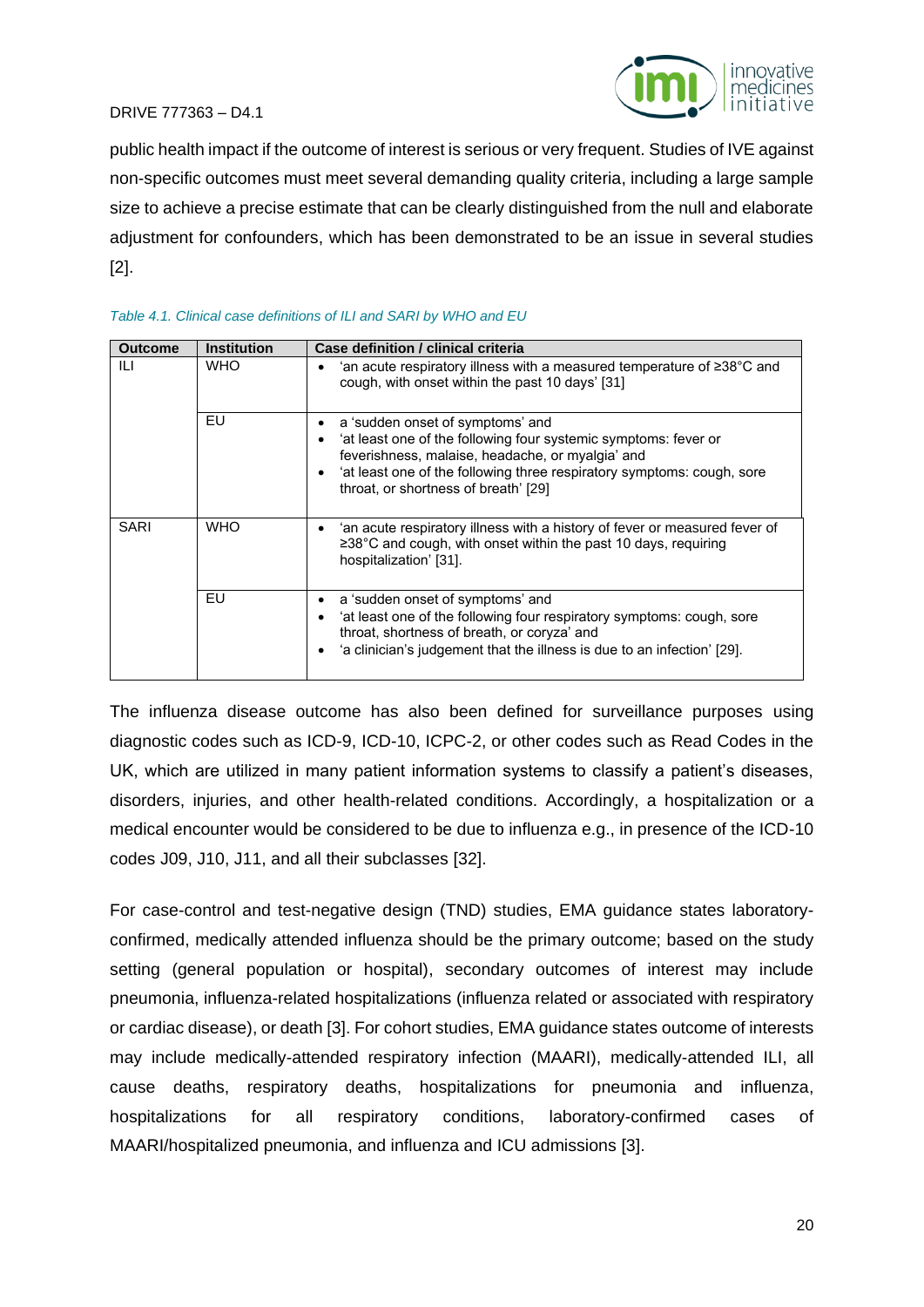public health impact if the outcome of interest is serious or very frequent. Studies of IVE against non-specific outcomes must meet several demanding quality criteria, including a large sample size to achieve a precise estimate that can be clearly distinguished from the null and elaborate adjustment for confounders, which has been demonstrated to be an issue in several studies [2].

*Table 4.1. Clinical case definitions of ILI and SARI by WHO and EU*

| Outcome | Institution | Case definition / clinical criteria |
|---|---|---|
| ILI | WHO | • 'an acute respiratory illness with a measured temperature of ≥38°C and cough, with onset within the past 10 days' [31] |
| | EU | • a 'sudden onset of symptoms' and <br> • 'at least one of the following four systemic symptoms: fever or feverishness, malaise, headache, or myalgia' and <br> • 'at least one of the following three respiratory symptoms: cough, sore throat, or shortness of breath' [29] |
| SARI | WHO | • 'an acute respiratory illness with a history of fever or measured fever of ≥38°C and cough, with onset within the past 10 days, requiring hospitalization' [31]. |
| | EU | • a 'sudden onset of symptoms' and <br> • 'at least one of the following four respiratory symptoms: cough, sore throat, shortness of breath, or coryza' and <br> • 'a clinician's judgement that the illness is due to an infection' [29]. |

The influenza disease outcome has also been defined for surveillance purposes using diagnostic codes such as ICD-9, ICD-10, ICPC-2, or other codes such as Read Codes in the UK, which are utilized in many patient information systems to classify a patient's diseases, disorders, injuries, and other health-related conditions. Accordingly, a hospitalization or a medical encounter would be considered to be due to influenza e.g., in presence of the ICD-10 codes J09, J10, J11, and all their subclasses [32].

For case-control and test-negative design (TND) studies, EMA guidance states laboratory-confirmed, medically attended influenza should be the primary outcome; based on the study setting (general population or hospital), secondary outcomes of interest may include pneumonia, influenza-related hospitalizations (influenza related or associated with respiratory or cardiac disease), or death [3]. For cohort studies, EMA guidance states outcome of interests may include medically-attended respiratory infection (MAARI), medically-attended ILI, all cause deaths, respiratory deaths, hospitalizations for pneumonia and influenza, hospitalizations for all respiratory conditions, laboratory-confirmed cases of MAARI/hospitalized pneumonia, and influenza and ICU admissions [3].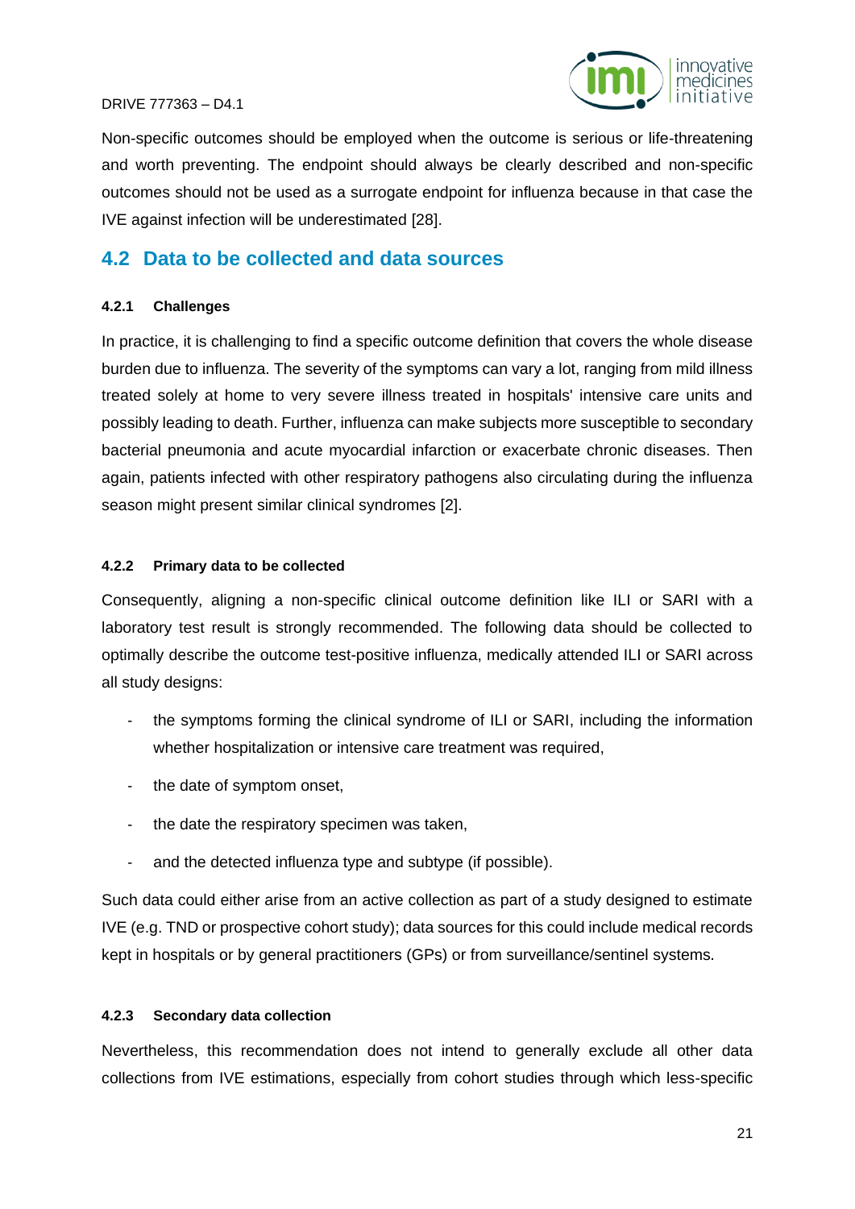Non-specific outcomes should be employed when the outcome is serious or life-threatening and worth preventing. The endpoint should always be clearly described and non-specific outcomes should not be used as a surrogate endpoint for influenza because in that case the IVE against infection will be underestimated [28].

## 4.2 Data to be collected and data sources

### 4.2.1 Challenges

In practice, it is challenging to find a specific outcome definition that covers the whole disease burden due to influenza. The severity of the symptoms can vary a lot, ranging from mild illness treated solely at home to very severe illness treated in hospitals' intensive care units and possibly leading to death. Further, influenza can make subjects more susceptible to secondary bacterial pneumonia and acute myocardial infarction or exacerbate chronic diseases. Then again, patients infected with other respiratory pathogens also circulating during the influenza season might present similar clinical syndromes [2].

### 4.2.2 Primary data to be collected

Consequently, aligning a non-specific clinical outcome definition like ILI or SARI with a laboratory test result is strongly recommended. The following data should be collected to optimally describe the outcome test-positive influenza, medically attended ILI or SARI across all study designs:

- the symptoms forming the clinical syndrome of ILI or SARI, including the information whether hospitalization or intensive care treatment was required,
- the date of symptom onset,
- the date the respiratory specimen was taken,
- and the detected influenza type and subtype (if possible).

Such data could either arise from an active collection as part of a study designed to estimate IVE (e.g. TND or prospective cohort study); data sources for this could include medical records kept in hospitals or by general practitioners (GPs) or from surveillance/sentinel systems.

### 4.2.3 Secondary data collection

Nevertheless, this recommendation does not intend to generally exclude all other data collections from IVE estimations, especially from cohort studies through which less-specific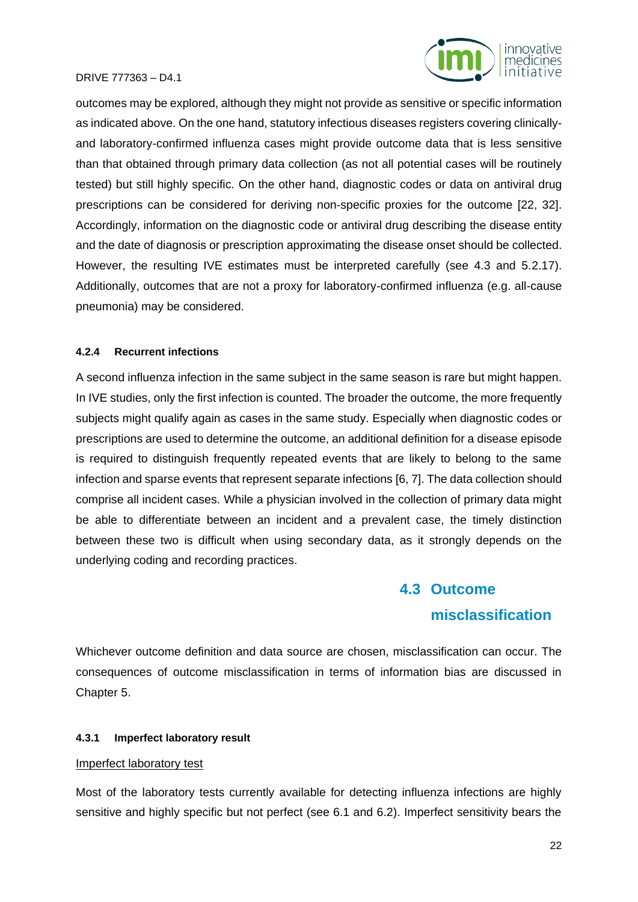outcomes may be explored, although they might not provide as sensitive or specific information as indicated above. On the one hand, statutory infectious diseases registers covering clinically- and laboratory-confirmed influenza cases might provide outcome data that is less sensitive than that obtained through primary data collection (as not all potential cases will be routinely tested) but still highly specific. On the other hand, diagnostic codes or data on antiviral drug prescriptions can be considered for deriving non-specific proxies for the outcome [22, 32]. Accordingly, information on the diagnostic code or antiviral drug describing the disease entity and the date of diagnosis or prescription approximating the disease onset should be collected. However, the resulting IVE estimates must be interpreted carefully (see 4.3 and 5.2.17). Additionally, outcomes that are not a proxy for laboratory-confirmed influenza (e.g. all-cause pneumonia) may be considered.

#### 4.2.4 Recurrent infections

A second influenza infection in the same subject in the same season is rare but might happen. In IVE studies, only the first infection is counted. The broader the outcome, the more frequently subjects might qualify again as cases in the same study. Especially when diagnostic codes or prescriptions are used to determine the outcome, an additional definition for a disease episode is required to distinguish frequently repeated events that are likely to belong to the same infection and sparse events that represent separate infections [6, 7]. The data collection should comprise all incident cases. While a physician involved in the collection of primary data might be able to differentiate between an incident and a prevalent case, the timely distinction between these two is difficult when using secondary data, as it strongly depends on the underlying coding and recording practices.

## 4.3 Outcome misclassification

Whichever outcome definition and data source are chosen, misclassification can occur. The consequences of outcome misclassification in terms of information bias are discussed in Chapter 5.

#### 4.3.1 Imperfect laboratory result

<u>Imperfect laboratory test</u>

Most of the laboratory tests currently available for detecting influenza infections are highly sensitive and highly specific but not perfect (see 6.1 and 6.2). Imperfect sensitivity bears the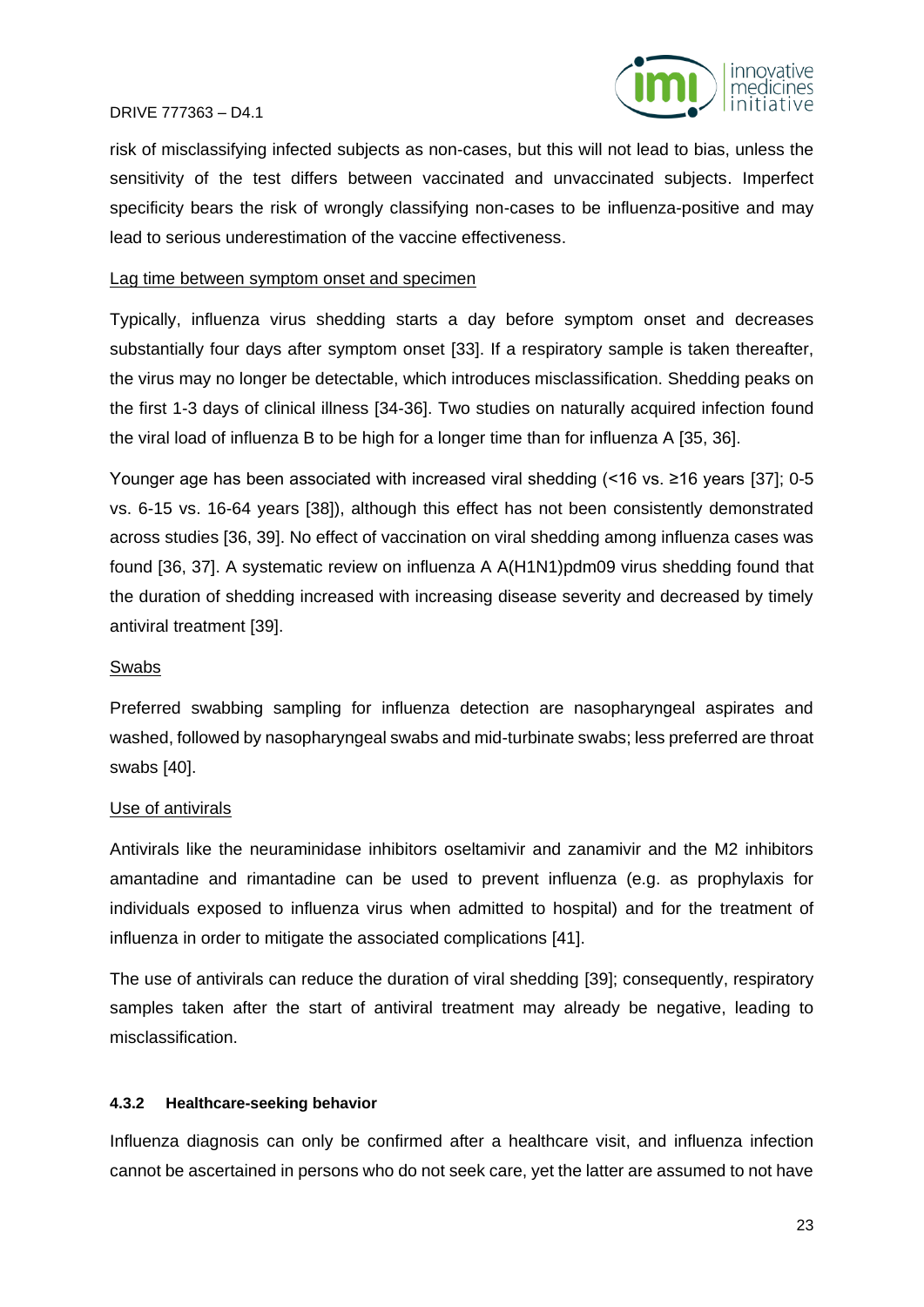risk of misclassifying infected subjects as non-cases, but this will not lead to bias, unless the sensitivity of the test differs between vaccinated and unvaccinated subjects. Imperfect specificity bears the risk of wrongly classifying non-cases to be influenza-positive and may lead to serious underestimation of the vaccine effectiveness.

Lag time between symptom onset and specimen

Typically, influenza virus shedding starts a day before symptom onset and decreases substantially four days after symptom onset [33]. If a respiratory sample is taken thereafter, the virus may no longer be detectable, which introduces misclassification. Shedding peaks on the first 1-3 days of clinical illness [34-36]. Two studies on naturally acquired infection found the viral load of influenza B to be high for a longer time than for influenza A [35, 36].

Younger age has been associated with increased viral shedding (<16 vs. ≥16 years [37]; 0-5 vs. 6-15 vs. 16-64 years [38]), although this effect has not been consistently demonstrated across studies [36, 39]. No effect of vaccination on viral shedding among influenza cases was found [36, 37]. A systematic review on influenza A A(H1N1)pdm09 virus shedding found that the duration of shedding increased with increasing disease severity and decreased by timely antiviral treatment [39].

Swabs

Preferred swabbing sampling for influenza detection are nasopharyngeal aspirates and washed, followed by nasopharyngeal swabs and mid-turbinate swabs; less preferred are throat swabs [40].

Use of antivirals

Antivirals like the neuraminidase inhibitors oseltamivir and zanamivir and the M2 inhibitors amantadine and rimantadine can be used to prevent influenza (e.g. as prophylaxis for individuals exposed to influenza virus when admitted to hospital) and for the treatment of influenza in order to mitigate the associated complications [41].

The use of antivirals can reduce the duration of viral shedding [39]; consequently, respiratory samples taken after the start of antiviral treatment may already be negative, leading to misclassification.

#### 4.3.2 Healthcare-seeking behavior

Influenza diagnosis can only be confirmed after a healthcare visit, and influenza infection cannot be ascertained in persons who do not seek care, yet the latter are assumed to not have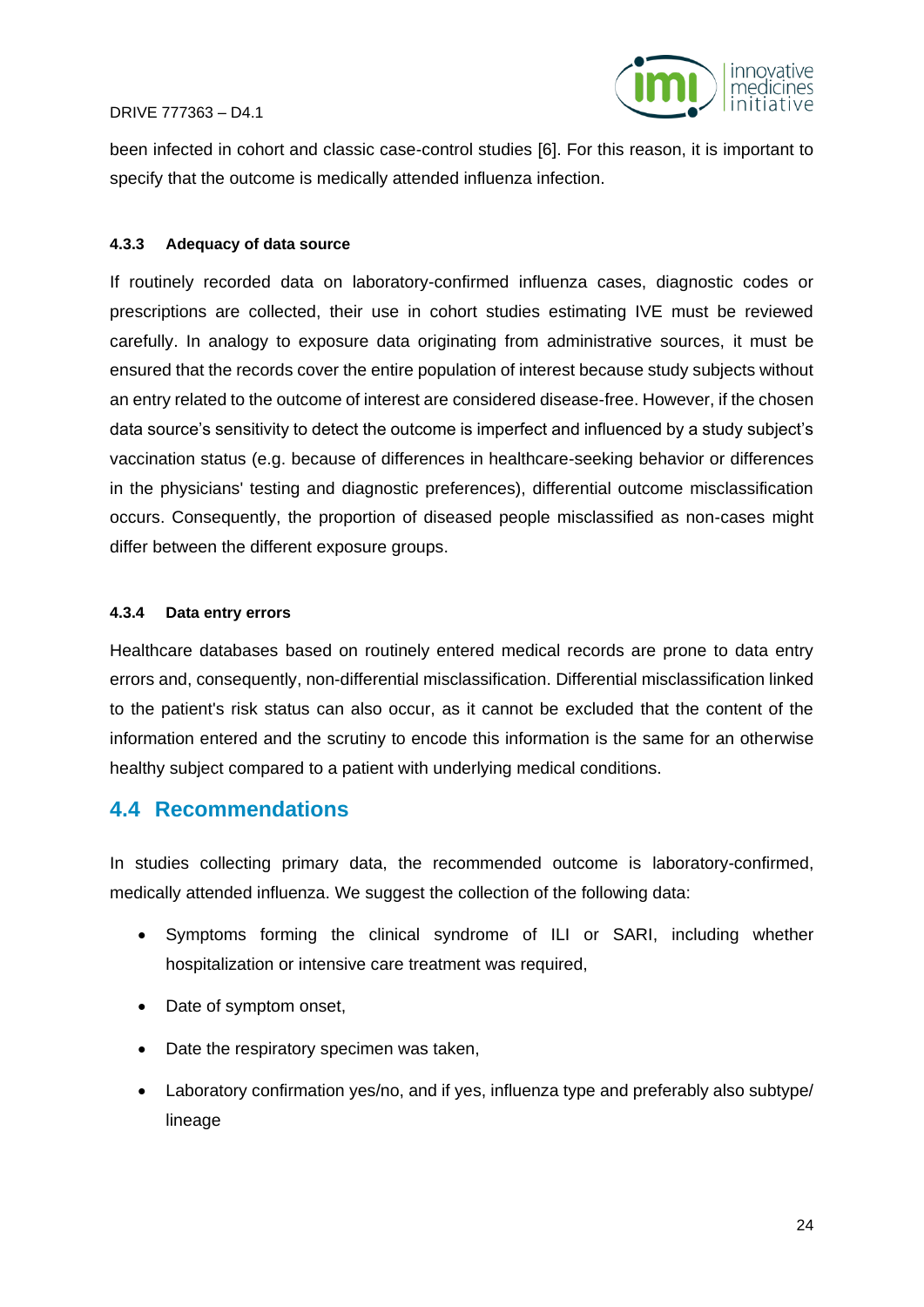been infected in cohort and classic case-control studies [6]. For this reason, it is important to specify that the outcome is medically attended influenza infection.

#### 4.3.3 Adequacy of data source

If routinely recorded data on laboratory-confirmed influenza cases, diagnostic codes or prescriptions are collected, their use in cohort studies estimating IVE must be reviewed carefully. In analogy to exposure data originating from administrative sources, it must be ensured that the records cover the entire population of interest because study subjects without an entry related to the outcome of interest are considered disease-free. However, if the chosen data source's sensitivity to detect the outcome is imperfect and influenced by a study subject's vaccination status (e.g. because of differences in healthcare-seeking behavior or differences in the physicians' testing and diagnostic preferences), differential outcome misclassification occurs. Consequently, the proportion of diseased people misclassified as non-cases might differ between the different exposure groups.

#### 4.3.4 Data entry errors

Healthcare databases based on routinely entered medical records are prone to data entry errors and, consequently, non-differential misclassification. Differential misclassification linked to the patient's risk status can also occur, as it cannot be excluded that the content of the information entered and the scrutiny to encode this information is the same for an otherwise healthy subject compared to a patient with underlying medical conditions.

## 4.4 Recommendations

In studies collecting primary data, the recommended outcome is laboratory-confirmed, medically attended influenza. We suggest the collection of the following data:

- Symptoms forming the clinical syndrome of ILI or SARI, including whether hospitalization or intensive care treatment was required,
- Date of symptom onset,
- Date the respiratory specimen was taken,
- Laboratory confirmation yes/no, and if yes, influenza type and preferably also subtype/ lineage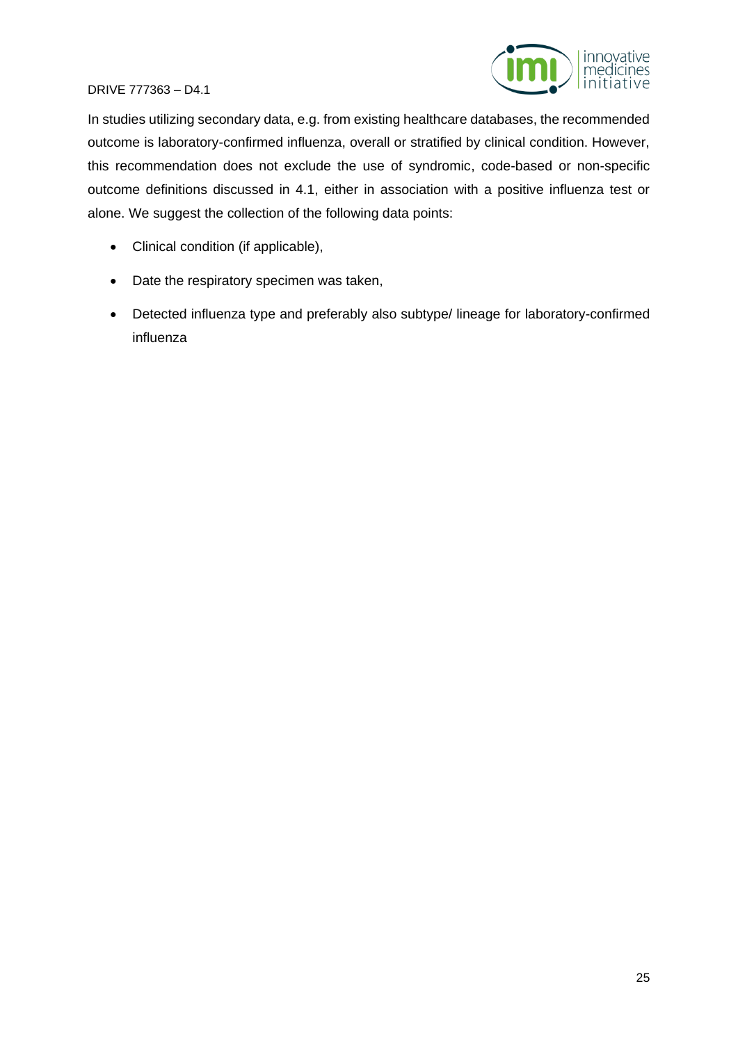In studies utilizing secondary data, e.g. from existing healthcare databases, the recommended outcome is laboratory-confirmed influenza, overall or stratified by clinical condition. However, this recommendation does not exclude the use of syndromic, code-based or non-specific outcome definitions discussed in 4.1, either in association with a positive influenza test or alone. We suggest the collection of the following data points:

- Clinical condition (if applicable),
- Date the respiratory specimen was taken,
- Detected influenza type and preferably also subtype/ lineage for laboratory-confirmed influenza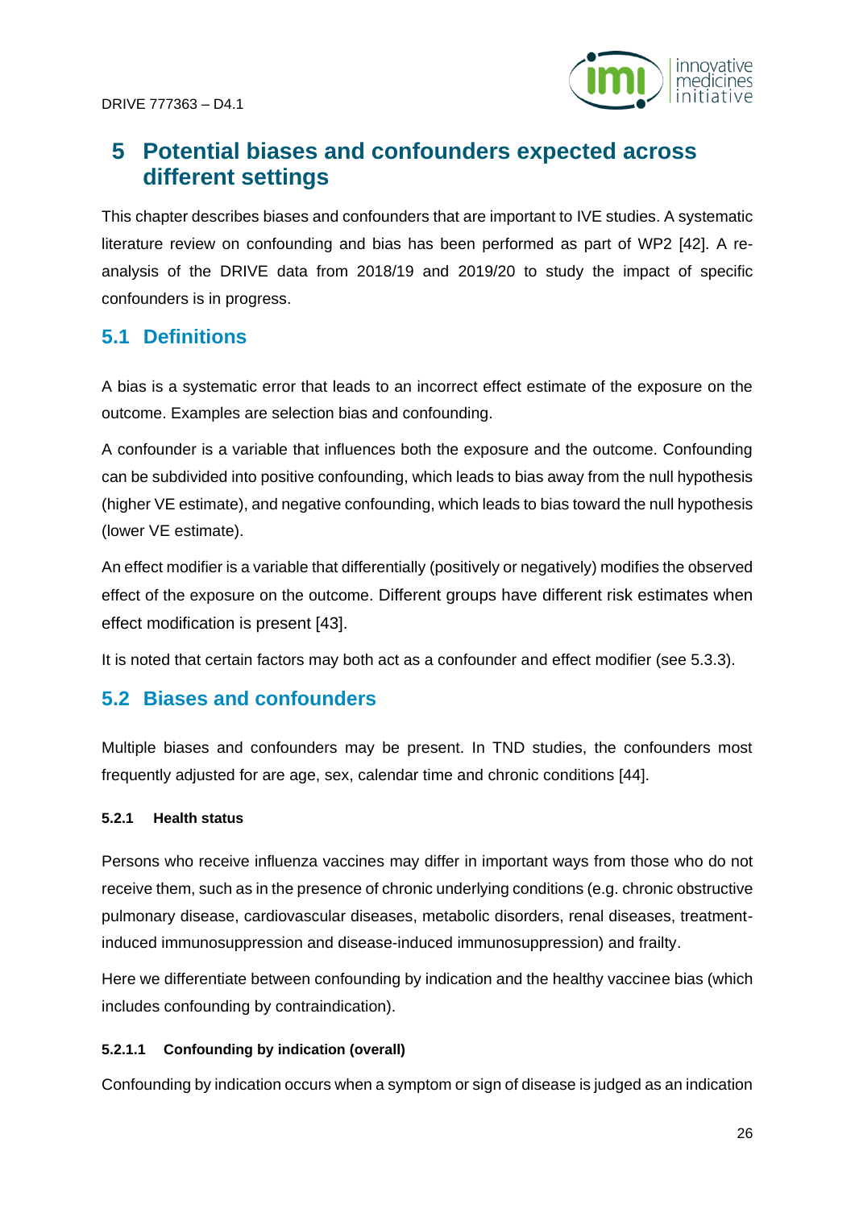# 5 Potential biases and confounders expected across different settings

This chapter describes biases and confounders that are important to IVE studies. A systematic literature review on confounding and bias has been performed as part of WP2 [42]. A re-analysis of the DRIVE data from 2018/19 and 2019/20 to study the impact of specific confounders is in progress.

## 5.1 Definitions

A bias is a systematic error that leads to an incorrect effect estimate of the exposure on the outcome. Examples are selection bias and confounding.

A confounder is a variable that influences both the exposure and the outcome. Confounding can be subdivided into positive confounding, which leads to bias away from the null hypothesis (higher VE estimate), and negative confounding, which leads to bias toward the null hypothesis (lower VE estimate).

An effect modifier is a variable that differentially (positively or negatively) modifies the observed effect of the exposure on the outcome. Different groups have different risk estimates when effect modification is present [43].

It is noted that certain factors may both act as a confounder and effect modifier (see 5.3.3).

## 5.2 Biases and confounders

Multiple biases and confounders may be present. In TND studies, the confounders most frequently adjusted for are age, sex, calendar time and chronic conditions [44].

#### 5.2.1 Health status

Persons who receive influenza vaccines may differ in important ways from those who do not receive them, such as in the presence of chronic underlying conditions (e.g. chronic obstructive pulmonary disease, cardiovascular diseases, metabolic disorders, renal diseases, treatment-induced immunosuppression and disease-induced immunosuppression) and frailty.

Here we differentiate between confounding by indication and the healthy vaccinee bias (which includes confounding by contraindication).

##### 5.2.1.1 Confounding by indication (overall)

Confounding by indication occurs when a symptom or sign of disease is judged as an indication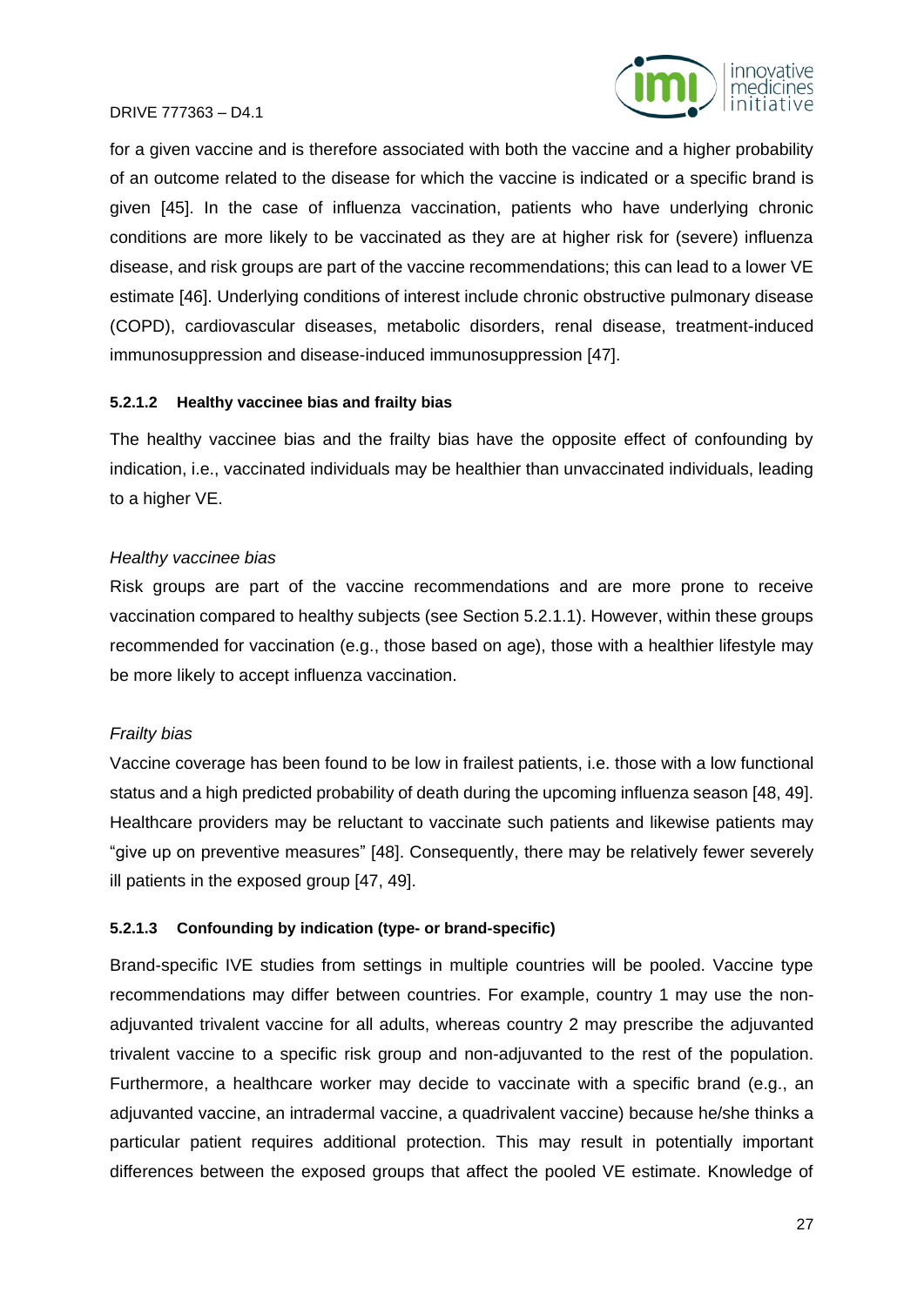for a given vaccine and is therefore associated with both the vaccine and a higher probability of an outcome related to the disease for which the vaccine is indicated or a specific brand is given [45]. In the case of influenza vaccination, patients who have underlying chronic conditions are more likely to be vaccinated as they are at higher risk for (severe) influenza disease, and risk groups are part of the vaccine recommendations; this can lead to a lower VE estimate [46]. Underlying conditions of interest include chronic obstructive pulmonary disease (COPD), cardiovascular diseases, metabolic disorders, renal disease, treatment-induced immunosuppression and disease-induced immunosuppression [47].

#### 5.2.1.2 Healthy vaccinee bias and frailty bias

The healthy vaccinee bias and the frailty bias have the opposite effect of confounding by indication, i.e., vaccinated individuals may be healthier than unvaccinated individuals, leading to a higher VE.

*Healthy vaccinee bias*

Risk groups are part of the vaccine recommendations and are more prone to receive vaccination compared to healthy subjects (see Section 5.2.1.1). However, within these groups recommended for vaccination (e.g., those based on age), those with a healthier lifestyle may be more likely to accept influenza vaccination.

*Frailty bias*

Vaccine coverage has been found to be low in frailest patients, i.e. those with a low functional status and a high predicted probability of death during the upcoming influenza season [48, 49]. Healthcare providers may be reluctant to vaccinate such patients and likewise patients may "give up on preventive measures" [48]. Consequently, there may be relatively fewer severely ill patients in the exposed group [47, 49].

#### 5.2.1.3 Confounding by indication (type- or brand-specific)

Brand-specific IVE studies from settings in multiple countries will be pooled. Vaccine type recommendations may differ between countries. For example, country 1 may use the non-adjuvanted trivalent vaccine for all adults, whereas country 2 may prescribe the adjuvanted trivalent vaccine to a specific risk group and non-adjuvanted to the rest of the population. Furthermore, a healthcare worker may decide to vaccinate with a specific brand (e.g., an adjuvanted vaccine, an intradermal vaccine, a quadrivalent vaccine) because he/she thinks a particular patient requires additional protection. This may result in potentially important differences between the exposed groups that affect the pooled VE estimate. Knowledge of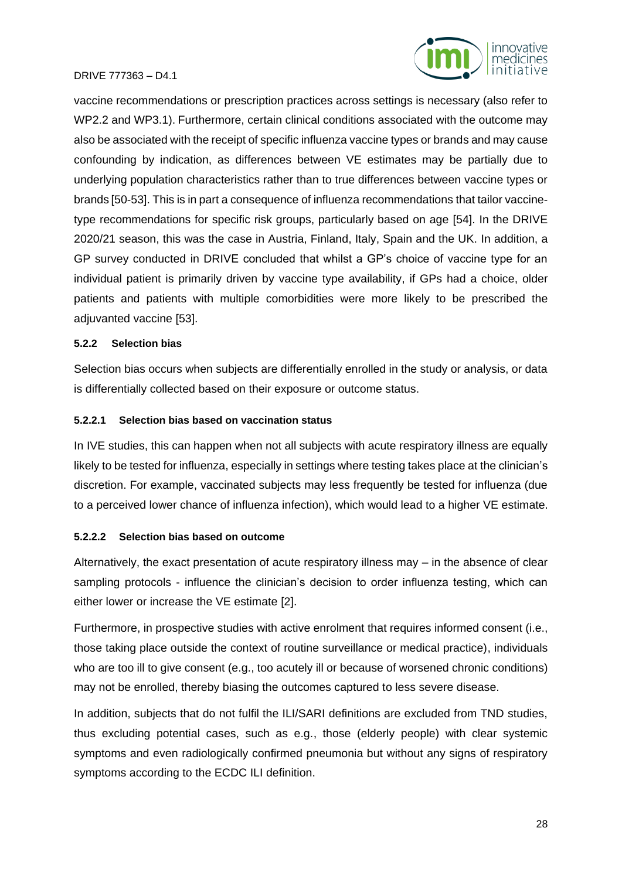vaccine recommendations or prescription practices across settings is necessary (also refer to WP2.2 and WP3.1). Furthermore, certain clinical conditions associated with the outcome may also be associated with the receipt of specific influenza vaccine types or brands and may cause confounding by indication, as differences between VE estimates may be partially due to underlying population characteristics rather than to true differences between vaccine types or brands [50-53]. This is in part a consequence of influenza recommendations that tailor vaccine-type recommendations for specific risk groups, particularly based on age [54]. In the DRIVE 2020/21 season, this was the case in Austria, Finland, Italy, Spain and the UK. In addition, a GP survey conducted in DRIVE concluded that whilst a GP's choice of vaccine type for an individual patient is primarily driven by vaccine type availability, if GPs had a choice, older patients and patients with multiple comorbidities were more likely to be prescribed the adjuvanted vaccine [53].

### 5.2.2 Selection bias

Selection bias occurs when subjects are differentially enrolled in the study or analysis, or data is differentially collected based on their exposure or outcome status.

#### 5.2.2.1 Selection bias based on vaccination status

In IVE studies, this can happen when not all subjects with acute respiratory illness are equally likely to be tested for influenza, especially in settings where testing takes place at the clinician's discretion. For example, vaccinated subjects may less frequently be tested for influenza (due to a perceived lower chance of influenza infection), which would lead to a higher VE estimate.

#### 5.2.2.2 Selection bias based on outcome

Alternatively, the exact presentation of acute respiratory illness may – in the absence of clear sampling protocols - influence the clinician's decision to order influenza testing, which can either lower or increase the VE estimate [2].

Furthermore, in prospective studies with active enrolment that requires informed consent (i.e., those taking place outside the context of routine surveillance or medical practice), individuals who are too ill to give consent (e.g., too acutely ill or because of worsened chronic conditions) may not be enrolled, thereby biasing the outcomes captured to less severe disease.

In addition, subjects that do not fulfil the ILI/SARI definitions are excluded from TND studies, thus excluding potential cases, such as e.g., those (elderly people) with clear systemic symptoms and even radiologically confirmed pneumonia but without any signs of respiratory symptoms according to the ECDC ILI definition.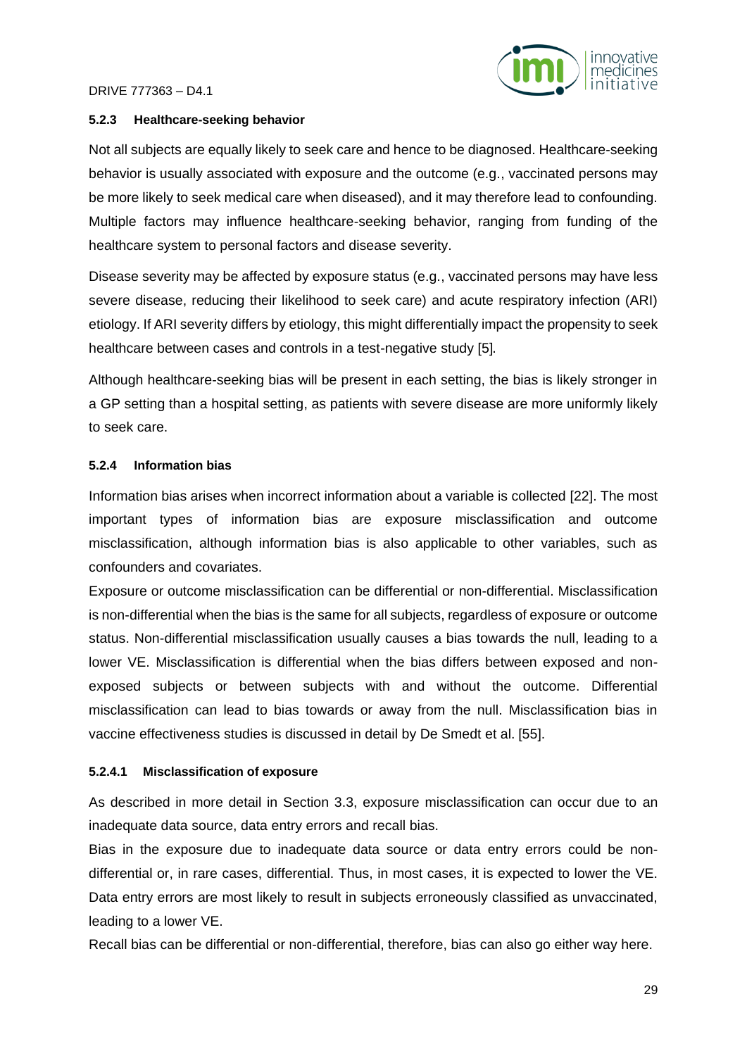### 5.2.3 Healthcare-seeking behavior

Not all subjects are equally likely to seek care and hence to be diagnosed. Healthcare-seeking behavior is usually associated with exposure and the outcome (e.g., vaccinated persons may be more likely to seek medical care when diseased), and it may therefore lead to confounding. Multiple factors may influence healthcare-seeking behavior, ranging from funding of the healthcare system to personal factors and disease severity.

Disease severity may be affected by exposure status (e.g., vaccinated persons may have less severe disease, reducing their likelihood to seek care) and acute respiratory infection (ARI) etiology. If ARI severity differs by etiology, this might differentially impact the propensity to seek healthcare between cases and controls in a test-negative study [5].

Although healthcare-seeking bias will be present in each setting, the bias is likely stronger in a GP setting than a hospital setting, as patients with severe disease are more uniformly likely to seek care.

### 5.2.4 Information bias

Information bias arises when incorrect information about a variable is collected [22]. The most important types of information bias are exposure misclassification and outcome misclassification, although information bias is also applicable to other variables, such as confounders and covariates.

Exposure or outcome misclassification can be differential or non-differential. Misclassification is non-differential when the bias is the same for all subjects, regardless of exposure or outcome status. Non-differential misclassification usually causes a bias towards the null, leading to a lower VE. Misclassification is differential when the bias differs between exposed and non-exposed subjects or between subjects with and without the outcome. Differential misclassification can lead to bias towards or away from the null. Misclassification bias in vaccine effectiveness studies is discussed in detail by De Smedt et al. [55].

#### 5.2.4.1 Misclassification of exposure

As described in more detail in Section 3.3, exposure misclassification can occur due to an inadequate data source, data entry errors and recall bias.

Bias in the exposure due to inadequate data source or data entry errors could be non-differential or, in rare cases, differential. Thus, in most cases, it is expected to lower the VE. Data entry errors are most likely to result in subjects erroneously classified as unvaccinated, leading to a lower VE.

Recall bias can be differential or non-differential, therefore, bias can also go either way here.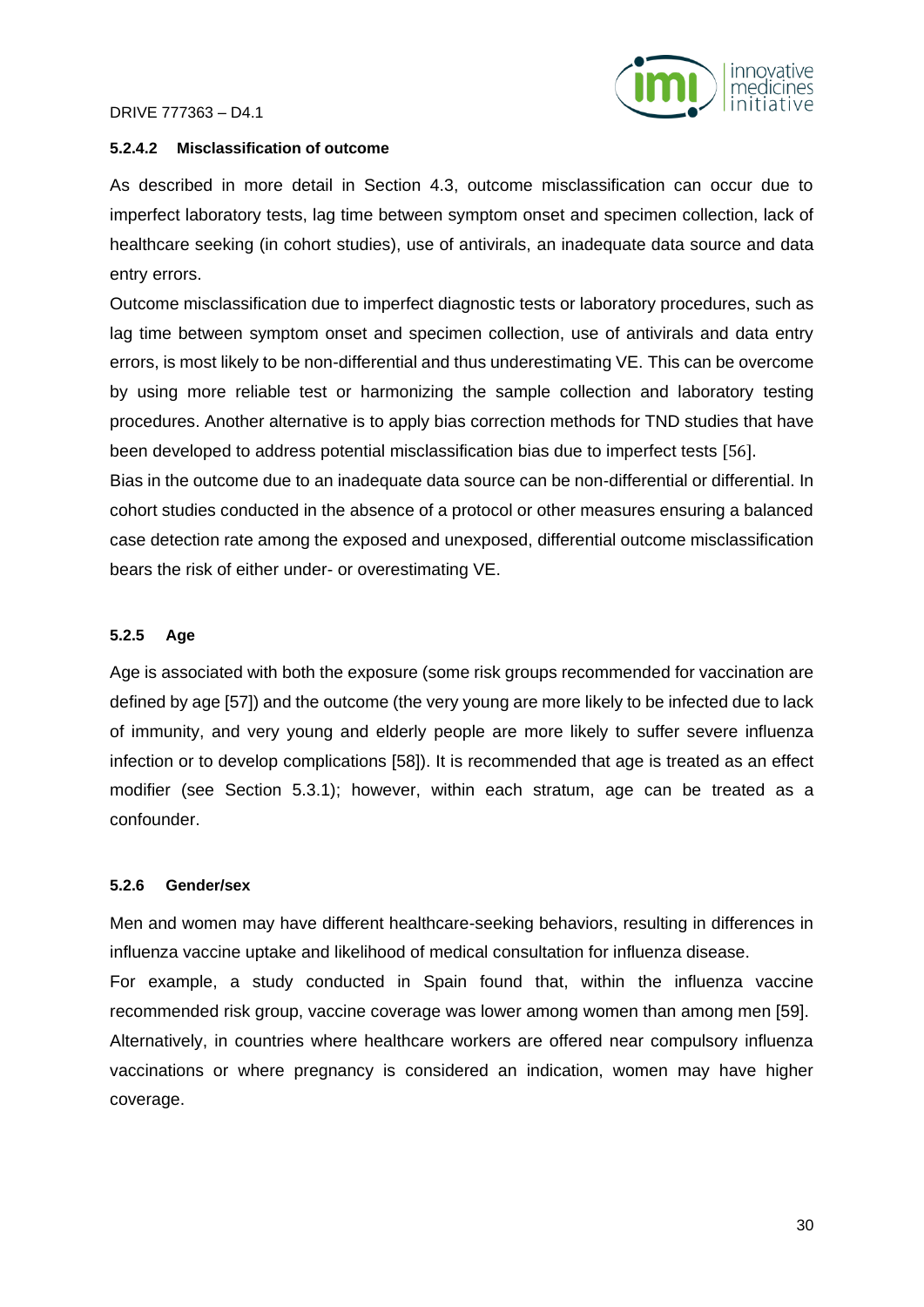#### 5.2.4.2 Misclassification of outcome

As described in more detail in Section 4.3, outcome misclassification can occur due to imperfect laboratory tests, lag time between symptom onset and specimen collection, lack of healthcare seeking (in cohort studies), use of antivirals, an inadequate data source and data entry errors.

Outcome misclassification due to imperfect diagnostic tests or laboratory procedures, such as lag time between symptom onset and specimen collection, use of antivirals and data entry errors, is most likely to be non-differential and thus underestimating VE. This can be overcome by using more reliable test or harmonizing the sample collection and laboratory testing procedures. Another alternative is to apply bias correction methods for TND studies that have been developed to address potential misclassification bias due to imperfect tests [56].

Bias in the outcome due to an inadequate data source can be non-differential or differential. In cohort studies conducted in the absence of a protocol or other measures ensuring a balanced case detection rate among the exposed and unexposed, differential outcome misclassification bears the risk of either under- or overestimating VE.

### 5.2.5 Age

Age is associated with both the exposure (some risk groups recommended for vaccination are defined by age [57]) and the outcome (the very young are more likely to be infected due to lack of immunity, and very young and elderly people are more likely to suffer severe influenza infection or to develop complications [58]). It is recommended that age is treated as an effect modifier (see Section 5.3.1); however, within each stratum, age can be treated as a confounder.

### 5.2.6 Gender/sex

Men and women may have different healthcare-seeking behaviors, resulting in differences in influenza vaccine uptake and likelihood of medical consultation for influenza disease.

For example, a study conducted in Spain found that, within the influenza vaccine recommended risk group, vaccine coverage was lower among women than among men [59]. Alternatively, in countries where healthcare workers are offered near compulsory influenza vaccinations or where pregnancy is considered an indication, women may have higher coverage.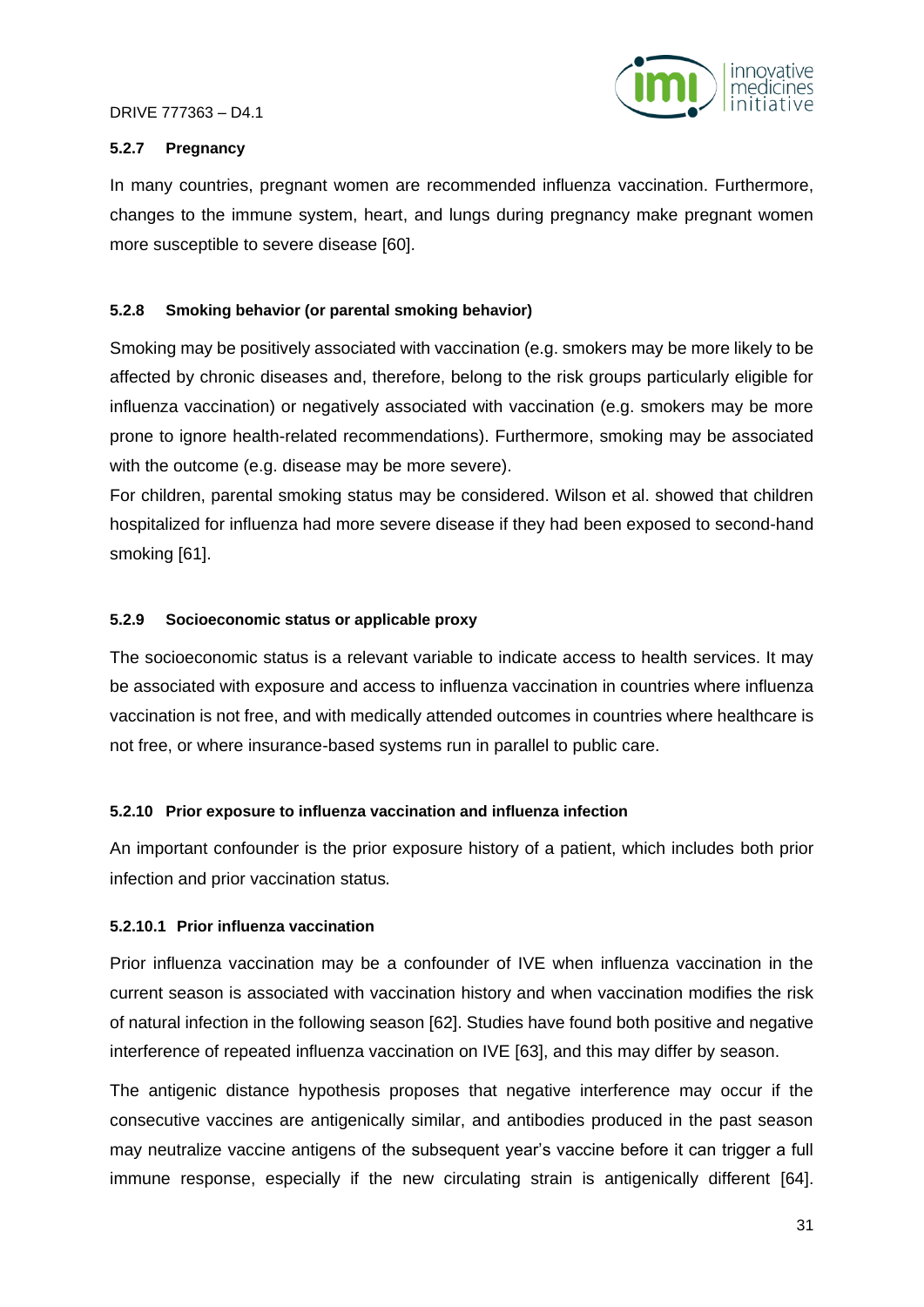#### 5.2.7 Pregnancy

In many countries, pregnant women are recommended influenza vaccination. Furthermore, changes to the immune system, heart, and lungs during pregnancy make pregnant women more susceptible to severe disease [60].

#### 5.2.8 Smoking behavior (or parental smoking behavior)

Smoking may be positively associated with vaccination (e.g. smokers may be more likely to be affected by chronic diseases and, therefore, belong to the risk groups particularly eligible for influenza vaccination) or negatively associated with vaccination (e.g. smokers may be more prone to ignore health-related recommendations). Furthermore, smoking may be associated with the outcome (e.g. disease may be more severe).

For children, parental smoking status may be considered. Wilson et al. showed that children hospitalized for influenza had more severe disease if they had been exposed to second-hand smoking [61].

#### 5.2.9 Socioeconomic status or applicable proxy

The socioeconomic status is a relevant variable to indicate access to health services. It may be associated with exposure and access to influenza vaccination in countries where influenza vaccination is not free, and with medically attended outcomes in countries where healthcare is not free, or where insurance-based systems run in parallel to public care.

#### 5.2.10 Prior exposure to influenza vaccination and influenza infection

An important confounder is the prior exposure history of a patient, which includes both prior infection and prior vaccination status.

##### 5.2.10.1 Prior influenza vaccination

Prior influenza vaccination may be a confounder of IVE when influenza vaccination in the current season is associated with vaccination history and when vaccination modifies the risk of natural infection in the following season [62]. Studies have found both positive and negative interference of repeated influenza vaccination on IVE [63], and this may differ by season.

The antigenic distance hypothesis proposes that negative interference may occur if the consecutive vaccines are antigenically similar, and antibodies produced in the past season may neutralize vaccine antigens of the subsequent year's vaccine before it can trigger a full immune response, especially if the new circulating strain is antigenically different [64].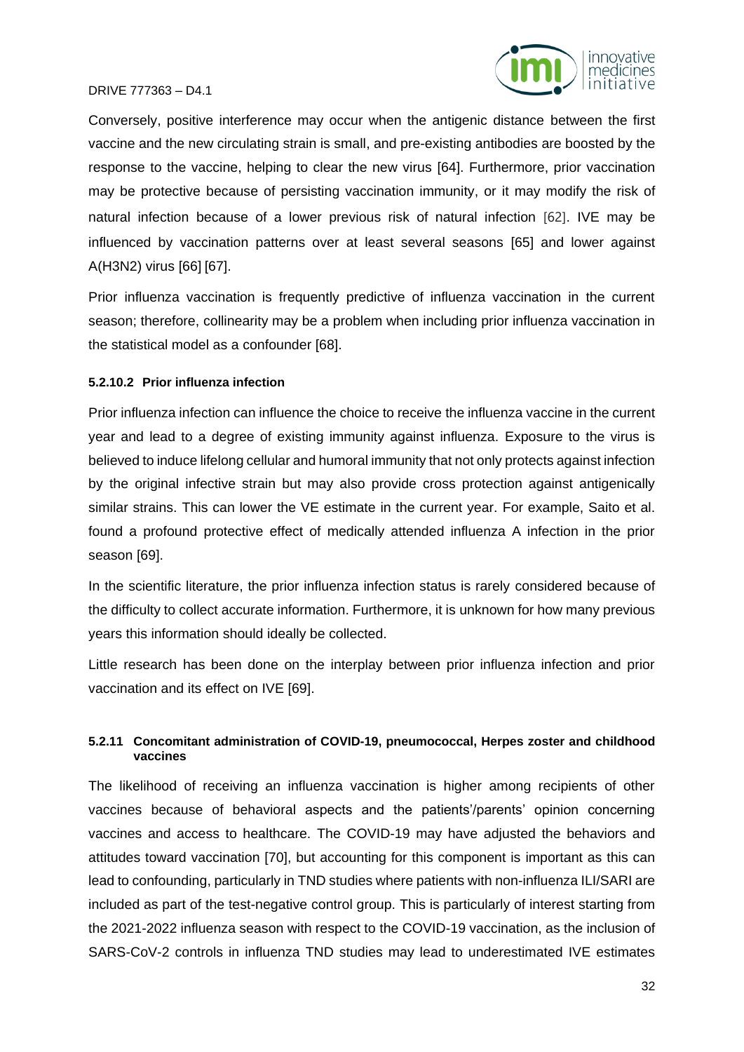Conversely, positive interference may occur when the antigenic distance between the first vaccine and the new circulating strain is small, and pre-existing antibodies are boosted by the response to the vaccine, helping to clear the new virus [64]. Furthermore, prior vaccination may be protective because of persisting vaccination immunity, or it may modify the risk of natural infection because of a lower previous risk of natural infection [62]. IVE may be influenced by vaccination patterns over at least several seasons [65] and lower against A(H3N2) virus [66] [67].

Prior influenza vaccination is frequently predictive of influenza vaccination in the current season; therefore, collinearity may be a problem when including prior influenza vaccination in the statistical model as a confounder [68].

#### 5.2.10.2 Prior influenza infection

Prior influenza infection can influence the choice to receive the influenza vaccine in the current year and lead to a degree of existing immunity against influenza. Exposure to the virus is believed to induce lifelong cellular and humoral immunity that not only protects against infection by the original infective strain but may also provide cross protection against antigenically similar strains. This can lower the VE estimate in the current year. For example, Saito et al. found a profound protective effect of medically attended influenza A infection in the prior season [69].

In the scientific literature, the prior influenza infection status is rarely considered because of the difficulty to collect accurate information. Furthermore, it is unknown for how many previous years this information should ideally be collected.

Little research has been done on the interplay between prior influenza infection and prior vaccination and its effect on IVE [69].

### 5.2.11 Concomitant administration of COVID-19, pneumococcal, Herpes zoster and childhood vaccines

The likelihood of receiving an influenza vaccination is higher among recipients of other vaccines because of behavioral aspects and the patients'/parents' opinion concerning vaccines and access to healthcare. The COVID-19 may have adjusted the behaviors and attitudes toward vaccination [70], but accounting for this component is important as this can lead to confounding, particularly in TND studies where patients with non-influenza ILI/SARI are included as part of the test-negative control group. This is particularly of interest starting from the 2021-2022 influenza season with respect to the COVID-19 vaccination, as the inclusion of SARS-CoV-2 controls in influenza TND studies may lead to underestimated IVE estimates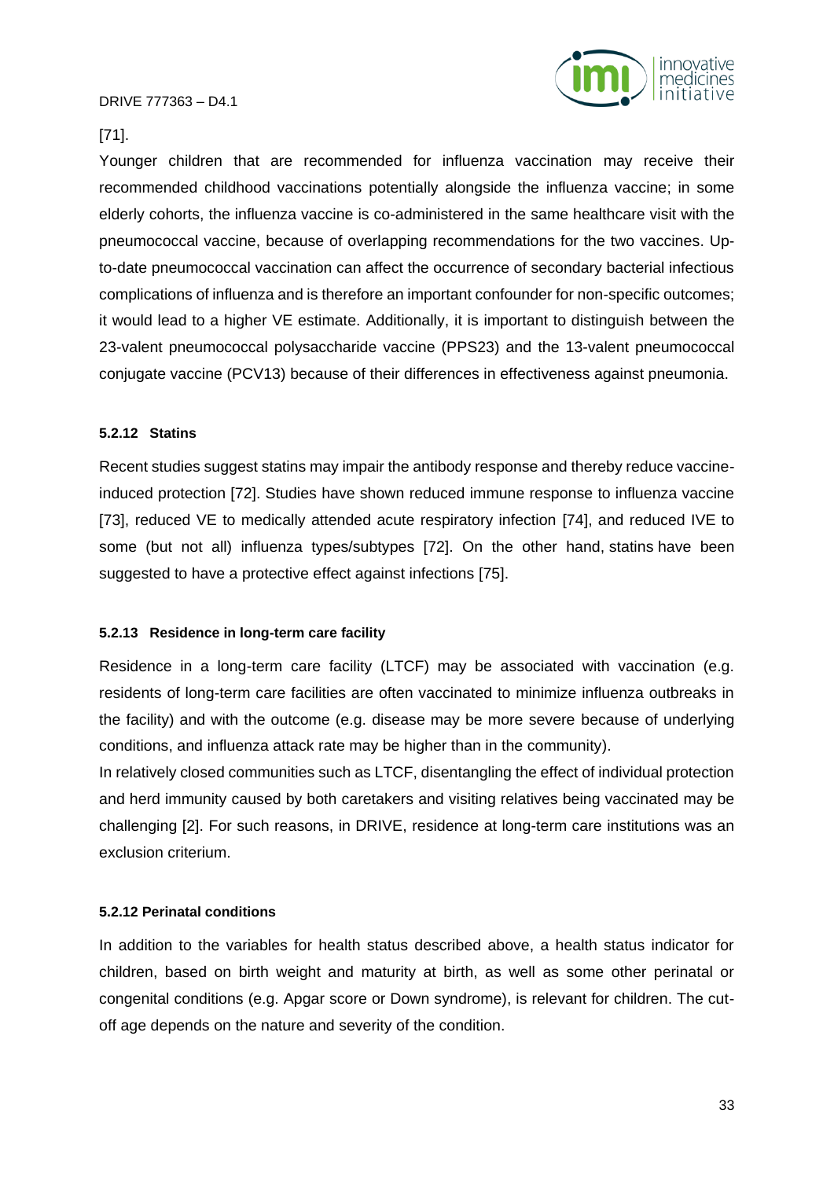[71].

Younger children that are recommended for influenza vaccination may receive their recommended childhood vaccinations potentially alongside the influenza vaccine; in some elderly cohorts, the influenza vaccine is co-administered in the same healthcare visit with the pneumococcal vaccine, because of overlapping recommendations for the two vaccines. Up-to-date pneumococcal vaccination can affect the occurrence of secondary bacterial infectious complications of influenza and is therefore an important confounder for non-specific outcomes; it would lead to a higher VE estimate. Additionally, it is important to distinguish between the 23-valent pneumococcal polysaccharide vaccine (PPS23) and the 13-valent pneumococcal conjugate vaccine (PCV13) because of their differences in effectiveness against pneumonia.

#### 5.2.12 Statins

Recent studies suggest statins may impair the antibody response and thereby reduce vaccine-induced protection [72]. Studies have shown reduced immune response to influenza vaccine [73], reduced VE to medically attended acute respiratory infection [74], and reduced IVE to some (but not all) influenza types/subtypes [72]. On the other hand, statins have been suggested to have a protective effect against infections [75].

#### 5.2.13 Residence in long-term care facility

Residence in a long-term care facility (LTCF) may be associated with vaccination (e.g. residents of long-term care facilities are often vaccinated to minimize influenza outbreaks in the facility) and with the outcome (e.g. disease may be more severe because of underlying conditions, and influenza attack rate may be higher than in the community).

In relatively closed communities such as LTCF, disentangling the effect of individual protection and herd immunity caused by both caretakers and visiting relatives being vaccinated may be challenging [2]. For such reasons, in DRIVE, residence at long-term care institutions was an exclusion criterium.

#### 5.2.12 Perinatal conditions

In addition to the variables for health status described above, a health status indicator for children, based on birth weight and maturity at birth, as well as some other perinatal or congenital conditions (e.g. Apgar score or Down syndrome), is relevant for children. The cut-off age depends on the nature and severity of the condition.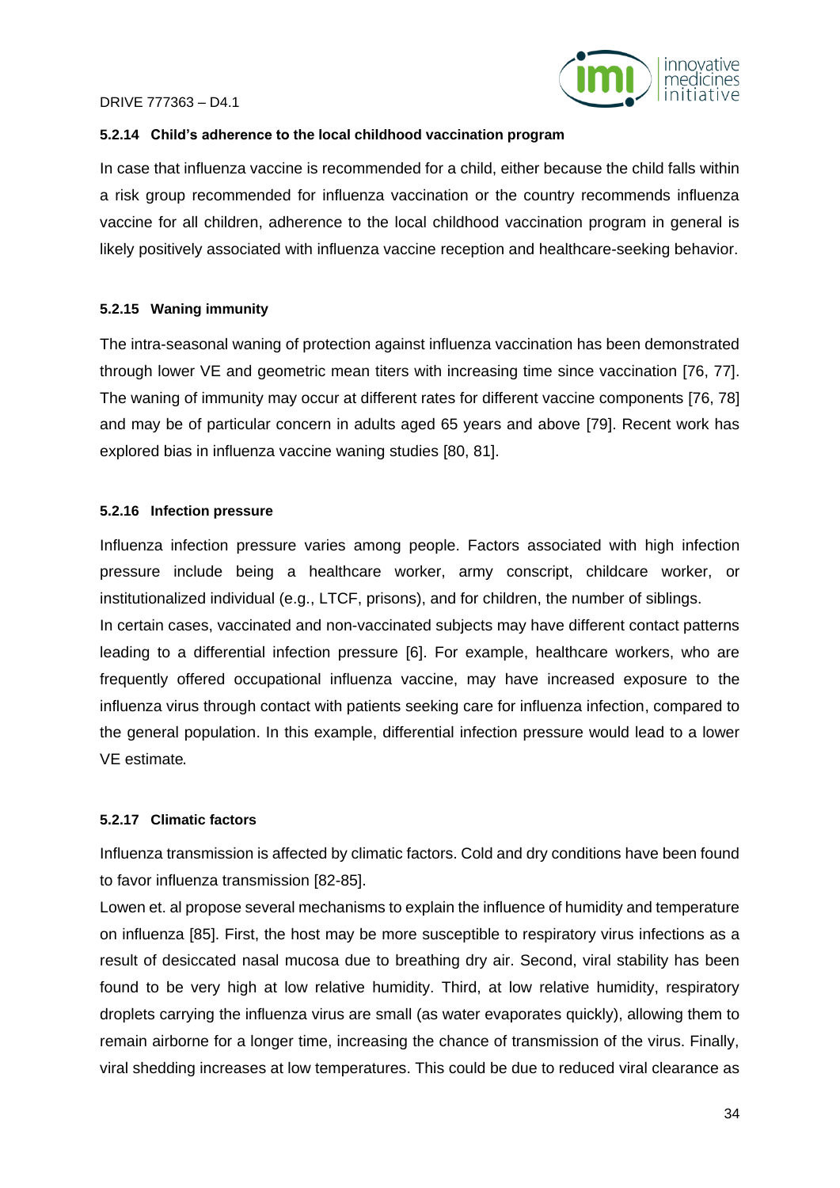#### 5.2.14 Child's adherence to the local childhood vaccination program

In case that influenza vaccine is recommended for a child, either because the child falls within a risk group recommended for influenza vaccination or the country recommends influenza vaccine for all children, adherence to the local childhood vaccination program in general is likely positively associated with influenza vaccine reception and healthcare-seeking behavior.

#### 5.2.15 Waning immunity

The intra-seasonal waning of protection against influenza vaccination has been demonstrated through lower VE and geometric mean titers with increasing time since vaccination [76, 77]. The waning of immunity may occur at different rates for different vaccine components [76, 78] and may be of particular concern in adults aged 65 years and above [79]. Recent work has explored bias in influenza vaccine waning studies [80, 81].

#### 5.2.16 Infection pressure

Influenza infection pressure varies among people. Factors associated with high infection pressure include being a healthcare worker, army conscript, childcare worker, or institutionalized individual (e.g., LTCF, prisons), and for children, the number of siblings.

In certain cases, vaccinated and non-vaccinated subjects may have different contact patterns leading to a differential infection pressure [6]. For example, healthcare workers, who are frequently offered occupational influenza vaccine, may have increased exposure to the influenza virus through contact with patients seeking care for influenza infection, compared to the general population. In this example, differential infection pressure would lead to a lower VE estimate.

#### 5.2.17 Climatic factors

Influenza transmission is affected by climatic factors. Cold and dry conditions have been found to favor influenza transmission [82-85].

Lowen et. al propose several mechanisms to explain the influence of humidity and temperature on influenza [85]. First, the host may be more susceptible to respiratory virus infections as a result of desiccated nasal mucosa due to breathing dry air. Second, viral stability has been found to be very high at low relative humidity. Third, at low relative humidity, respiratory droplets carrying the influenza virus are small (as water evaporates quickly), allowing them to remain airborne for a longer time, increasing the chance of transmission of the virus. Finally, viral shedding increases at low temperatures. This could be due to reduced viral clearance as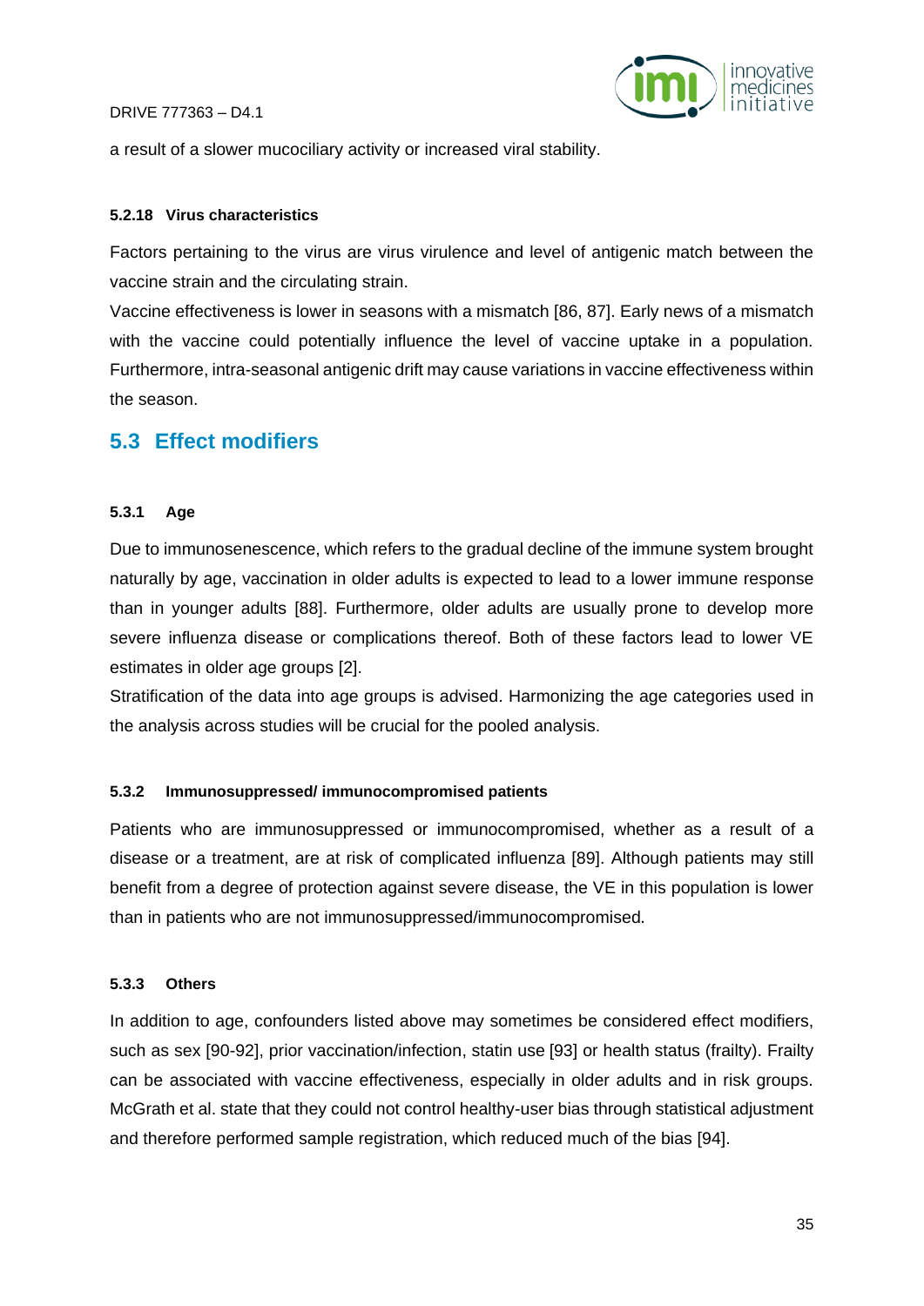a result of a slower mucociliary activity or increased viral stability.

#### 5.2.18 Virus characteristics

Factors pertaining to the virus are virus virulence and level of antigenic match between the vaccine strain and the circulating strain.

Vaccine effectiveness is lower in seasons with a mismatch [86, 87]. Early news of a mismatch with the vaccine could potentially influence the level of vaccine uptake in a population. Furthermore, intra-seasonal antigenic drift may cause variations in vaccine effectiveness within the season.

## 5.3 Effect modifiers

#### 5.3.1 Age

Due to immunosenescence, which refers to the gradual decline of the immune system brought naturally by age, vaccination in older adults is expected to lead to a lower immune response than in younger adults [88]. Furthermore, older adults are usually prone to develop more severe influenza disease or complications thereof. Both of these factors lead to lower VE estimates in older age groups [2].

Stratification of the data into age groups is advised. Harmonizing the age categories used in the analysis across studies will be crucial for the pooled analysis.

#### 5.3.2 Immunosuppressed/ immunocompromised patients

Patients who are immunosuppressed or immunocompromised, whether as a result of a disease or a treatment, are at risk of complicated influenza [89]. Although patients may still benefit from a degree of protection against severe disease, the VE in this population is lower than in patients who are not immunosuppressed/immunocompromised.

#### 5.3.3 Others

In addition to age, confounders listed above may sometimes be considered effect modifiers, such as sex [90-92], prior vaccination/infection, statin use [93] or health status (frailty). Frailty can be associated with vaccine effectiveness, especially in older adults and in risk groups. McGrath et al. state that they could not control healthy-user bias through statistical adjustment and therefore performed sample registration, which reduced much of the bias [94].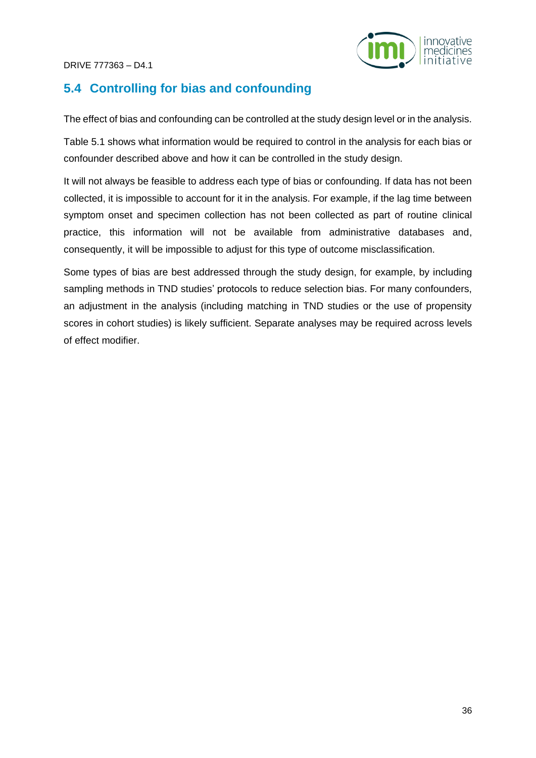## 5.4 Controlling for bias and confounding

The effect of bias and confounding can be controlled at the study design level or in the analysis.

Table 5.1 shows what information would be required to control in the analysis for each bias or confounder described above and how it can be controlled in the study design.

It will not always be feasible to address each type of bias or confounding. If data has not been collected, it is impossible to account for it in the analysis. For example, if the lag time between symptom onset and specimen collection has not been collected as part of routine clinical practice, this information will not be available from administrative databases and, consequently, it will be impossible to adjust for this type of outcome misclassification.

Some types of bias are best addressed through the study design, for example, by including sampling methods in TND studies' protocols to reduce selection bias. For many confounders, an adjustment in the analysis (including matching in TND studies or the use of propensity scores in cohort studies) is likely sufficient. Separate analyses may be required across levels of effect modifier.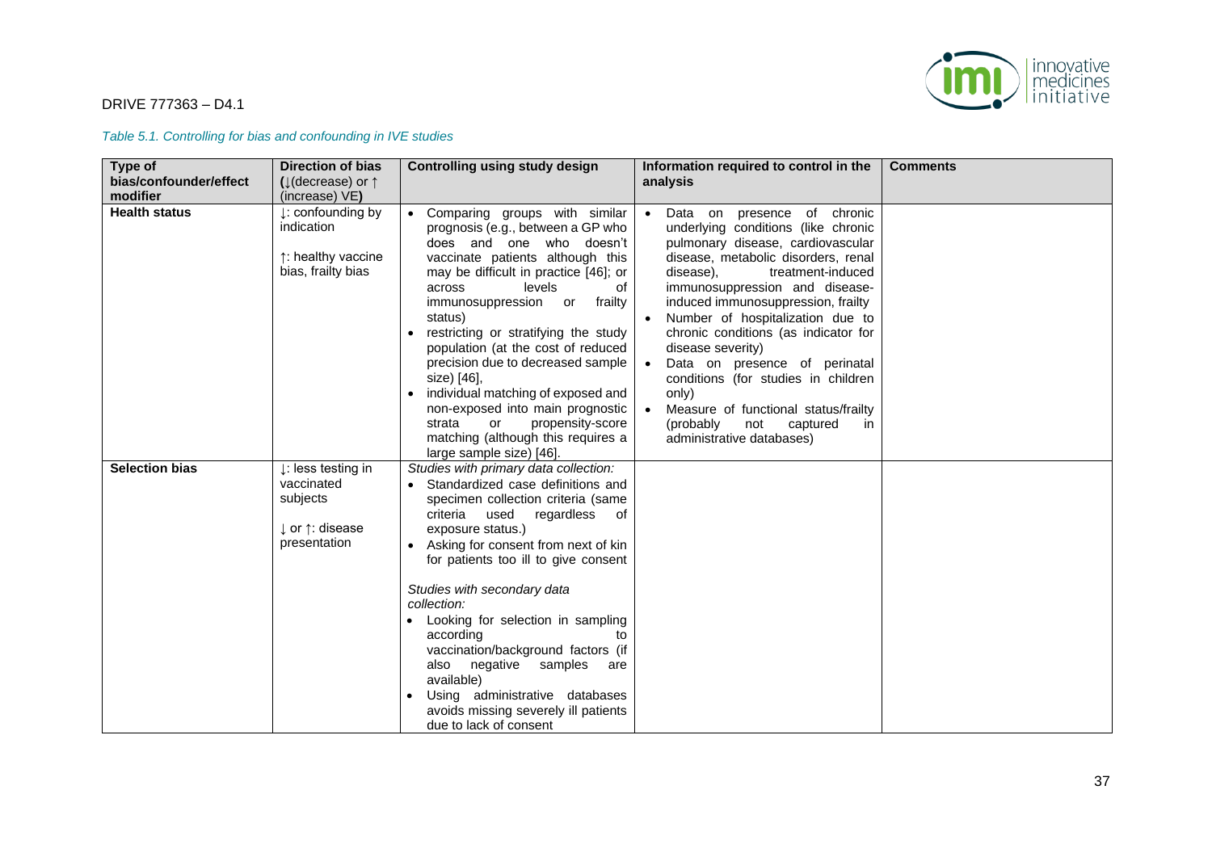*Table 5.1. Controlling for bias and confounding in IVE studies*

| Type of bias/confounder/effect modifier | Direction of bias (↓(decrease) or ↑ (increase) VE) | Controlling using study design | Information required to control in the analysis | Comments |
|---|---|---|---|---|
| **Health status** | ↓: confounding by indication<br><br>↑: healthy vaccine bias, frailty bias | • Comparing groups with similar prognosis (e.g., between a GP who does and one who doesn't vaccinate patients although this may be difficult in practice [46]; or across levels of immunosuppression or frailty status)<br>• restricting or stratifying the study population (at the cost of reduced precision due to decreased sample size) [46],<br>• individual matching of exposed and non-exposed into main prognostic strata or propensity-score matching (although this requires a large sample size) [46]. | • Data on presence of chronic underlying conditions (like chronic pulmonary disease, cardiovascular disease, metabolic disorders, renal disease), treatment-induced immunosuppression and disease-induced immunosuppression, frailty<br>• Number of hospitalization due to chronic conditions (as indicator for disease severity)<br>• Data on presence of perinatal conditions (for studies in children only)<br>• Measure of functional status/frailty (probably not captured in administrative databases) | |
| **Selection bias** | ↓: less testing in vaccinated subjects<br><br>↓ or ↑: disease presentation | *Studies with primary data collection:*<br>• Standardized case definitions and specimen collection criteria (same criteria used regardless of exposure status.)<br>• Asking for consent from next of kin for patients too ill to give consent<br><br>*Studies with secondary data collection:*<br>• Looking for selection in sampling according to vaccination/background factors (if also negative samples are available)<br>• Using administrative databases avoids missing severely ill patients due to lack of consent | | |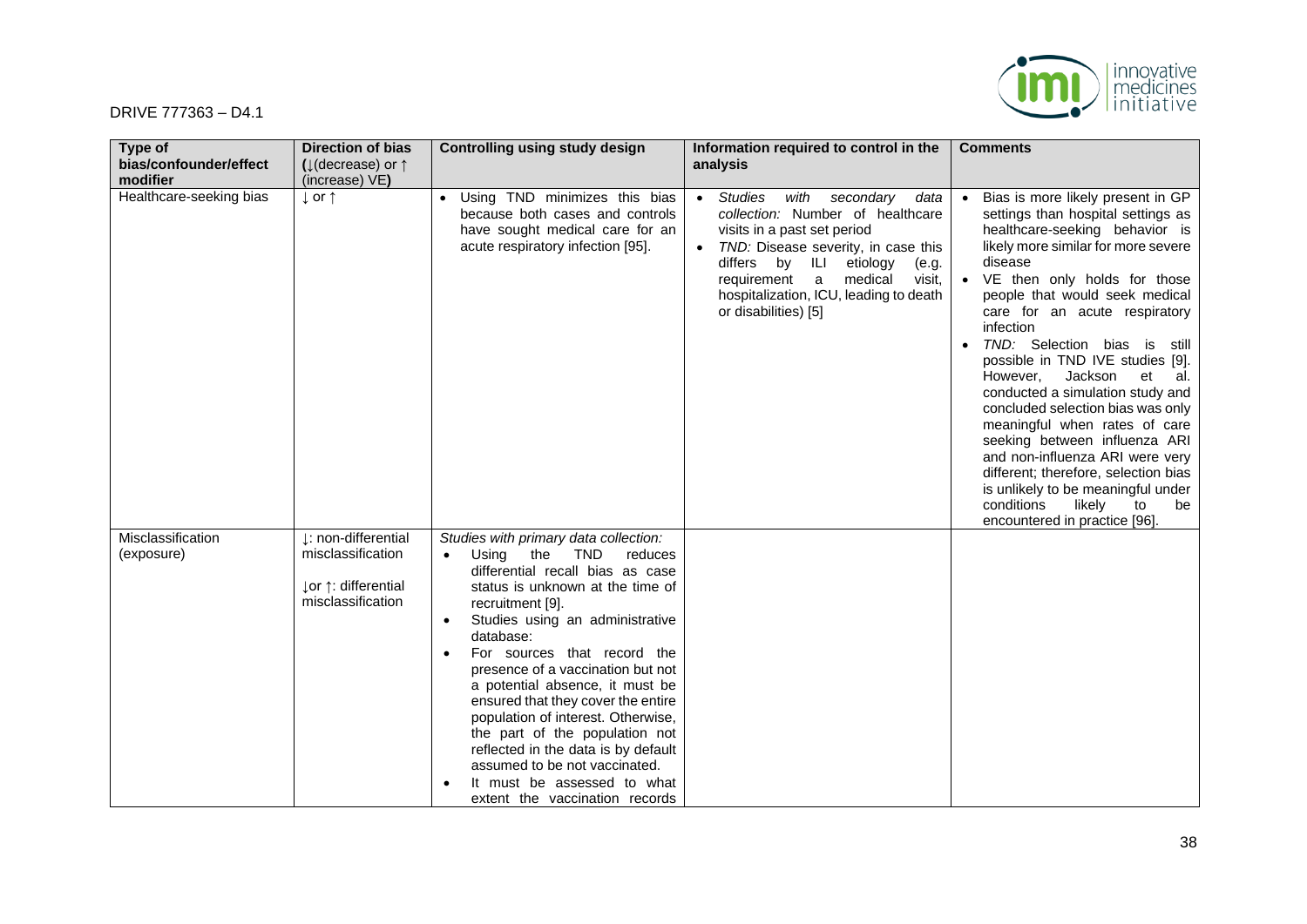| Type of bias/confounder/effect modifier | Direction of bias (↓(decrease) or ↑ (increase) VE) | Controlling using study design | Information required to control in the analysis | Comments |
|---|---|---|---|---|
| Healthcare-seeking bias | ↓ or ↑ | • Using TND minimizes this bias because both cases and controls have sought medical care for an acute respiratory infection [95]. | • *Studies with secondary data collection:* Number of healthcare visits in a past set period<br>• *TND:* Disease severity, in case this differs by ILI etiology (e.g. requirement a medical visit, hospitalization, ICU, leading to death or disabilities) [5] | • Bias is more likely present in GP settings than hospital settings as healthcare-seeking behavior is likely more similar for more severe disease<br>• VE then only holds for those people that would seek medical care for an acute respiratory infection<br>• *TND:* Selection bias is still possible in TND IVE studies [9]. However, Jackson et al. conducted a simulation study and concluded selection bias was only meaningful when rates of care seeking between influenza ARI and non-influenza ARI were very different; therefore, selection bias is unlikely to be meaningful under conditions likely to be encountered in practice [96]. |
| Misclassification (exposure) | ↓: non-differential misclassification<br><br>↓or ↑: differential misclassification | *Studies with primary data collection:*<br>• Using the TND reduces differential recall bias as case status is unknown at the time of recruitment [9].<br>• Studies using an administrative database:<br>• For sources that record the presence of a vaccination but not a potential absence, it must be ensured that they cover the entire population of interest. Otherwise, the part of the population not reflected in the data is by default assumed to be not vaccinated.<br>• It must be assessed to what extent the vaccination records | | |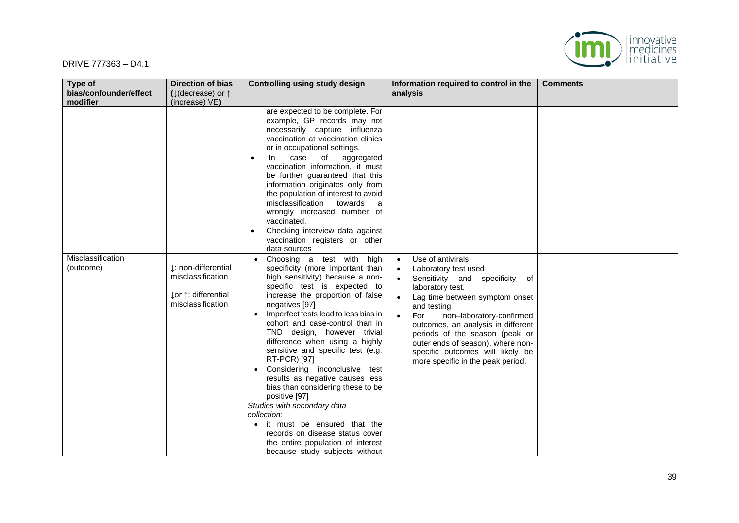| Type of bias/confounder/effect modifier | Direction of bias (↓(decrease) or ↑ (increase) VE) | Controlling using study design | Information required to control in the analysis | Comments |
|---|---|---|---|---|
| | | are expected to be complete. For example, GP records may not necessarily capture influenza vaccination at vaccination clinics or in occupational settings.<br>• In case of aggregated vaccination information, it must be further guaranteed that this information originates only from the population of interest to avoid misclassification towards a wrongly increased number of vaccinated.<br>• Checking interview data against vaccination registers or other data sources | | |
| Misclassification (outcome) | ↓: non-differential misclassification<br><br>↓or ↑: differential misclassification | • Choosing a test with high specificity (more important than high sensitivity) because a non-specific test is expected to increase the proportion of false negatives [97]<br>• Imperfect tests lead to less bias in cohort and case-control than in TND design, however trivial difference when using a highly sensitive and specific test (e.g. RT-PCR) [97]<br>• Considering inconclusive test results as negative causes less bias than considering these to be positive [97]<br>*Studies with secondary data collection:*<br>• it must be ensured that the records on disease status cover the entire population of interest because study subjects without | • Use of antivirals<br>• Laboratory test used<br>• Sensitivity and specificity of laboratory test.<br>• Lag time between symptom onset and testing<br>• For non–laboratory-confirmed outcomes, an analysis in different periods of the season (peak or outer ends of season), where non-specific outcomes will likely be more specific in the peak period. | |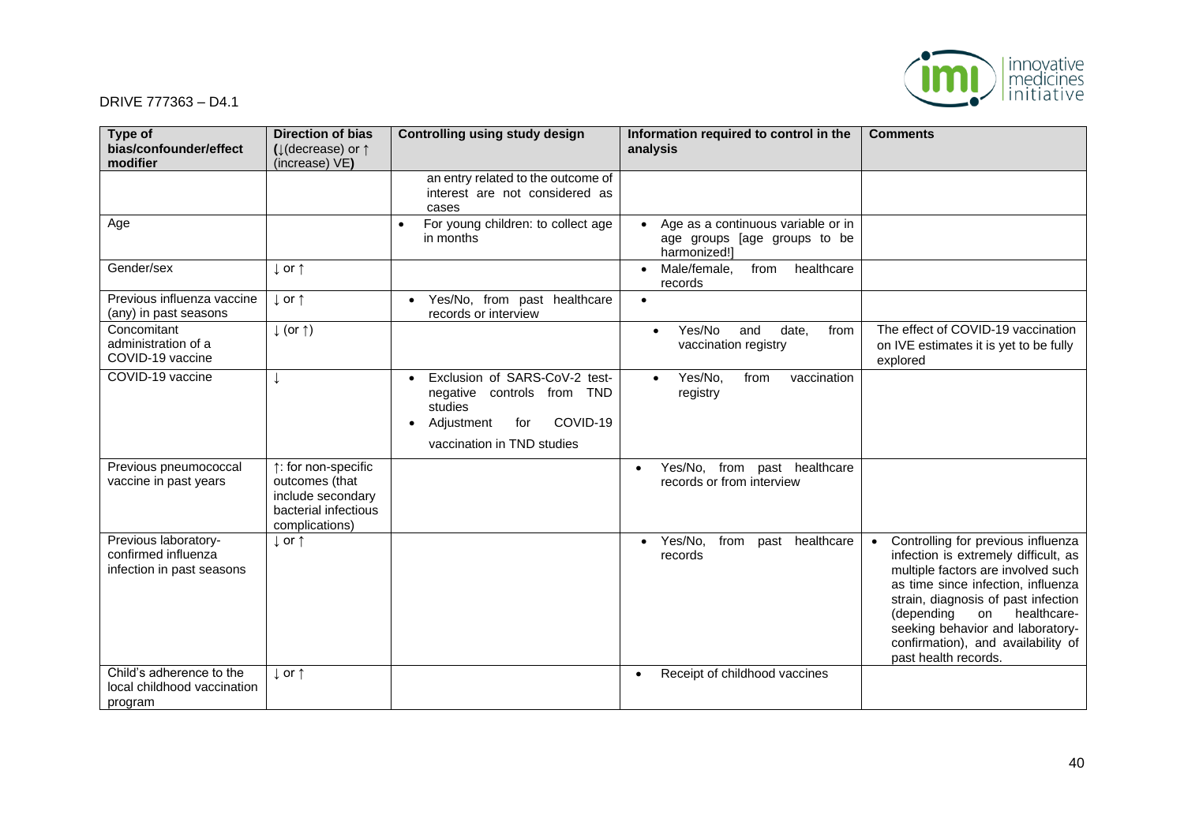| Type of bias/confounder/effect modifier | Direction of bias (↓(decrease) or ↑ (increase) VE) | Controlling using study design | Information required to control in the analysis | Comments |
|---|---|---|---|---|
| | | an entry related to the outcome of interest are not considered as cases | | |
| Age | | • For young children: to collect age in months | • Age as a continuous variable or in age groups [age groups to be harmonized!] | |
| Gender/sex | ↓ or ↑ | | • Male/female, from healthcare records | |
| Previous influenza vaccine (any) in past seasons | ↓ or ↑ | • Yes/No, from past healthcare records or interview | • | |
| Concomitant administration of a COVID-19 vaccine | ↓ (or ↑) | | • Yes/No and date, from vaccination registry | The effect of COVID-19 vaccination on IVE estimates it is yet to be fully explored |
| COVID-19 vaccine | ↓ | • Exclusion of SARS-CoV-2 test-negative controls from TND studies<br>• Adjustment for COVID-19 vaccination in TND studies | • Yes/No, from vaccination registry | |
| Previous pneumococcal vaccine in past years | ↑: for non-specific outcomes (that include secondary bacterial infectious complications) | | • Yes/No, from past healthcare records or from interview | |
| Previous laboratory-confirmed influenza infection in past seasons | ↓ or ↑ | | • Yes/No, from past healthcare records | • Controlling for previous influenza infection is extremely difficult, as multiple factors are involved such as time since infection, influenza strain, diagnosis of past infection (depending on healthcare-seeking behavior and laboratory-confirmation), and availability of past health records. |
| Child's adherence to the local childhood vaccination program | ↓ or ↑ | | • Receipt of childhood vaccines | |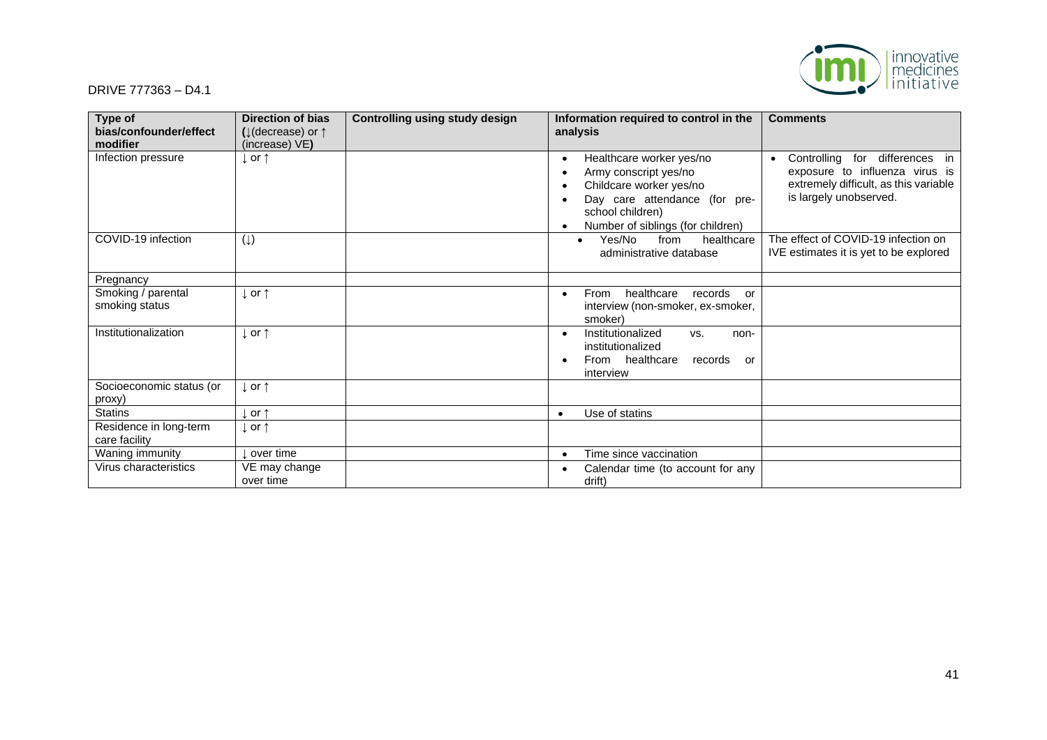| Type of bias/confounder/effect modifier | Direction of bias (↓(decrease) or ↑ (increase) VE) | Controlling using study design | Information required to control in the analysis | Comments |
|---|---|---|---|---|
| Infection pressure | ↓ or ↑ | | • Healthcare worker yes/no<br>• Army conscript yes/no<br>• Childcare worker yes/no<br>• Day care attendance (for pre-school children)<br>• Number of siblings (for children) | • Controlling for differences in exposure to influenza virus is extremely difficult, as this variable is largely unobserved. |
| COVID-19 infection | (↓) | | • Yes/No from healthcare administrative database | The effect of COVID-19 infection on IVE estimates it is yet to be explored |
| Pregnancy | | | | |
| Smoking / parental smoking status | ↓ or ↑ | | • From healthcare records or interview (non-smoker, ex-smoker, smoker) | |
| Institutionalization | ↓ or ↑ | | • Institutionalized vs. non-institutionalized<br>• From healthcare records or interview | |
| Socioeconomic status (or proxy) | ↓ or ↑ | | | |
| Statins | ↓ or ↑ | | • Use of statins | |
| Residence in long-term care facility | ↓ or ↑ | | | |
| Waning immunity | ↓ over time | | • Time since vaccination | |
| Virus characteristics | VE may change over time | | • Calendar time (to account for any drift) | |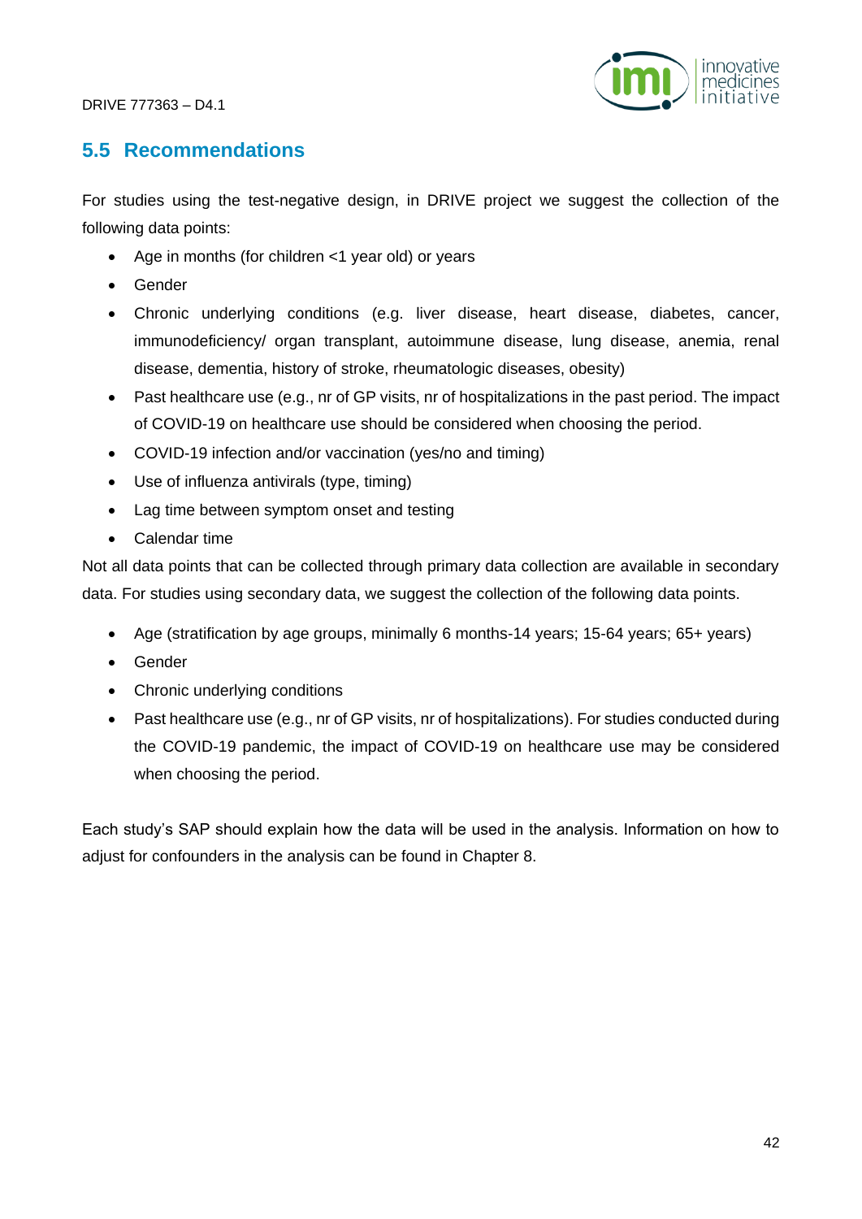## 5.5 Recommendations

For studies using the test-negative design, in DRIVE project we suggest the collection of the following data points:

- Age in months (for children <1 year old) or years
- Gender
- Chronic underlying conditions (e.g. liver disease, heart disease, diabetes, cancer, immunodeficiency/ organ transplant, autoimmune disease, lung disease, anemia, renal disease, dementia, history of stroke, rheumatologic diseases, obesity)
- Past healthcare use (e.g., nr of GP visits, nr of hospitalizations in the past period. The impact of COVID-19 on healthcare use should be considered when choosing the period.
- COVID-19 infection and/or vaccination (yes/no and timing)
- Use of influenza antivirals (type, timing)
- Lag time between symptom onset and testing
- Calendar time

Not all data points that can be collected through primary data collection are available in secondary data. For studies using secondary data, we suggest the collection of the following data points.

- Age (stratification by age groups, minimally 6 months-14 years; 15-64 years; 65+ years)
- Gender
- Chronic underlying conditions
- Past healthcare use (e.g., nr of GP visits, nr of hospitalizations). For studies conducted during the COVID-19 pandemic, the impact of COVID-19 on healthcare use may be considered when choosing the period.

Each study's SAP should explain how the data will be used in the analysis. Information on how to adjust for confounders in the analysis can be found in Chapter 8.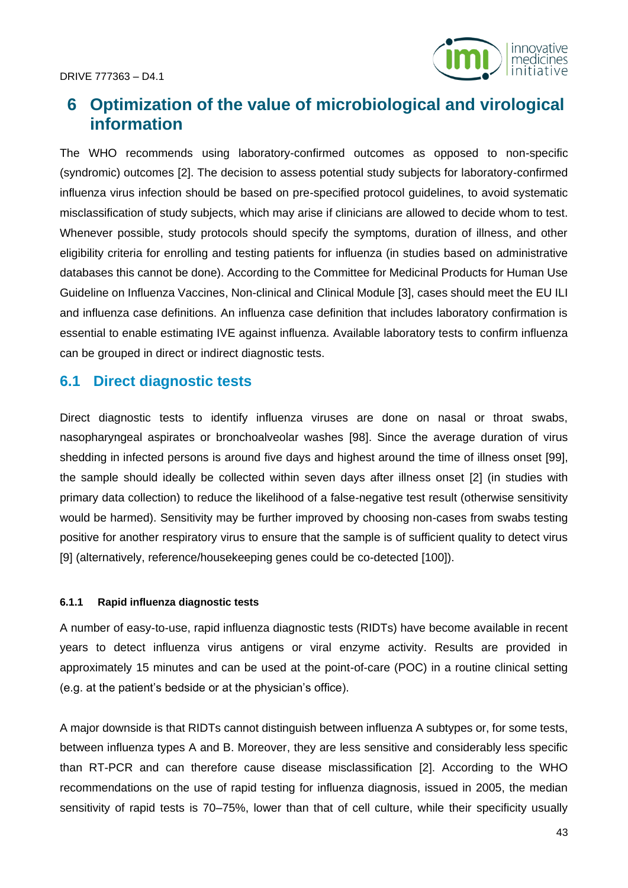# 6 Optimization of the value of microbiological and virological information

The WHO recommends using laboratory-confirmed outcomes as opposed to non-specific (syndromic) outcomes [2]. The decision to assess potential study subjects for laboratory-confirmed influenza virus infection should be based on pre-specified protocol guidelines, to avoid systematic misclassification of study subjects, which may arise if clinicians are allowed to decide whom to test. Whenever possible, study protocols should specify the symptoms, duration of illness, and other eligibility criteria for enrolling and testing patients for influenza (in studies based on administrative databases this cannot be done). According to the Committee for Medicinal Products for Human Use Guideline on Influenza Vaccines, Non-clinical and Clinical Module [3], cases should meet the EU ILI and influenza case definitions. An influenza case definition that includes laboratory confirmation is essential to enable estimating IVE against influenza. Available laboratory tests to confirm influenza can be grouped in direct or indirect diagnostic tests.

## 6.1 Direct diagnostic tests

Direct diagnostic tests to identify influenza viruses are done on nasal or throat swabs, nasopharyngeal aspirates or bronchoalveolar washes [98]. Since the average duration of virus shedding in infected persons is around five days and highest around the time of illness onset [99], the sample should ideally be collected within seven days after illness onset [2] (in studies with primary data collection) to reduce the likelihood of a false-negative test result (otherwise sensitivity would be harmed). Sensitivity may be further improved by choosing non-cases from swabs testing positive for another respiratory virus to ensure that the sample is of sufficient quality to detect virus [9] (alternatively, reference/housekeeping genes could be co-detected [100]).

### 6.1.1 Rapid influenza diagnostic tests

A number of easy-to-use, rapid influenza diagnostic tests (RIDTs) have become available in recent years to detect influenza virus antigens or viral enzyme activity. Results are provided in approximately 15 minutes and can be used at the point-of-care (POC) in a routine clinical setting (e.g. at the patient's bedside or at the physician's office).

A major downside is that RIDTs cannot distinguish between influenza A subtypes or, for some tests, between influenza types A and B. Moreover, they are less sensitive and considerably less specific than RT-PCR and can therefore cause disease misclassification [2]. According to the WHO recommendations on the use of rapid testing for influenza diagnosis, issued in 2005, the median sensitivity of rapid tests is 70–75%, lower than that of cell culture, while their specificity usually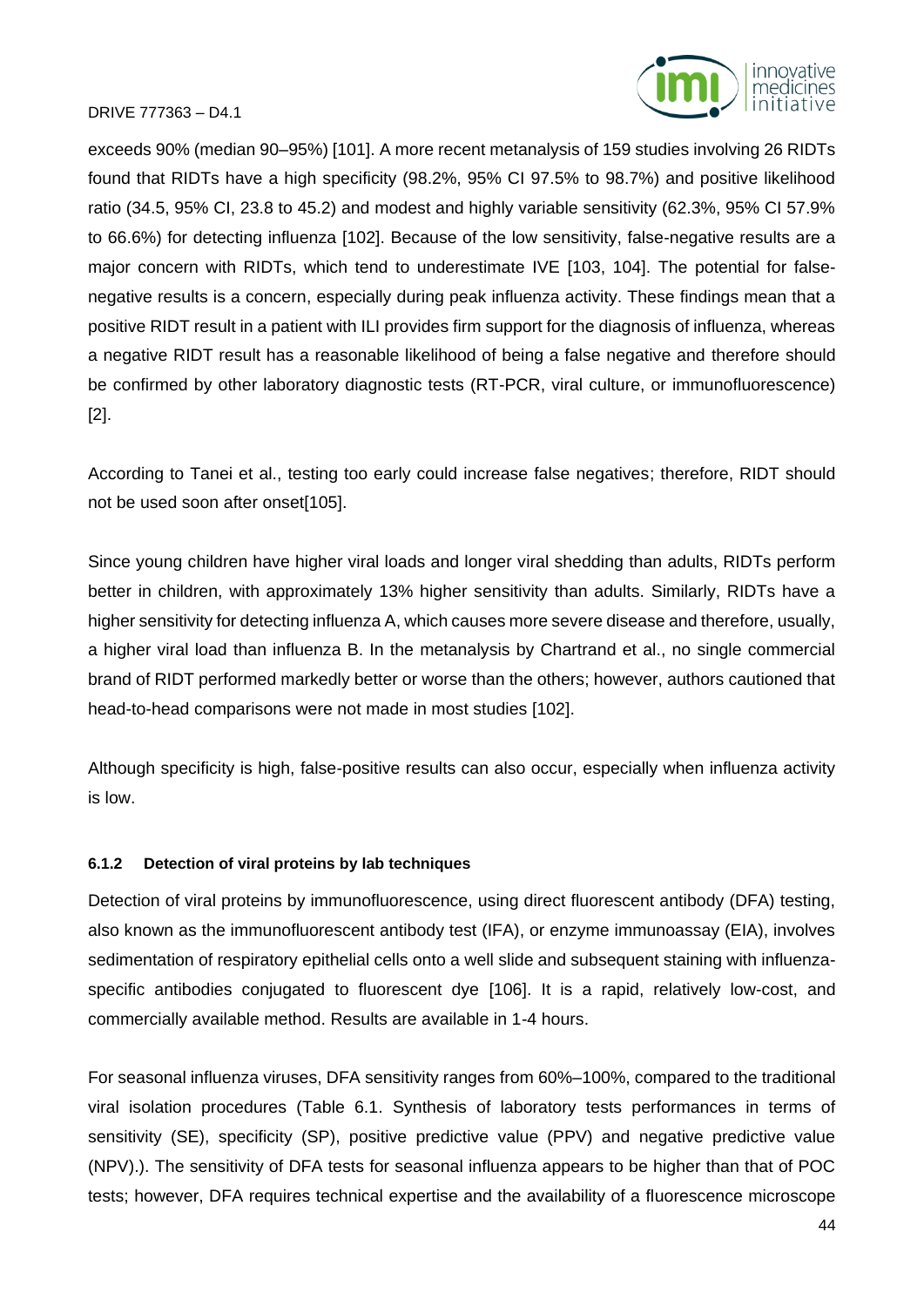exceeds 90% (median 90–95%) [101]. A more recent metanalysis of 159 studies involving 26 RIDTs found that RIDTs have a high specificity (98.2%, 95% CI 97.5% to 98.7%) and positive likelihood ratio (34.5, 95% CI, 23.8 to 45.2) and modest and highly variable sensitivity (62.3%, 95% CI 57.9% to 66.6%) for detecting influenza [102]. Because of the low sensitivity, false-negative results are a major concern with RIDTs, which tend to underestimate IVE [103, 104]. The potential for false-negative results is a concern, especially during peak influenza activity. These findings mean that a positive RIDT result in a patient with ILI provides firm support for the diagnosis of influenza, whereas a negative RIDT result has a reasonable likelihood of being a false negative and therefore should be confirmed by other laboratory diagnostic tests (RT-PCR, viral culture, or immunofluorescence) [2].

According to Tanei et al., testing too early could increase false negatives; therefore, RIDT should not be used soon after onset[105].

Since young children have higher viral loads and longer viral shedding than adults, RIDTs perform better in children, with approximately 13% higher sensitivity than adults. Similarly, RIDTs have a higher sensitivity for detecting influenza A, which causes more severe disease and therefore, usually, a higher viral load than influenza B. In the metanalysis by Chartrand et al., no single commercial brand of RIDT performed markedly better or worse than the others; however, authors cautioned that head-to-head comparisons were not made in most studies [102].

Although specificity is high, false-positive results can also occur, especially when influenza activity is low.

#### 6.1.2 Detection of viral proteins by lab techniques

Detection of viral proteins by immunofluorescence, using direct fluorescent antibody (DFA) testing, also known as the immunofluorescent antibody test (IFA), or enzyme immunoassay (EIA), involves sedimentation of respiratory epithelial cells onto a well slide and subsequent staining with influenza-specific antibodies conjugated to fluorescent dye [106]. It is a rapid, relatively low-cost, and commercially available method. Results are available in 1-4 hours.

For seasonal influenza viruses, DFA sensitivity ranges from 60%–100%, compared to the traditional viral isolation procedures (Table 6.1. Synthesis of laboratory tests performances in terms of sensitivity (SE), specificity (SP), positive predictive value (PPV) and negative predictive value (NPV).). The sensitivity of DFA tests for seasonal influenza appears to be higher than that of POC tests; however, DFA requires technical expertise and the availability of a fluorescence microscope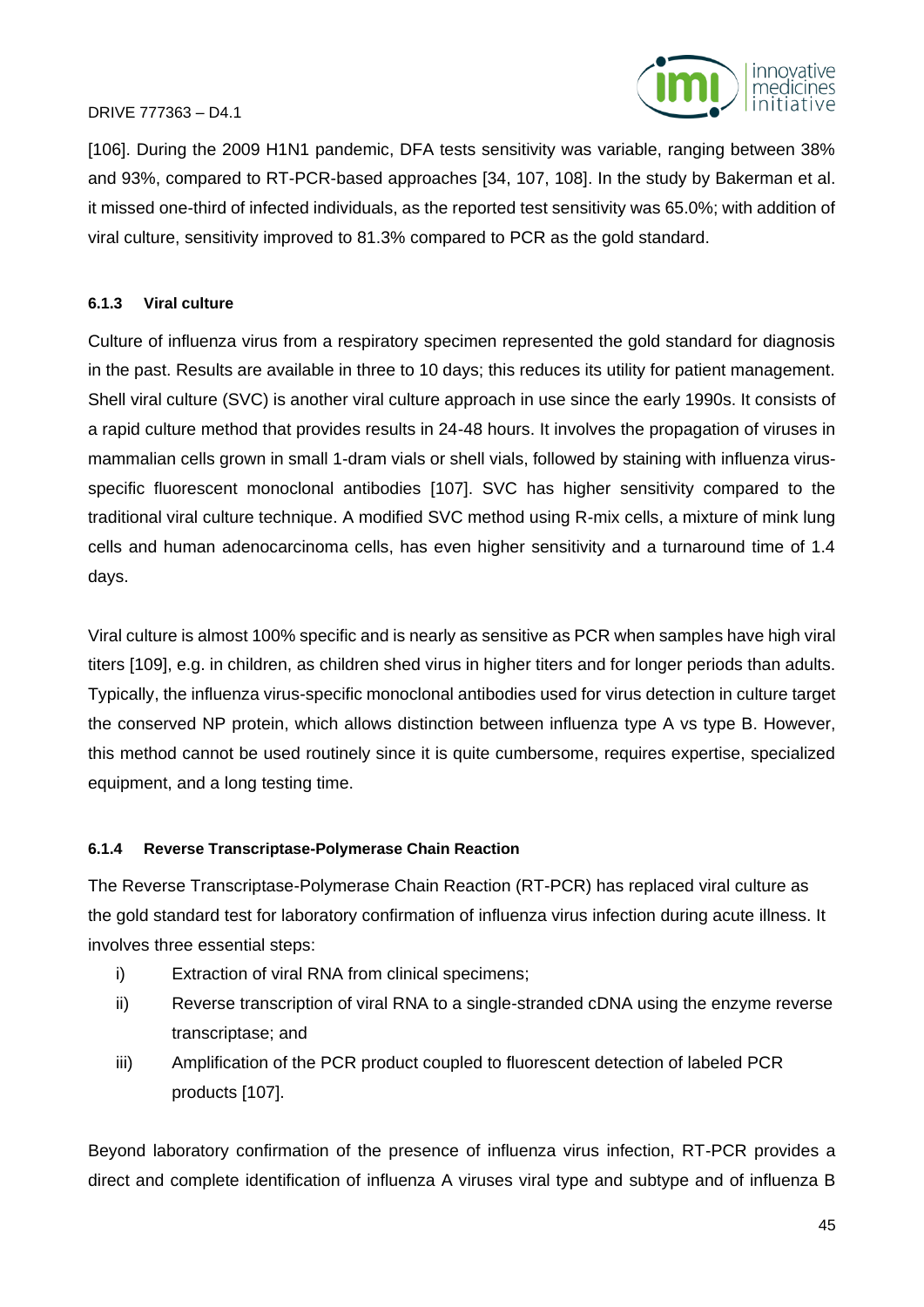[106]. During the 2009 H1N1 pandemic, DFA tests sensitivity was variable, ranging between 38% and 93%, compared to RT-PCR-based approaches [34, 107, 108]. In the study by Bakerman et al. it missed one-third of infected individuals, as the reported test sensitivity was 65.0%; with addition of viral culture, sensitivity improved to 81.3% compared to PCR as the gold standard.

#### 6.1.3 Viral culture

Culture of influenza virus from a respiratory specimen represented the gold standard for diagnosis in the past. Results are available in three to 10 days; this reduces its utility for patient management. Shell viral culture (SVC) is another viral culture approach in use since the early 1990s. It consists of a rapid culture method that provides results in 24-48 hours. It involves the propagation of viruses in mammalian cells grown in small 1-dram vials or shell vials, followed by staining with influenza virus-specific fluorescent monoclonal antibodies [107]. SVC has higher sensitivity compared to the traditional viral culture technique. A modified SVC method using R-mix cells, a mixture of mink lung cells and human adenocarcinoma cells, has even higher sensitivity and a turnaround time of 1.4 days.

Viral culture is almost 100% specific and is nearly as sensitive as PCR when samples have high viral titers [109], e.g. in children, as children shed virus in higher titers and for longer periods than adults. Typically, the influenza virus-specific monoclonal antibodies used for virus detection in culture target the conserved NP protein, which allows distinction between influenza type A vs type B. However, this method cannot be used routinely since it is quite cumbersome, requires expertise, specialized equipment, and a long testing time.

#### 6.1.4 Reverse Transcriptase-Polymerase Chain Reaction

The Reverse Transcriptase-Polymerase Chain Reaction (RT-PCR) has replaced viral culture as the gold standard test for laboratory confirmation of influenza virus infection during acute illness. It involves three essential steps:

i) Extraction of viral RNA from clinical specimens;
ii) Reverse transcription of viral RNA to a single-stranded cDNA using the enzyme reverse transcriptase; and
iii) Amplification of the PCR product coupled to fluorescent detection of labeled PCR products [107].

Beyond laboratory confirmation of the presence of influenza virus infection, RT-PCR provides a direct and complete identification of influenza A viruses viral type and subtype and of influenza B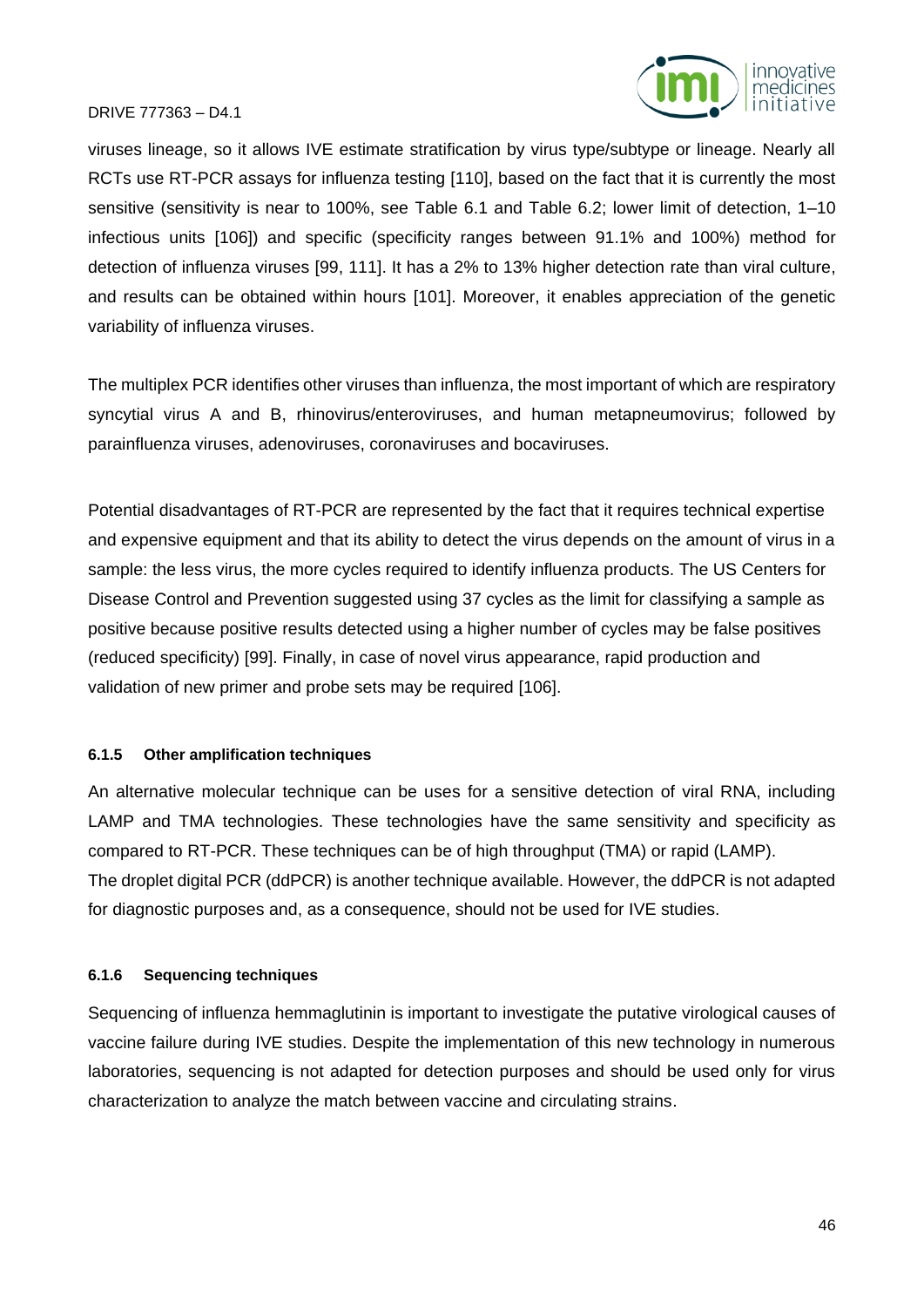viruses lineage, so it allows IVE estimate stratification by virus type/subtype or lineage. Nearly all RCTs use RT-PCR assays for influenza testing [110], based on the fact that it is currently the most sensitive (sensitivity is near to 100%, see Table 6.1 and Table 6.2; lower limit of detection, 1–10 infectious units [106]) and specific (specificity ranges between 91.1% and 100%) method for detection of influenza viruses [99, 111]. It has a 2% to 13% higher detection rate than viral culture, and results can be obtained within hours [101]. Moreover, it enables appreciation of the genetic variability of influenza viruses.

The multiplex PCR identifies other viruses than influenza, the most important of which are respiratory syncytial virus A and B, rhinovirus/enteroviruses, and human metapneumovirus; followed by parainfluenza viruses, adenoviruses, coronaviruses and bocaviruses.

Potential disadvantages of RT-PCR are represented by the fact that it requires technical expertise and expensive equipment and that its ability to detect the virus depends on the amount of virus in a sample: the less virus, the more cycles required to identify influenza products. The US Centers for Disease Control and Prevention suggested using 37 cycles as the limit for classifying a sample as positive because positive results detected using a higher number of cycles may be false positives (reduced specificity) [99]. Finally, in case of novel virus appearance, rapid production and validation of new primer and probe sets may be required [106].

#### 6.1.5 Other amplification techniques

An alternative molecular technique can be uses for a sensitive detection of viral RNA, including LAMP and TMA technologies. These technologies have the same sensitivity and specificity as compared to RT-PCR. These techniques can be of high throughput (TMA) or rapid (LAMP).
The droplet digital PCR (ddPCR) is another technique available. However, the ddPCR is not adapted for diagnostic purposes and, as a consequence, should not be used for IVE studies.

#### 6.1.6 Sequencing techniques

Sequencing of influenza hemmaglutinin is important to investigate the putative virological causes of vaccine failure during IVE studies. Despite the implementation of this new technology in numerous laboratories, sequencing is not adapted for detection purposes and should be used only for virus characterization to analyze the match between vaccine and circulating strains.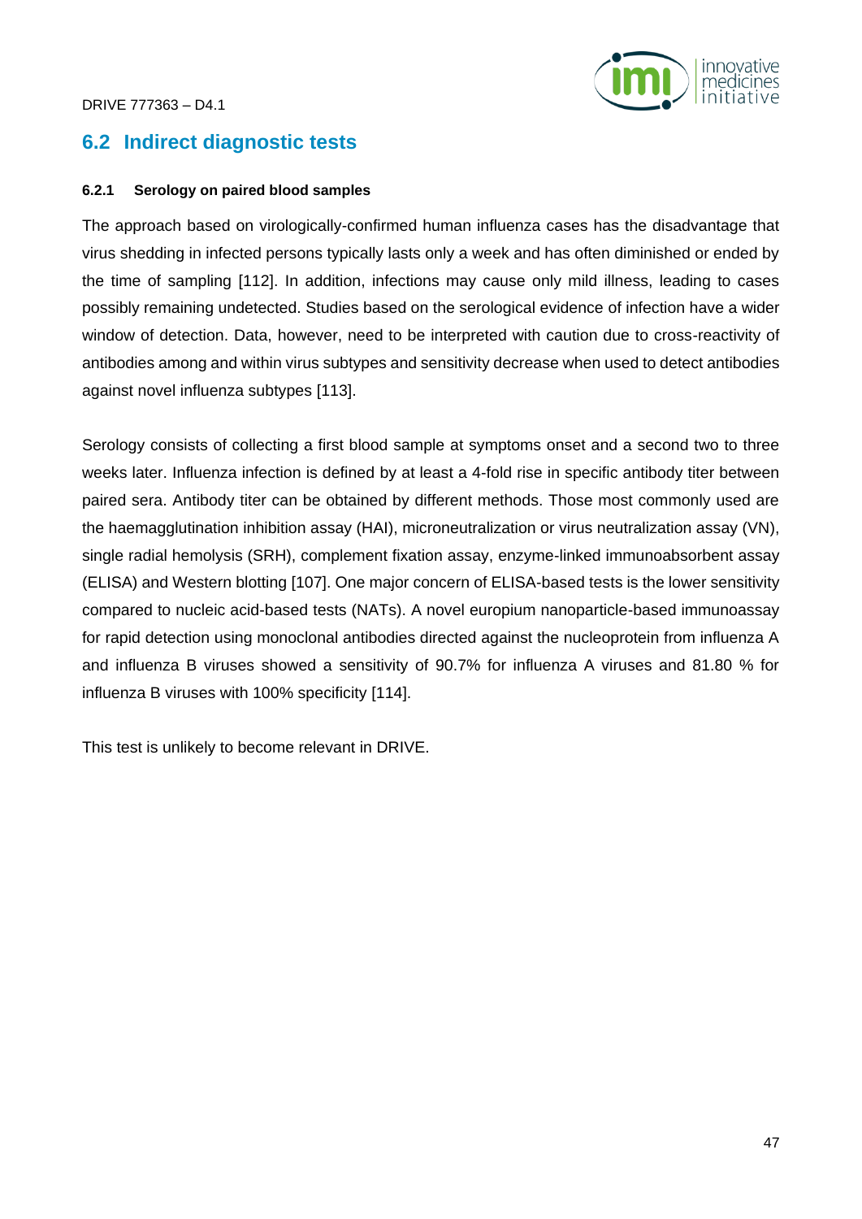## 6.2 Indirect diagnostic tests

#### 6.2.1 Serology on paired blood samples

The approach based on virologically-confirmed human influenza cases has the disadvantage that virus shedding in infected persons typically lasts only a week and has often diminished or ended by the time of sampling [112]. In addition, infections may cause only mild illness, leading to cases possibly remaining undetected. Studies based on the serological evidence of infection have a wider window of detection. Data, however, need to be interpreted with caution due to cross-reactivity of antibodies among and within virus subtypes and sensitivity decrease when used to detect antibodies against novel influenza subtypes [113].

Serology consists of collecting a first blood sample at symptoms onset and a second two to three weeks later. Influenza infection is defined by at least a 4-fold rise in specific antibody titer between paired sera. Antibody titer can be obtained by different methods. Those most commonly used are the haemagglutination inhibition assay (HAI), microneutralization or virus neutralization assay (VN), single radial hemolysis (SRH), complement fixation assay, enzyme-linked immunoabsorbent assay (ELISA) and Western blotting [107]. One major concern of ELISA-based tests is the lower sensitivity compared to nucleic acid-based tests (NATs). A novel europium nanoparticle-based immunoassay for rapid detection using monoclonal antibodies directed against the nucleoprotein from influenza A and influenza B viruses showed a sensitivity of 90.7% for influenza A viruses and 81.80 % for influenza B viruses with 100% specificity [114].

This test is unlikely to become relevant in DRIVE.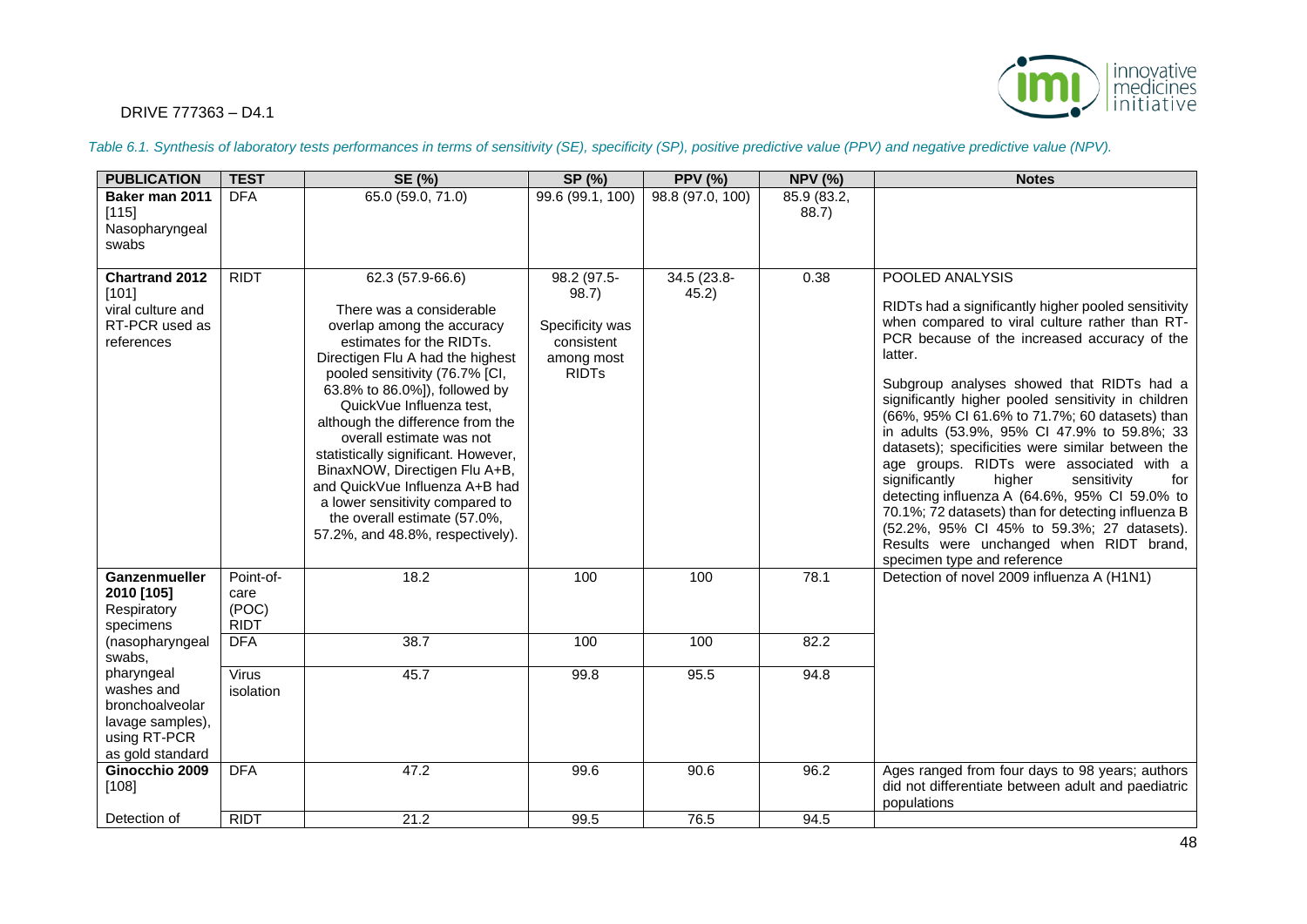*Table 6.1. Synthesis of laboratory tests performances in terms of sensitivity (SE), specificity (SP), positive predictive value (PPV) and negative predictive value (NPV).*

| PUBLICATION | TEST | SE (%) | SP (%) | PPV (%) | NPV (%) | Notes |
|---|---|---|---|---|---|---|
| **Baker man 2011** [115] Nasopharyngeal swabs | DFA | 65.0 (59.0, 71.0) | 99.6 (99.1, 100) | 98.8 (97.0, 100) | 85.9 (83.2, 88.7) | |
| **Chartrand 2012** [101] viral culture and RT-PCR used as references | RIDT | 62.3 (57.9-66.6)<br><br>There was a considerable overlap among the accuracy estimates for the RIDTs. Directigen Flu A had the highest pooled sensitivity (76.7% [CI, 63.8% to 86.0%]), followed by QuickVue Influenza test, although the difference from the overall estimate was not statistically significant. However, BinaxNOW, Directigen Flu A+B, and QuickVue Influenza A+B had a lower sensitivity compared to the overall estimate (57.0%, 57.2%, and 48.8%, respectively). | 98.2 (97.5-98.7)<br><br>Specificity was consistent among most RIDTs | 34.5 (23.8-45.2) | 0.38 | POOLED ANALYSIS<br><br>RIDTs had a significantly higher pooled sensitivity when compared to viral culture rather than RT-PCR because of the increased accuracy of the latter.<br><br>Subgroup analyses showed that RIDTs had a significantly higher pooled sensitivity in children (66%, 95% CI 61.6% to 71.7%; 60 datasets) than in adults (53.9%, 95% CI 47.9% to 59.8%; 33 datasets); specificities were similar between the age groups. RIDTs were associated with a significantly higher sensitivity for detecting influenza A (64.6%, 95% CI 59.0% to 70.1%; 72 datasets) than for detecting influenza B (52.2%, 95% CI 45% to 59.3%; 27 datasets). Results were unchanged when RIDT brand, specimen type and reference |
| **Ganzenmueller 2010 [105]** Respiratory specimens (nasopharyngeal swabs, pharyngeal washes and bronchoalveolar lavage samples), using RT-PCR as gold standard | Point-of-care (POC) RIDT | 18.2 | 100 | 100 | 78.1 | Detection of novel 2009 influenza A (H1N1) |
| | DFA | 38.7 | 100 | 100 | 82.2 | |
| | Virus isolation | 45.7 | 99.8 | 95.5 | 94.8 | |
| **Ginocchio 2009** [108] | DFA | 47.2 | 99.6 | 90.6 | 96.2 | Ages ranged from four days to 98 years; authors did not differentiate between adult and paediatric populations |
| Detection of | RIDT | 21.2 | 99.5 | 76.5 | 94.5 | |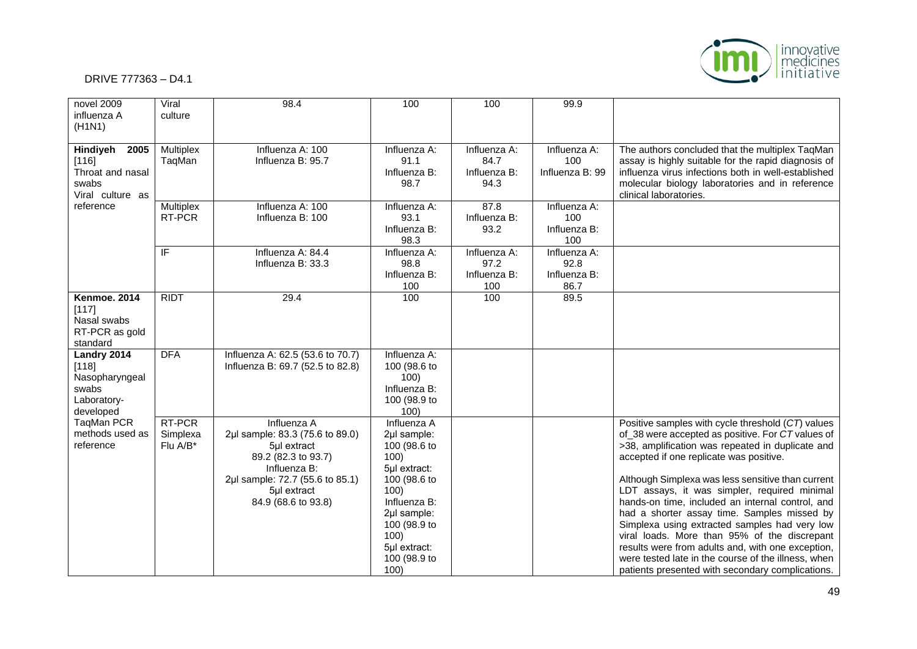| | | | | | | |
|---|---|---|---|---|---|---|
| novel 2009 influenza A (H1N1) | Viral culture | 98.4 | 100 | 100 | 99.9 | |
| **Hindiyeh 2005** [116] Throat and nasal swabs Viral culture as reference | Multiplex TaqMan | Influenza A: 100<br>Influenza B: 95.7 | Influenza A: 91.1<br>Influenza B: 98.7 | Influenza A: 84.7<br>Influenza B: 94.3 | Influenza A: 100<br>Influenza B: 99 | The authors concluded that the multiplex TaqMan assay is highly suitable for the rapid diagnosis of influenza virus infections both in well-established molecular biology laboratories and in reference clinical laboratories. |
| | Multiplex RT-PCR | Influenza A: 100<br>Influenza B: 100 | Influenza A: 93.1<br>Influenza B: 98.3 | 87.8<br>Influenza B: 93.2 | Influenza A: 100<br>Influenza B: 100 | |
| | IF | Influenza A: 84.4<br>Influenza B: 33.3 | Influenza A: 98.8<br>Influenza B: 100 | Influenza A: 97.2<br>Influenza B: 100 | Influenza A: 92.8<br>Influenza B: 86.7 | |
| **Kenmoe. 2014** [117] Nasal swabs RT-PCR as gold standard | RIDT | 29.4 | 100 | 100 | 89.5 | |
| **Landry 2014** [118] Nasopharyngeal swabs Laboratory-developed TaqMan PCR methods used as reference | DFA | Influenza A: 62.5 (53.6 to 70.7)<br>Influenza B: 69.7 (52.5 to 82.8) | Influenza A: 100 (98.6 to 100)<br>Influenza B: 100 (98.9 to 100) | | | |
| | RT-PCR Simplexa Flu A/B* | Influenza A<br>2µl sample: 83.3 (75.6 to 89.0)<br>5µl extract<br>89.2 (82.3 to 93.7)<br>Influenza B:<br>2µl sample: 72.7 (55.6 to 85.1)<br>5µl extract<br>84.9 (68.6 to 93.8) | Influenza A<br>2µl sample: 100 (98.6 to 100)<br>5µl extract: 100 (98.6 to 100)<br>Influenza B:<br>2µl sample: 100 (98.9 to 100)<br>5µl extract: 100 (98.9 to 100) | | | Positive samples with cycle threshold (*CT*) values of_38 were accepted as positive. For *CT* values of >38, amplification was repeated in duplicate and accepted if one replicate was positive.<br><br>Although Simplexa was less sensitive than current LDT assays, it was simpler, required minimal hands-on time, included an internal control, and had a shorter assay time. Samples missed by Simplexa using extracted samples had very low viral loads. More than 95% of the discrepant results were from adults and, with one exception, were tested late in the course of the illness, when patients presented with secondary complications. |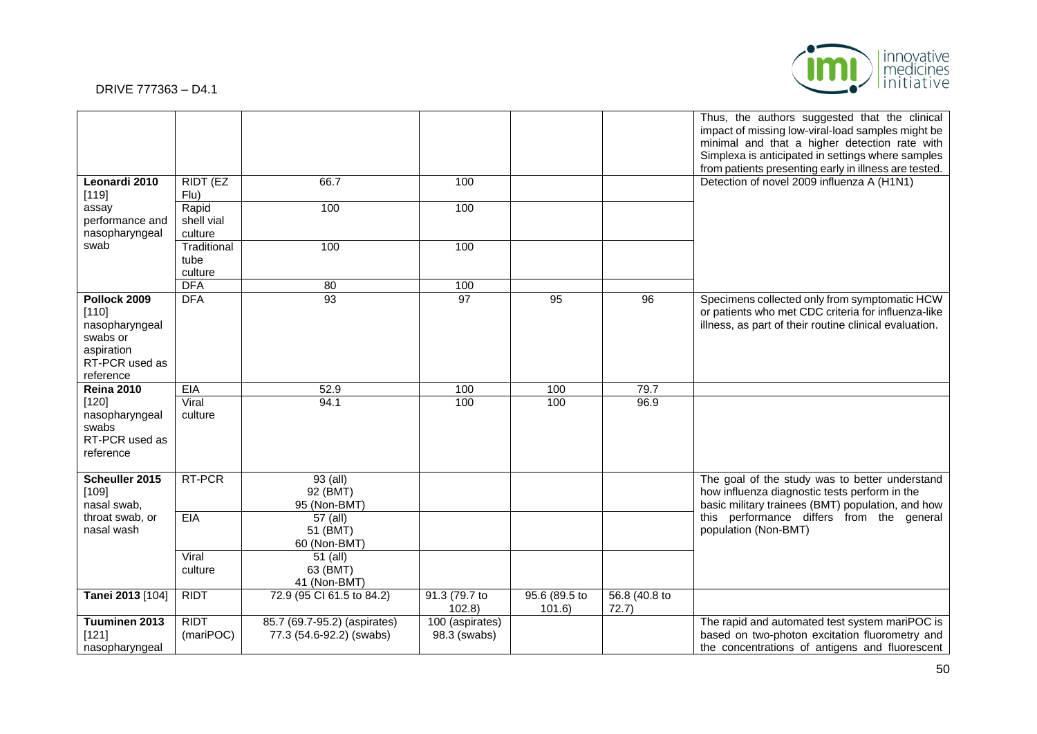| | | | | | | Thus, the authors suggested that the clinical impact of missing low-viral-load samples might be minimal and that a higher detection rate with Simplexa is anticipated in settings where samples from patients presenting early in illness are tested. |
|---|---|---|---|---|---|---|
| **Leonardi 2010** [119] assay performance and nasopharyngeal swab | RIDT (EZ Flu) | 66.7 | 100 | | | Detection of novel 2009 influenza A (H1N1) |
| | Rapid shell vial culture | 100 | 100 | | | |
| | Traditional tube culture | 100 | 100 | | | |
| | DFA | 80 | 100 | | | |
| **Pollock 2009** [110] nasopharyngeal swabs or aspiration RT-PCR used as reference | DFA | 93 | 97 | 95 | 96 | Specimens collected only from symptomatic HCW or patients who met CDC criteria for influenza-like illness, as part of their routine clinical evaluation. |
| **Reina 2010** [120] nasopharyngeal swabs RT-PCR used as reference | EIA | 52.9 | 100 | 100 | 79.7 | |
| | Viral culture | 94.1 | 100 | 100 | 96.9 | |
| **Scheuller 2015** [109] nasal swab, throat swab, or nasal wash | RT-PCR | 93 (all)<br>92 (BMT)<br>95 (Non-BMT) | | | | The goal of the study was to better understand how influenza diagnostic tests perform in the basic military trainees (BMT) population, and how this performance differs from the general population (Non-BMT) |
| | EIA | 57 (all)<br>51 (BMT)<br>60 (Non-BMT) | | | | |
| | Viral culture | 51 (all)<br>63 (BMT)<br>41 (Non-BMT) | | | | |
| **Tanei 2013** [104] | RIDT | 72.9 (95 CI 61.5 to 84.2) | 91.3 (79.7 to 102.8) | 95.6 (89.5 to 101.6) | 56.8 (40.8 to 72.7) | |
| **Tuuminen 2013** [121] nasopharyngeal | RIDT (mariPOC) | 85.7 (69.7-95.2) (aspirates)<br>77.3 (54.6-92.2) (swabs) | 100 (aspirates)<br>98.3 (swabs) | | | The rapid and automated test system mariPOC is based on two-photon excitation fluorometry and the concentrations of antigens and fluorescent |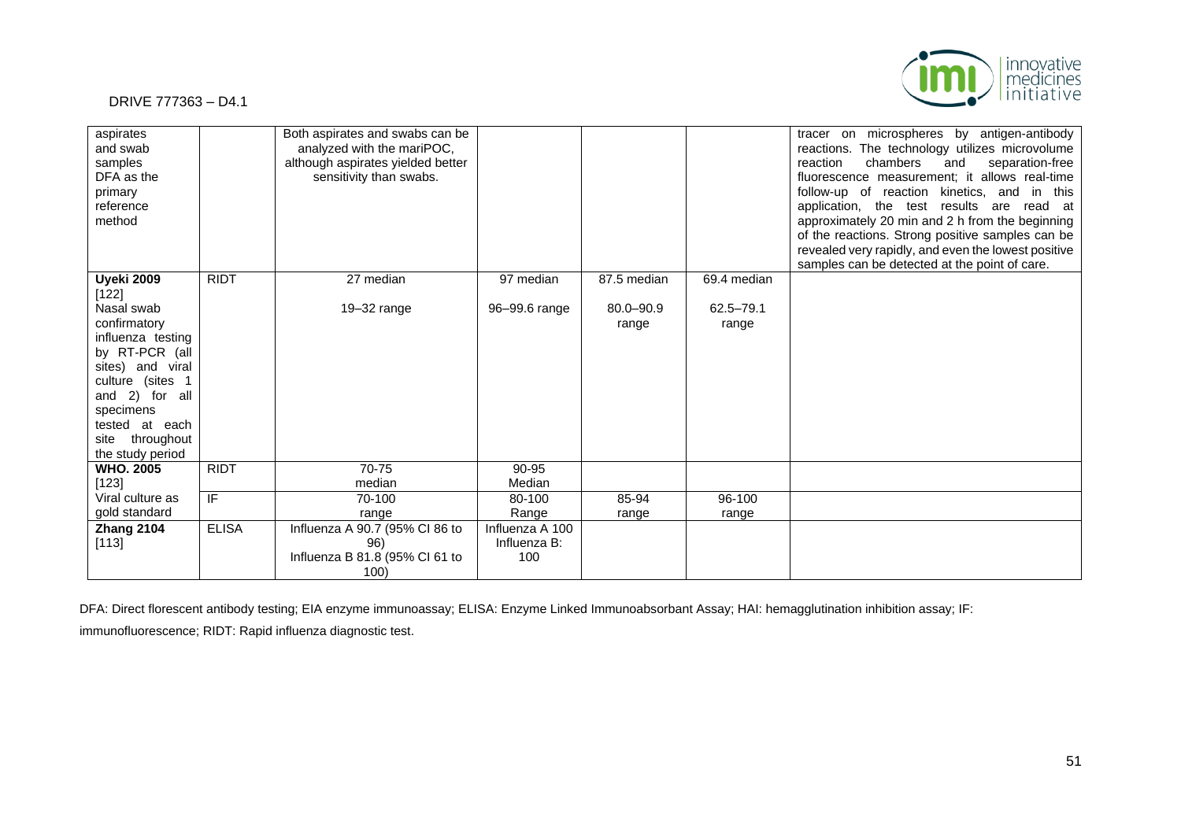| | | | | | | |
|---|---|---|---|---|---|---|
| aspirates and swab samples DFA as the primary reference method | | Both aspirates and swabs can be analyzed with the mariPOC, although aspirates yielded better sensitivity than swabs. | | | | tracer on microspheres by antigen-antibody reactions. The technology utilizes microvolume reaction chambers and separation-free fluorescence measurement; it allows real-time follow-up of reaction kinetics, and in this application, the test results are read at approximately 20 min and 2 h from the beginning of the reactions. Strong positive samples can be revealed very rapidly, and even the lowest positive samples can be detected at the point of care. |
| **Uyeki 2009** [122] Nasal swab confirmatory influenza testing by RT-PCR (all sites) and viral culture (sites 1 and 2) for all specimens tested at each site throughout the study period | RIDT | 27 median<br><br>19–32 range | 97 median<br><br>96–99.6 range | 87.5 median<br><br>80.0–90.9 range | 69.4 median<br><br>62.5–79.1 range | |
| **WHO. 2005** [123] | RIDT | 70-75 median | 90-95 Median | | | |
| Viral culture as gold standard | IF | 70-100 range | 80-100 Range | 85-94 range | 96-100 range | |
| **Zhang 2104** [113] | ELISA | Influenza A 90.7 (95% CI 86 to 96)<br>Influenza B 81.8 (95% CI 61 to 100) | Influenza A 100<br>Influenza B: 100 | | | |

DFA: Direct florescent antibody testing; EIA enzyme immunoassay; ELISA: Enzyme Linked Immunoabsorbant Assay; HAI: hemagglutination inhibition assay; IF: immunofluorescence; RIDT: Rapid influenza diagnostic test.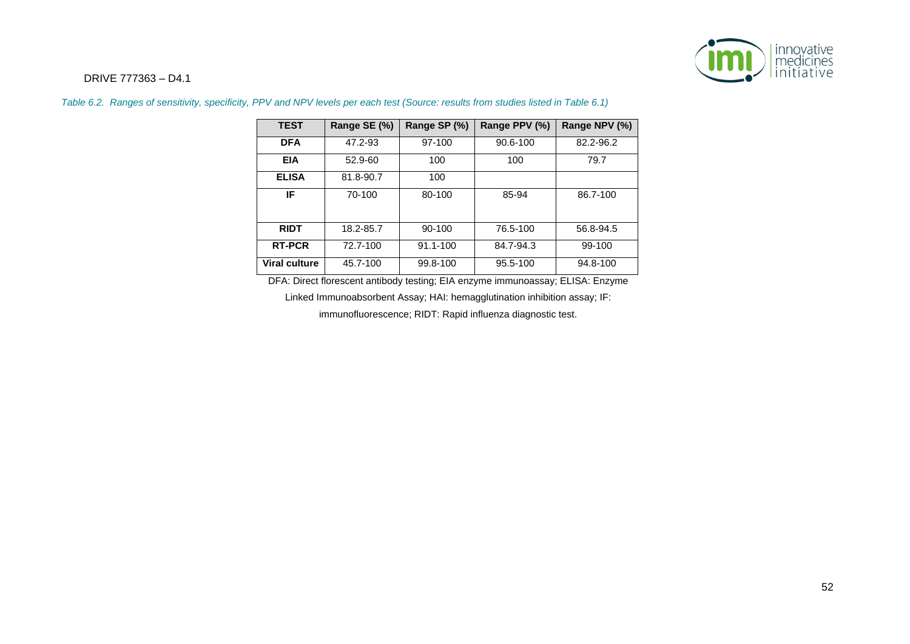*Table 6.2. Ranges of sensitivity, specificity, PPV and NPV levels per each test (Source: results from studies listed in Table 6.1)*

| TEST | Range SE (%) | Range SP (%) | Range PPV (%) | Range NPV (%) |
|---|---|---|---|---|
| **DFA** | 47.2-93 | 97-100 | 90.6-100 | 82.2-96.2 |
| **EIA** | 52.9-60 | 100 | 100 | 79.7 |
| **ELISA** | 81.8-90.7 | 100 | | |
| **IF** | 70-100 | 80-100 | 85-94 | 86.7-100 |
| **RIDT** | 18.2-85.7 | 90-100 | 76.5-100 | 56.8-94.5 |
| **RT-PCR** | 72.7-100 | 91.1-100 | 84.7-94.3 | 99-100 |
| **Viral culture** | 45.7-100 | 99.8-100 | 95.5-100 | 94.8-100 |

DFA: Direct florescent antibody testing; EIA enzyme immunoassay; ELISA: Enzyme Linked Immunoabsorbent Assay; HAI: hemagglutination inhibition assay; IF: immunofluorescence; RIDT: Rapid influenza diagnostic test.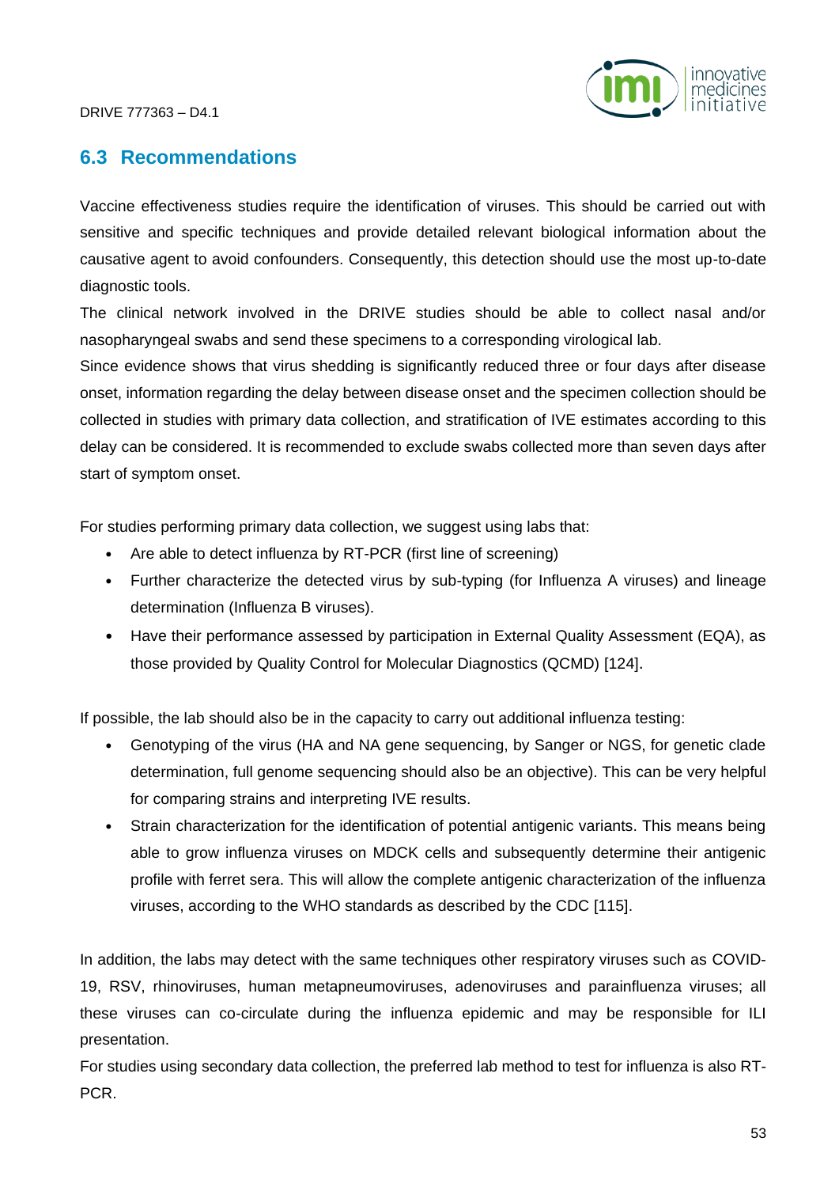## 6.3 Recommendations

Vaccine effectiveness studies require the identification of viruses. This should be carried out with sensitive and specific techniques and provide detailed relevant biological information about the causative agent to avoid confounders. Consequently, this detection should use the most up-to-date diagnostic tools.

The clinical network involved in the DRIVE studies should be able to collect nasal and/or nasopharyngeal swabs and send these specimens to a corresponding virological lab.

Since evidence shows that virus shedding is significantly reduced three or four days after disease onset, information regarding the delay between disease onset and the specimen collection should be collected in studies with primary data collection, and stratification of IVE estimates according to this delay can be considered. It is recommended to exclude swabs collected more than seven days after start of symptom onset.

For studies performing primary data collection, we suggest using labs that:

- Are able to detect influenza by RT-PCR (first line of screening)
- Further characterize the detected virus by sub-typing (for Influenza A viruses) and lineage determination (Influenza B viruses).
- Have their performance assessed by participation in External Quality Assessment (EQA), as those provided by Quality Control for Molecular Diagnostics (QCMD) [124].

If possible, the lab should also be in the capacity to carry out additional influenza testing:

- Genotyping of the virus (HA and NA gene sequencing, by Sanger or NGS, for genetic clade determination, full genome sequencing should also be an objective). This can be very helpful for comparing strains and interpreting IVE results.
- Strain characterization for the identification of potential antigenic variants. This means being able to grow influenza viruses on MDCK cells and subsequently determine their antigenic profile with ferret sera. This will allow the complete antigenic characterization of the influenza viruses, according to the WHO standards as described by the CDC [115].

In addition, the labs may detect with the same techniques other respiratory viruses such as COVID-19, RSV, rhinoviruses, human metapneumoviruses, adenoviruses and parainfluenza viruses; all these viruses can co-circulate during the influenza epidemic and may be responsible for ILI presentation.

For studies using secondary data collection, the preferred lab method to test for influenza is also RT-PCR.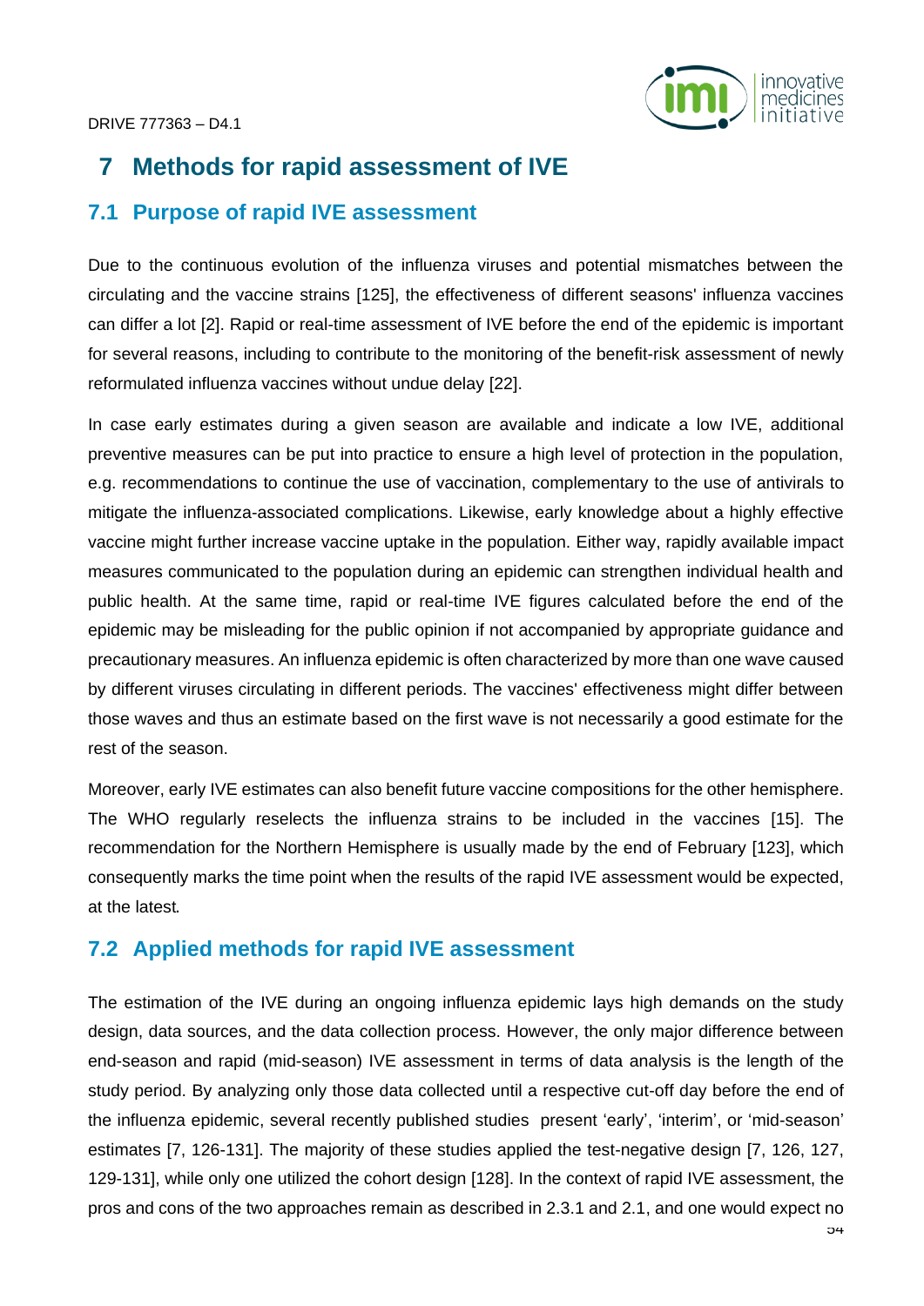# 7 Methods for rapid assessment of IVE

## 7.1 Purpose of rapid IVE assessment

Due to the continuous evolution of the influenza viruses and potential mismatches between the circulating and the vaccine strains [125], the effectiveness of different seasons' influenza vaccines can differ a lot [2]. Rapid or real-time assessment of IVE before the end of the epidemic is important for several reasons, including to contribute to the monitoring of the benefit-risk assessment of newly reformulated influenza vaccines without undue delay [22].

In case early estimates during a given season are available and indicate a low IVE, additional preventive measures can be put into practice to ensure a high level of protection in the population, e.g. recommendations to continue the use of vaccination, complementary to the use of antivirals to mitigate the influenza-associated complications. Likewise, early knowledge about a highly effective vaccine might further increase vaccine uptake in the population. Either way, rapidly available impact measures communicated to the population during an epidemic can strengthen individual health and public health. At the same time, rapid or real-time IVE figures calculated before the end of the epidemic may be misleading for the public opinion if not accompanied by appropriate guidance and precautionary measures. An influenza epidemic is often characterized by more than one wave caused by different viruses circulating in different periods. The vaccines' effectiveness might differ between those waves and thus an estimate based on the first wave is not necessarily a good estimate for the rest of the season.

Moreover, early IVE estimates can also benefit future vaccine compositions for the other hemisphere. The WHO regularly reselects the influenza strains to be included in the vaccines [15]. The recommendation for the Northern Hemisphere is usually made by the end of February [123], which consequently marks the time point when the results of the rapid IVE assessment would be expected, at the latest.

## 7.2 Applied methods for rapid IVE assessment

The estimation of the IVE during an ongoing influenza epidemic lays high demands on the study design, data sources, and the data collection process. However, the only major difference between end-season and rapid (mid-season) IVE assessment in terms of data analysis is the length of the study period. By analyzing only those data collected until a respective cut-off day before the end of the influenza epidemic, several recently published studies present 'early', 'interim', or 'mid-season' estimates [7, 126-131]. The majority of these studies applied the test-negative design [7, 126, 127, 129-131], while only one utilized the cohort design [128]. In the context of rapid IVE assessment, the pros and cons of the two approaches remain as described in 2.3.1 and 2.1, and one would expect no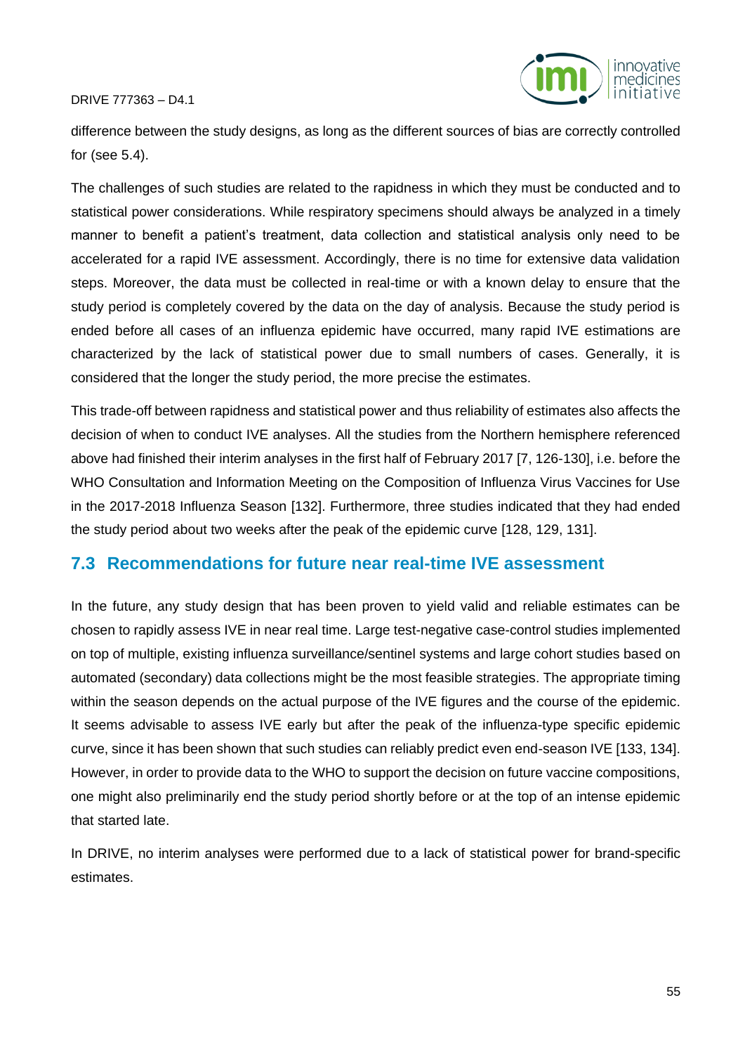difference between the study designs, as long as the different sources of bias are correctly controlled for (see 5.4).

The challenges of such studies are related to the rapidness in which they must be conducted and to statistical power considerations. While respiratory specimens should always be analyzed in a timely manner to benefit a patient's treatment, data collection and statistical analysis only need to be accelerated for a rapid IVE assessment. Accordingly, there is no time for extensive data validation steps. Moreover, the data must be collected in real-time or with a known delay to ensure that the study period is completely covered by the data on the day of analysis. Because the study period is ended before all cases of an influenza epidemic have occurred, many rapid IVE estimations are characterized by the lack of statistical power due to small numbers of cases. Generally, it is considered that the longer the study period, the more precise the estimates.

This trade-off between rapidness and statistical power and thus reliability of estimates also affects the decision of when to conduct IVE analyses. All the studies from the Northern hemisphere referenced above had finished their interim analyses in the first half of February 2017 [7, 126-130], i.e. before the WHO Consultation and Information Meeting on the Composition of Influenza Virus Vaccines for Use in the 2017-2018 Influenza Season [132]. Furthermore, three studies indicated that they had ended the study period about two weeks after the peak of the epidemic curve [128, 129, 131].

## 7.3 Recommendations for future near real-time IVE assessment

In the future, any study design that has been proven to yield valid and reliable estimates can be chosen to rapidly assess IVE in near real time. Large test-negative case-control studies implemented on top of multiple, existing influenza surveillance/sentinel systems and large cohort studies based on automated (secondary) data collections might be the most feasible strategies. The appropriate timing within the season depends on the actual purpose of the IVE figures and the course of the epidemic. It seems advisable to assess IVE early but after the peak of the influenza-type specific epidemic curve, since it has been shown that such studies can reliably predict even end-season IVE [133, 134]. However, in order to provide data to the WHO to support the decision on future vaccine compositions, one might also preliminarily end the study period shortly before or at the top of an intense epidemic that started late.

In DRIVE, no interim analyses were performed due to a lack of statistical power for brand-specific estimates.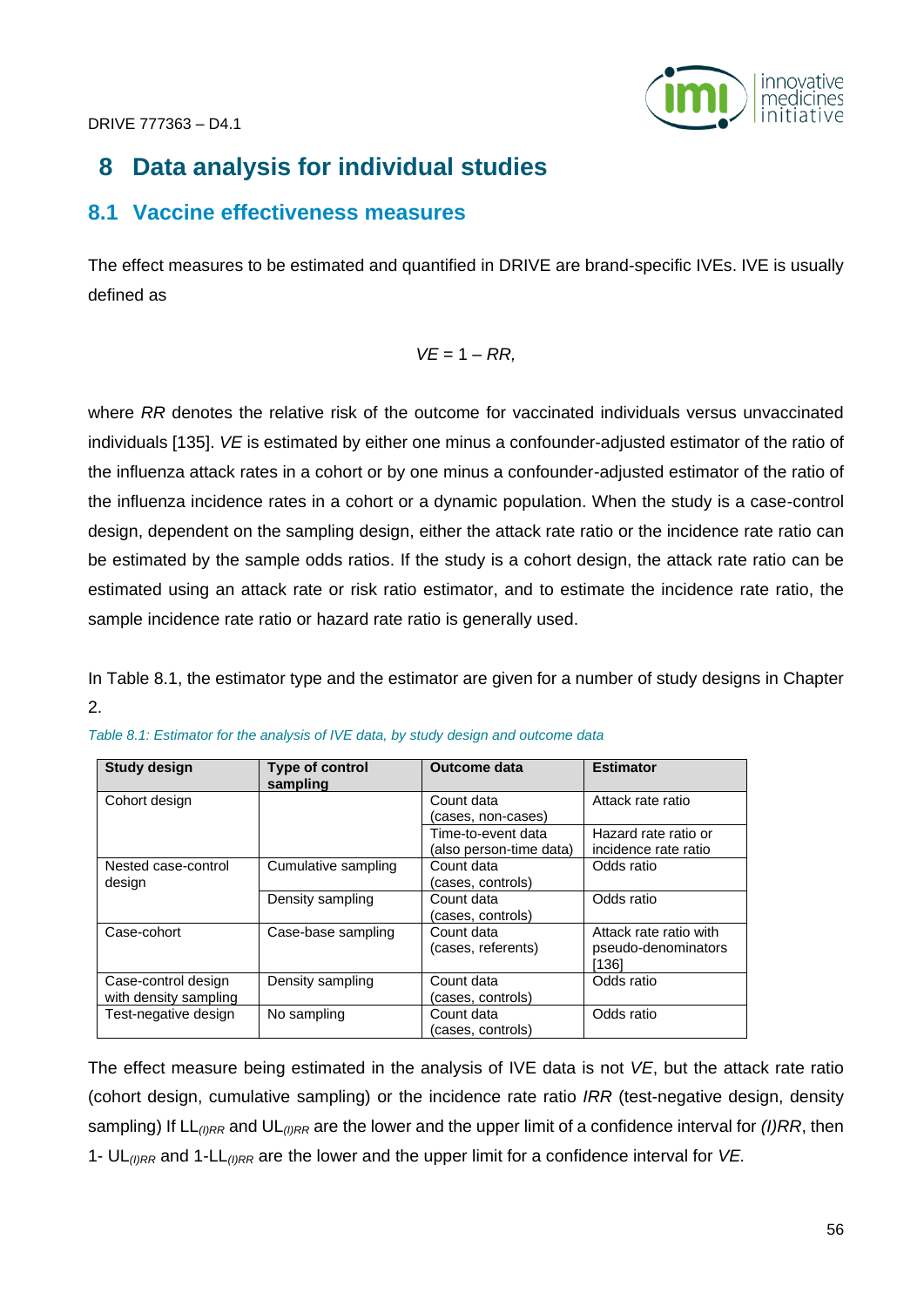# 8 Data analysis for individual studies

## 8.1 Vaccine effectiveness measures

The effect measures to be estimated and quantified in DRIVE are brand-specific IVEs. IVE is usually defined as

$$VE = 1 - RR,$$

where *RR* denotes the relative risk of the outcome for vaccinated individuals versus unvaccinated individuals [135]. *VE* is estimated by either one minus a confounder-adjusted estimator of the ratio of the influenza attack rates in a cohort or by one minus a confounder-adjusted estimator of the ratio of the influenza incidence rates in a cohort or a dynamic population. When the study is a case-control design, dependent on the sampling design, either the attack rate ratio or the incidence rate ratio can be estimated by the sample odds ratios. If the study is a cohort design, the attack rate ratio can be estimated using an attack rate or risk ratio estimator, and to estimate the incidence rate ratio, the sample incidence rate ratio or hazard rate ratio is generally used.

In Table 8.1, the estimator type and the estimator are given for a number of study designs in Chapter 2.

*Table 8.1: Estimator for the analysis of IVE data, by study design and outcome data*

| Study design | Type of control sampling | Outcome data | Estimator |
|---|---|---|---|
| Cohort design | | Count data (cases, non-cases) | Attack rate ratio |
| | | Time-to-event data (also person-time data) | Hazard rate ratio or incidence rate ratio |
| Nested case-control design | Cumulative sampling | Count data (cases, controls) | Odds ratio |
| | Density sampling | Count data (cases, controls) | Odds ratio |
| Case-cohort | Case-base sampling | Count data (cases, referents) | Attack rate ratio with pseudo-denominators [136] |
| Case-control design with density sampling | Density sampling | Count data (cases, controls) | Odds ratio |
| Test-negative design | No sampling | Count data (cases, controls) | Odds ratio |

The effect measure being estimated in the analysis of IVE data is not *VE*, but the attack rate ratio (cohort design, cumulative sampling) or the incidence rate ratio *IRR* (test-negative design, density sampling) If $LL_{(I)RR}$ and $UL_{(I)RR}$ are the lower and the upper limit of a confidence interval for *(I)RR*, then $1 - UL_{(I)RR}$ and $1 - LL_{(I)RR}$ are the lower and the upper limit for a confidence interval for *VE*.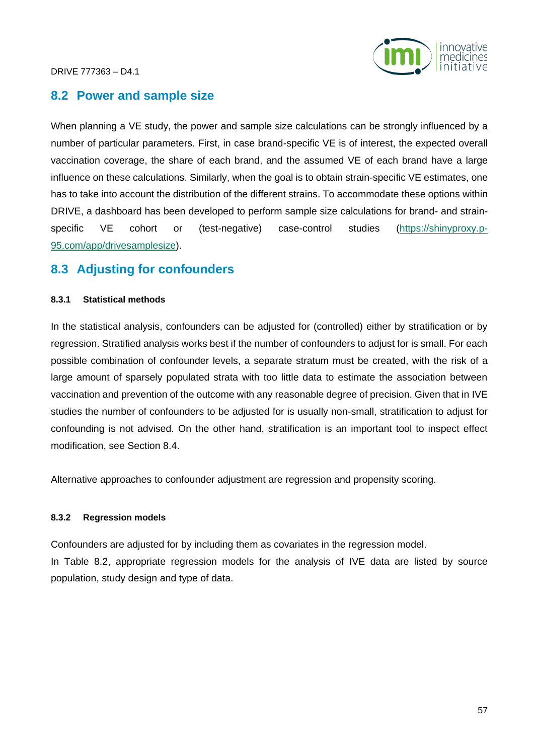## 8.2 Power and sample size

When planning a VE study, the power and sample size calculations can be strongly influenced by a number of particular parameters. First, in case brand-specific VE is of interest, the expected overall vaccination coverage, the share of each brand, and the assumed VE of each brand have a large influence on these calculations. Similarly, when the goal is to obtain strain-specific VE estimates, one has to take into account the distribution of the different strains. To accommodate these options within DRIVE, a dashboard has been developed to perform sample size calculations for brand- and strain-specific VE cohort or (test-negative) case-control studies (https://shinyproxy.p-95.com/app/drivesamplesize).

## 8.3 Adjusting for confounders

#### 8.3.1 Statistical methods

In the statistical analysis, confounders can be adjusted for (controlled) either by stratification or by regression. Stratified analysis works best if the number of confounders to adjust for is small. For each possible combination of confounder levels, a separate stratum must be created, with the risk of a large amount of sparsely populated strata with too little data to estimate the association between vaccination and prevention of the outcome with any reasonable degree of precision. Given that in IVE studies the number of confounders to be adjusted for is usually non-small, stratification to adjust for confounding is not advised. On the other hand, stratification is an important tool to inspect effect modification, see Section 8.4.

Alternative approaches to confounder adjustment are regression and propensity scoring.

#### 8.3.2 Regression models

Confounders are adjusted for by including them as covariates in the regression model.
In Table 8.2, appropriate regression models for the analysis of IVE data are listed by source population, study design and type of data.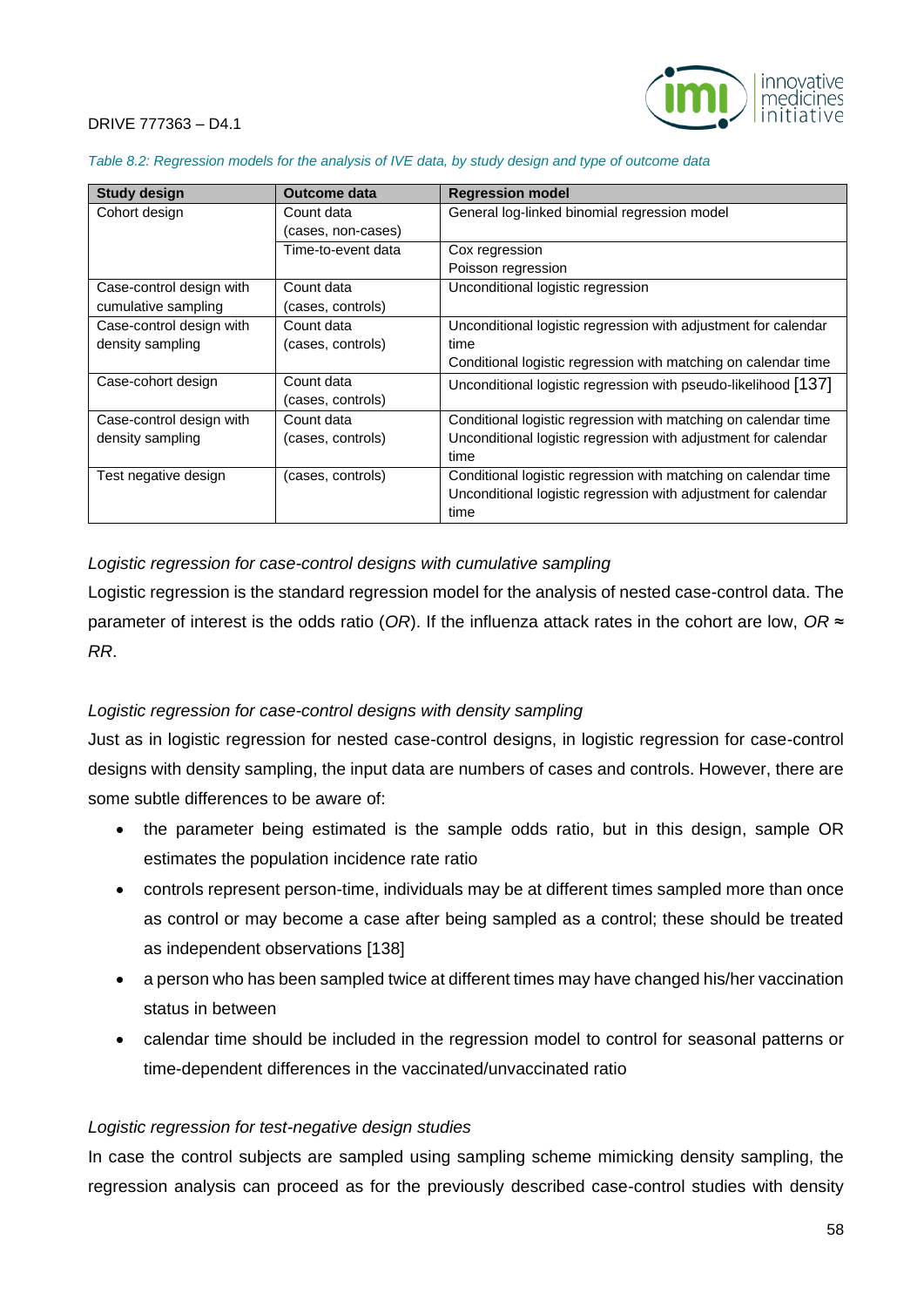*Table 8.2: Regression models for the analysis of IVE data, by study design and type of outcome data*

| Study design | Outcome data | Regression model |
|---|---|---|
| Cohort design | Count data (cases, non-cases) | General log-linked binomial regression model |
| | Time-to-event data | Cox regression<br>Poisson regression |
| Case-control design with cumulative sampling | Count data (cases, controls) | Unconditional logistic regression |
| Case-control design with density sampling | Count data (cases, controls) | Unconditional logistic regression with adjustment for calendar time<br>Conditional logistic regression with matching on calendar time |
| Case-cohort design | Count data (cases, controls) | Unconditional logistic regression with pseudo-likelihood [137] |
| Case-control design with density sampling | Count data (cases, controls) | Conditional logistic regression with matching on calendar time<br>Unconditional logistic regression with adjustment for calendar time |
| Test negative design | (cases, controls) | Conditional logistic regression with matching on calendar time<br>Unconditional logistic regression with adjustment for calendar time |

*Logistic regression for case-control designs with cumulative sampling*

Logistic regression is the standard regression model for the analysis of nested case-control data. The parameter of interest is the odds ratio (*OR*). If the influenza attack rates in the cohort are low, $OR \approx RR$.

*Logistic regression for case-control designs with density sampling*

Just as in logistic regression for nested case-control designs, in logistic regression for case-control designs with density sampling, the input data are numbers of cases and controls. However, there are some subtle differences to be aware of:

- the parameter being estimated is the sample odds ratio, but in this design, sample OR estimates the population incidence rate ratio
- controls represent person-time, individuals may be at different times sampled more than once as control or may become a case after being sampled as a control; these should be treated as independent observations [138]
- a person who has been sampled twice at different times may have changed his/her vaccination status in between
- calendar time should be included in the regression model to control for seasonal patterns or time-dependent differences in the vaccinated/unvaccinated ratio

*Logistic regression for test-negative design studies*

In case the control subjects are sampled using sampling scheme mimicking density sampling, the regression analysis can proceed as for the previously described case-control studies with density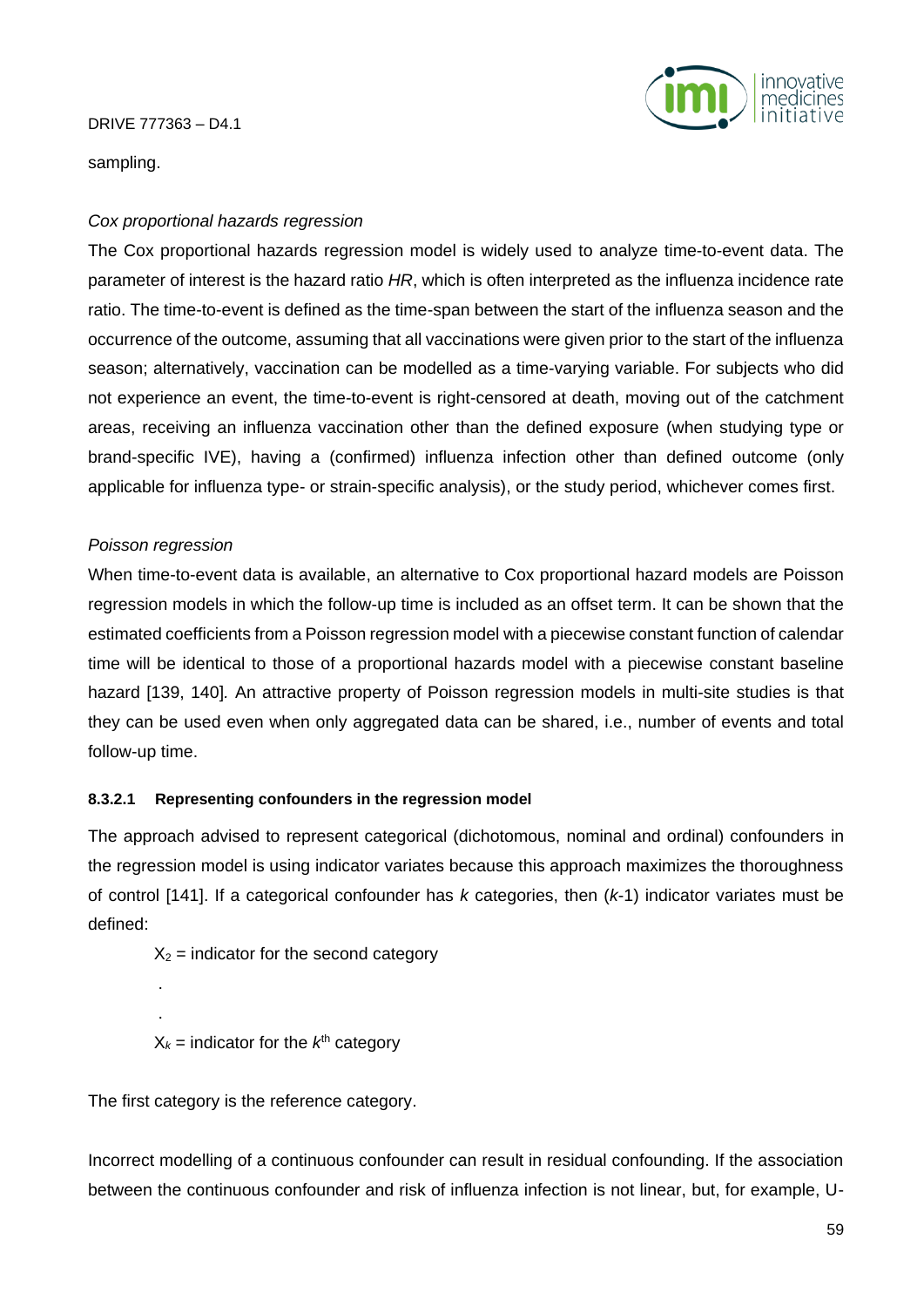sampling.

*Cox proportional hazards regression*

The Cox proportional hazards regression model is widely used to analyze time-to-event data. The parameter of interest is the hazard ratio *HR*, which is often interpreted as the influenza incidence rate ratio. The time-to-event is defined as the time-span between the start of the influenza season and the occurrence of the outcome, assuming that all vaccinations were given prior to the start of the influenza season; alternatively, vaccination can be modelled as a time-varying variable. For subjects who did not experience an event, the time-to-event is right-censored at death, moving out of the catchment areas, receiving an influenza vaccination other than the defined exposure (when studying type or brand-specific IVE), having a (confirmed) influenza infection other than defined outcome (only applicable for influenza type- or strain-specific analysis), or the study period, whichever comes first.

*Poisson regression*

When time-to-event data is available, an alternative to Cox proportional hazard models are Poisson regression models in which the follow-up time is included as an offset term. It can be shown that the estimated coefficients from a Poisson regression model with a piecewise constant function of calendar time will be identical to those of a proportional hazards model with a piecewise constant baseline hazard [139, 140]. An attractive property of Poisson regression models in multi-site studies is that they can be used even when only aggregated data can be shared, i.e., number of events and total follow-up time.

#### 8.3.2.1 Representing confounders in the regression model

The approach advised to represent categorical (dichotomous, nominal and ordinal) confounders in the regression model is using indicator variates because this approach maximizes the thoroughness of control [141]. If a categorical confounder has *k* categories, then (*k*-1) indicator variates must be defined:

$X_2$ = indicator for the second category

.

.

$X_k$ = indicator for the $k^{th}$ category

The first category is the reference category.

Incorrect modelling of a continuous confounder can result in residual confounding. If the association between the continuous confounder and risk of influenza infection is not linear, but, for example, U-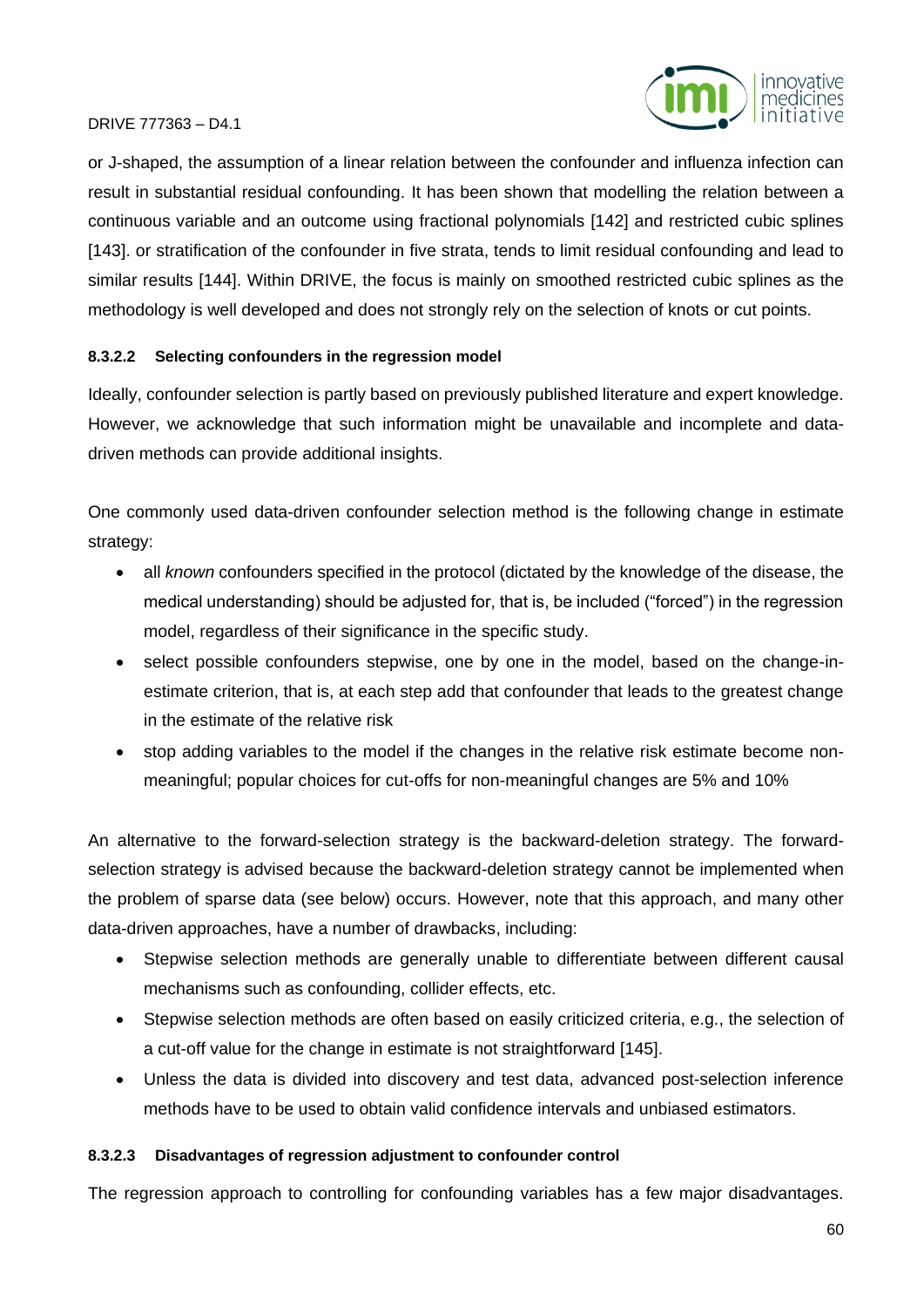or J-shaped, the assumption of a linear relation between the confounder and influenza infection can result in substantial residual confounding. It has been shown that modelling the relation between a continuous variable and an outcome using fractional polynomials [142] and restricted cubic splines [143]. or stratification of the confounder in five strata, tends to limit residual confounding and lead to similar results [144]. Within DRIVE, the focus is mainly on smoothed restricted cubic splines as the methodology is well developed and does not strongly rely on the selection of knots or cut points.

#### 8.3.2.2 Selecting confounders in the regression model

Ideally, confounder selection is partly based on previously published literature and expert knowledge. However, we acknowledge that such information might be unavailable and incomplete and data-driven methods can provide additional insights.

One commonly used data-driven confounder selection method is the following change in estimate strategy:

- all *known* confounders specified in the protocol (dictated by the knowledge of the disease, the medical understanding) should be adjusted for, that is, be included ("forced") in the regression model, regardless of their significance in the specific study.
- select possible confounders stepwise, one by one in the model, based on the change-in-estimate criterion, that is, at each step add that confounder that leads to the greatest change in the estimate of the relative risk
- stop adding variables to the model if the changes in the relative risk estimate become non-meaningful; popular choices for cut-offs for non-meaningful changes are 5% and 10%

An alternative to the forward-selection strategy is the backward-deletion strategy. The forward-selection strategy is advised because the backward-deletion strategy cannot be implemented when the problem of sparse data (see below) occurs. However, note that this approach, and many other data-driven approaches, have a number of drawbacks, including:

- Stepwise selection methods are generally unable to differentiate between different causal mechanisms such as confounding, collider effects, etc.
- Stepwise selection methods are often based on easily criticized criteria, e.g., the selection of a cut-off value for the change in estimate is not straightforward [145].
- Unless the data is divided into discovery and test data, advanced post-selection inference methods have to be used to obtain valid confidence intervals and unbiased estimators.

#### 8.3.2.3 Disadvantages of regression adjustment to confounder control

The regression approach to controlling for confounding variables has a few major disadvantages.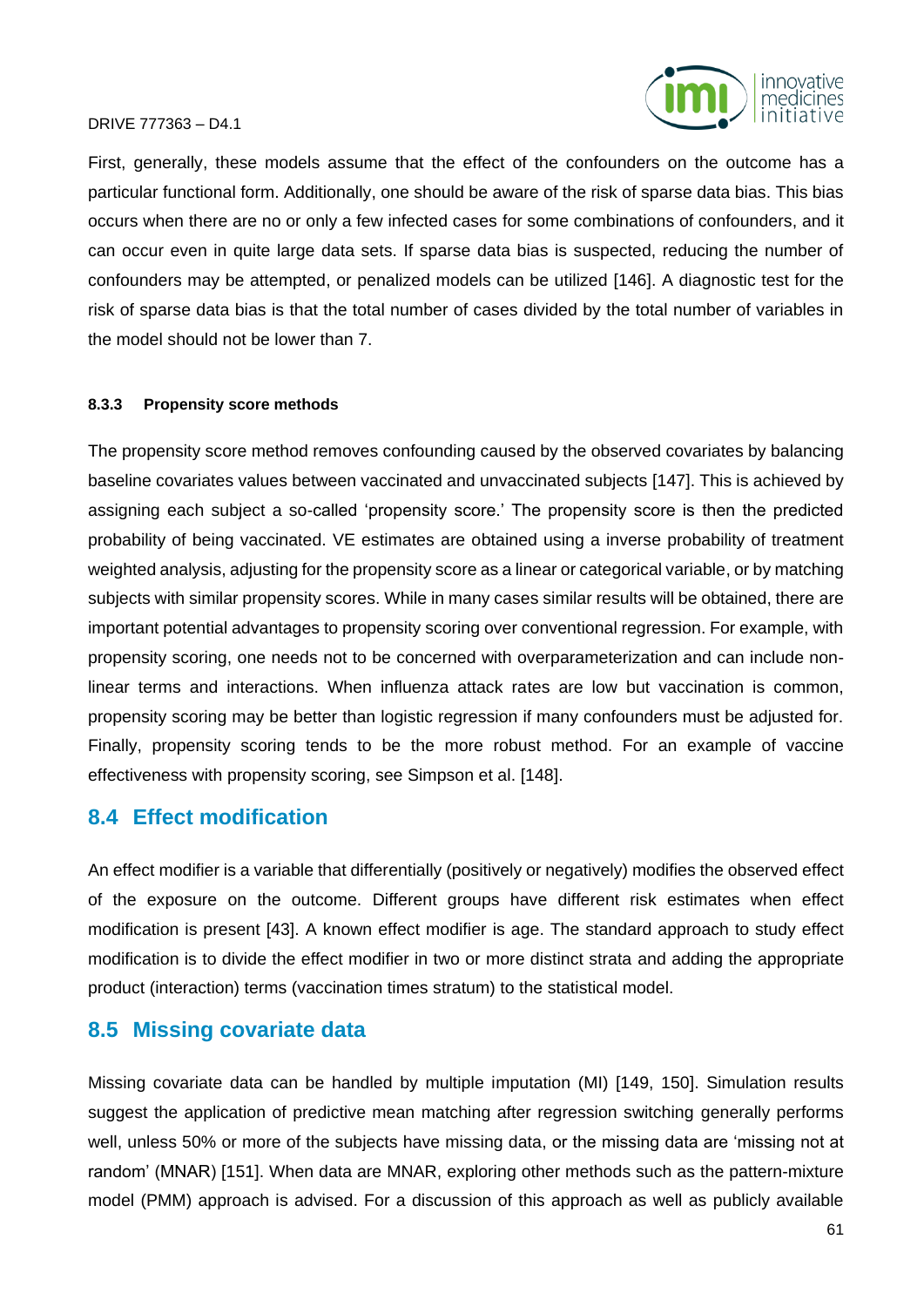First, generally, these models assume that the effect of the confounders on the outcome has a particular functional form. Additionally, one should be aware of the risk of sparse data bias. This bias occurs when there are no or only a few infected cases for some combinations of confounders, and it can occur even in quite large data sets. If sparse data bias is suspected, reducing the number of confounders may be attempted, or penalized models can be utilized [146]. A diagnostic test for the risk of sparse data bias is that the total number of cases divided by the total number of variables in the model should not be lower than 7.

#### 8.3.3 Propensity score methods

The propensity score method removes confounding caused by the observed covariates by balancing baseline covariates values between vaccinated and unvaccinated subjects [147]. This is achieved by assigning each subject a so-called 'propensity score.' The propensity score is then the predicted probability of being vaccinated. VE estimates are obtained using a inverse probability of treatment weighted analysis, adjusting for the propensity score as a linear or categorical variable, or by matching subjects with similar propensity scores. While in many cases similar results will be obtained, there are important potential advantages to propensity scoring over conventional regression. For example, with propensity scoring, one needs not to be concerned with overparameterization and can include non-linear terms and interactions. When influenza attack rates are low but vaccination is common, propensity scoring may be better than logistic regression if many confounders must be adjusted for. Finally, propensity scoring tends to be the more robust method. For an example of vaccine effectiveness with propensity scoring, see Simpson et al. [148].

## 8.4 Effect modification

An effect modifier is a variable that differentially (positively or negatively) modifies the observed effect of the exposure on the outcome. Different groups have different risk estimates when effect modification is present [43]. A known effect modifier is age. The standard approach to study effect modification is to divide the effect modifier in two or more distinct strata and adding the appropriate product (interaction) terms (vaccination times stratum) to the statistical model.

## 8.5 Missing covariate data

Missing covariate data can be handled by multiple imputation (MI) [149, 150]. Simulation results suggest the application of predictive mean matching after regression switching generally performs well, unless 50% or more of the subjects have missing data, or the missing data are 'missing not at random' (MNAR) [151]. When data are MNAR, exploring other methods such as the pattern-mixture model (PMM) approach is advised. For a discussion of this approach as well as publicly available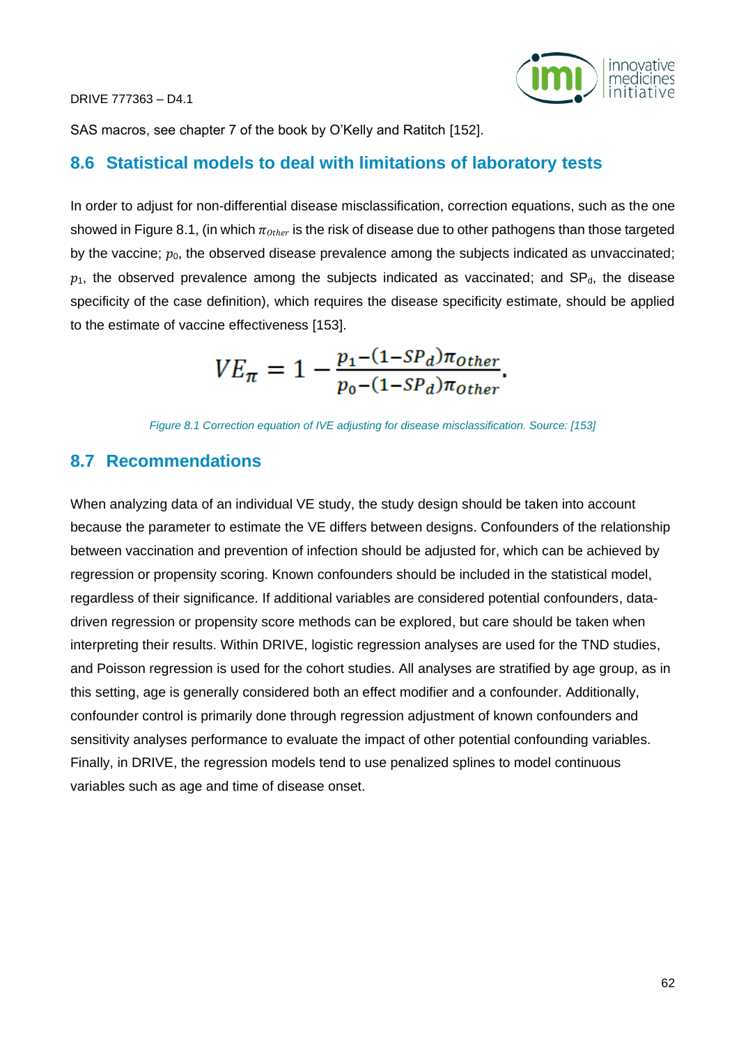SAS macros, see chapter 7 of the book by O'Kelly and Ratitch [152].

## 8.6 Statistical models to deal with limitations of laboratory tests

In order to adjust for non-differential disease misclassification, correction equations, such as the one showed in Figure 8.1, (in which $\pi_{Other}$ is the risk of disease due to other pathogens than those targeted by the vaccine; $p_0$, the observed disease prevalence among the subjects indicated as unvaccinated; $p_1$, the observed prevalence among the subjects indicated as vaccinated; and $SP_d$, the disease specificity of the case definition), which requires the disease specificity estimate, should be applied to the estimate of vaccine effectiveness [153].

$$VE_{\pi} = 1 - \frac{p_1 - (1 - SP_d)\pi_{Other}}{p_0 - (1 - SP_d)\pi_{Other}}.$$

*Figure 8.1 Correction equation of IVE adjusting for disease misclassification. Source: [153]*

## 8.7 Recommendations

When analyzing data of an individual VE study, the study design should be taken into account because the parameter to estimate the VE differs between designs. Confounders of the relationship between vaccination and prevention of infection should be adjusted for, which can be achieved by regression or propensity scoring. Known confounders should be included in the statistical model, regardless of their significance. If additional variables are considered potential confounders, data-driven regression or propensity score methods can be explored, but care should be taken when interpreting their results. Within DRIVE, logistic regression analyses are used for the TND studies, and Poisson regression is used for the cohort studies. All analyses are stratified by age group, as in this setting, age is generally considered both an effect modifier and a confounder. Additionally, confounder control is primarily done through regression adjustment of known confounders and sensitivity analyses performance to evaluate the impact of other potential confounding variables. Finally, in DRIVE, the regression models tend to use penalized splines to model continuous variables such as age and time of disease onset.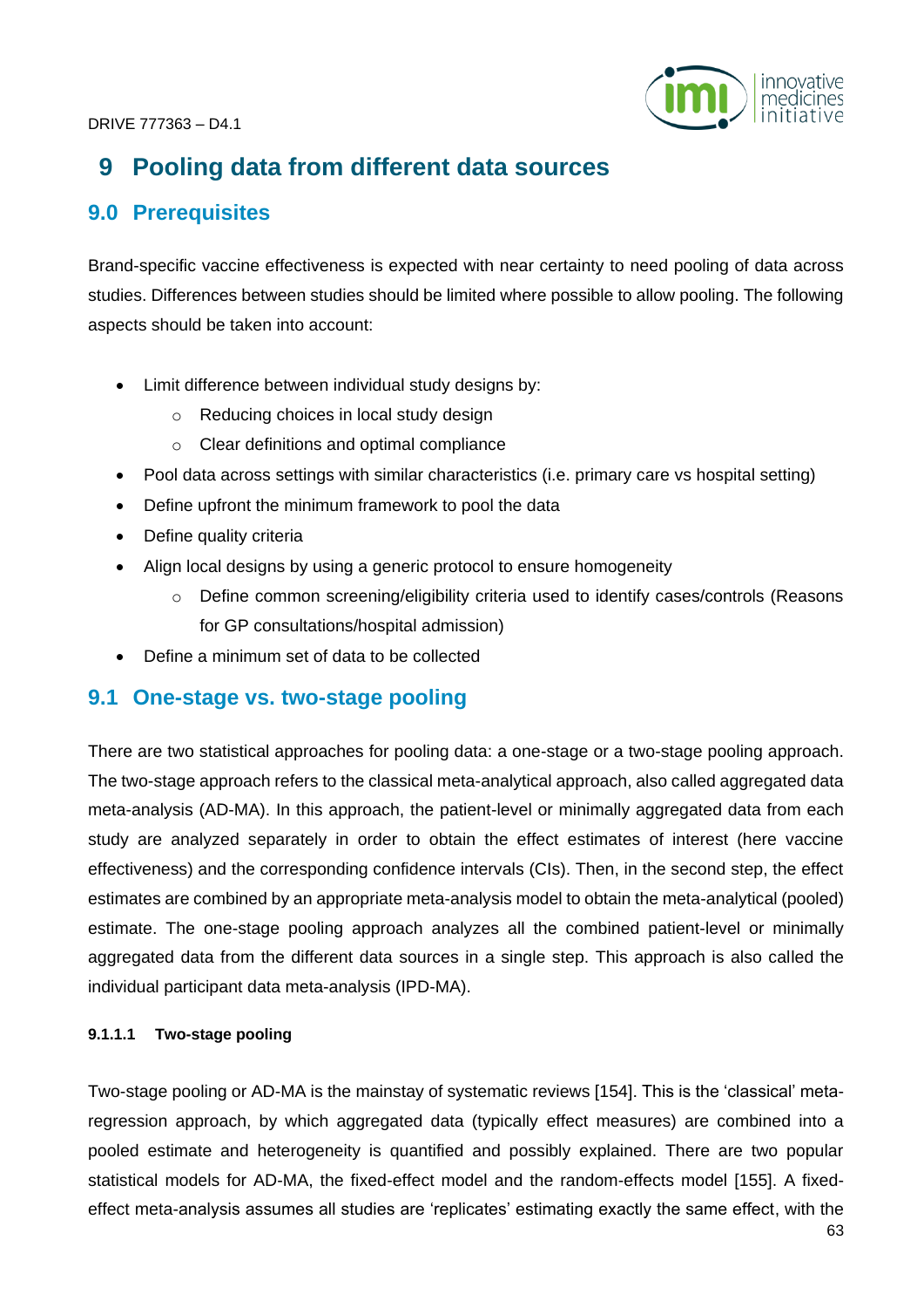# 9 Pooling data from different data sources

## 9.0 Prerequisites

Brand-specific vaccine effectiveness is expected with near certainty to need pooling of data across studies. Differences between studies should be limited where possible to allow pooling. The following aspects should be taken into account:

- Limit difference between individual study designs by:
  - Reducing choices in local study design
  - Clear definitions and optimal compliance
- Pool data across settings with similar characteristics (i.e. primary care vs hospital setting)
- Define upfront the minimum framework to pool the data
- Define quality criteria
- Align local designs by using a generic protocol to ensure homogeneity
  - Define common screening/eligibility criteria used to identify cases/controls (Reasons for GP consultations/hospital admission)
- Define a minimum set of data to be collected

## 9.1 One-stage vs. two-stage pooling

There are two statistical approaches for pooling data: a one-stage or a two-stage pooling approach. The two-stage approach refers to the classical meta-analytical approach, also called aggregated data meta-analysis (AD-MA). In this approach, the patient-level or minimally aggregated data from each study are analyzed separately in order to obtain the effect estimates of interest (here vaccine effectiveness) and the corresponding confidence intervals (CIs). Then, in the second step, the effect estimates are combined by an appropriate meta-analysis model to obtain the meta-analytical (pooled) estimate. The one-stage pooling approach analyzes all the combined patient-level or minimally aggregated data from the different data sources in a single step. This approach is also called the individual participant data meta-analysis (IPD-MA).

#### 9.1.1.1 Two-stage pooling

Two-stage pooling or AD-MA is the mainstay of systematic reviews [154]. This is the 'classical' meta-regression approach, by which aggregated data (typically effect measures) are combined into a pooled estimate and heterogeneity is quantified and possibly explained. There are two popular statistical models for AD-MA, the fixed-effect model and the random-effects model [155]. A fixed-effect meta-analysis assumes all studies are 'replicates' estimating exactly the same effect, with the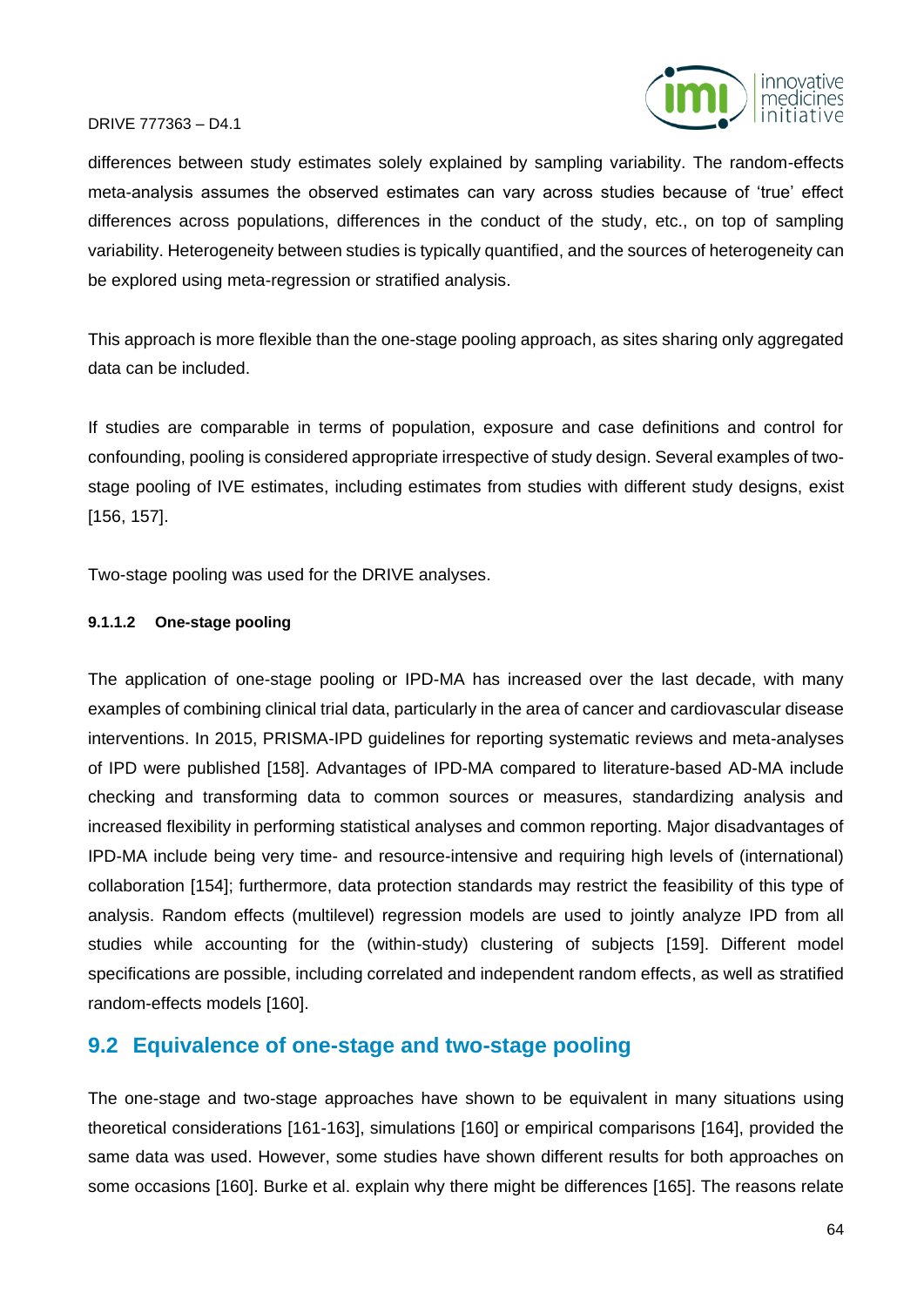differences between study estimates solely explained by sampling variability. The random-effects meta-analysis assumes the observed estimates can vary across studies because of 'true' effect differences across populations, differences in the conduct of the study, etc., on top of sampling variability. Heterogeneity between studies is typically quantified, and the sources of heterogeneity can be explored using meta-regression or stratified analysis.

This approach is more flexible than the one-stage pooling approach, as sites sharing only aggregated data can be included.

If studies are comparable in terms of population, exposure and case definitions and control for confounding, pooling is considered appropriate irrespective of study design. Several examples of two-stage pooling of IVE estimates, including estimates from studies with different study designs, exist [156, 157].

Two-stage pooling was used for the DRIVE analyses.

#### 9.1.1.2 One-stage pooling

The application of one-stage pooling or IPD-MA has increased over the last decade, with many examples of combining clinical trial data, particularly in the area of cancer and cardiovascular disease interventions. In 2015, PRISMA-IPD guidelines for reporting systematic reviews and meta-analyses of IPD were published [158]. Advantages of IPD-MA compared to literature-based AD-MA include checking and transforming data to common sources or measures, standardizing analysis and increased flexibility in performing statistical analyses and common reporting. Major disadvantages of IPD-MA include being very time- and resource-intensive and requiring high levels of (international) collaboration [154]; furthermore, data protection standards may restrict the feasibility of this type of analysis. Random effects (multilevel) regression models are used to jointly analyze IPD from all studies while accounting for the (within-study) clustering of subjects [159]. Different model specifications are possible, including correlated and independent random effects, as well as stratified random-effects models [160].

## 9.2 Equivalence of one-stage and two-stage pooling

The one-stage and two-stage approaches have shown to be equivalent in many situations using theoretical considerations [161-163], simulations [160] or empirical comparisons [164], provided the same data was used. However, some studies have shown different results for both approaches on some occasions [160]. Burke et al. explain why there might be differences [165]. The reasons relate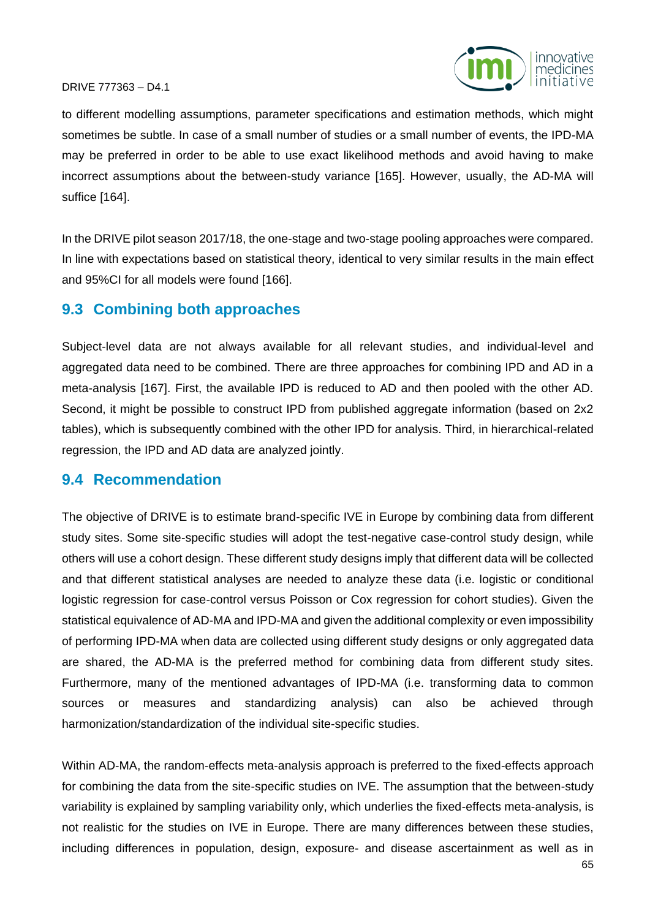to different modelling assumptions, parameter specifications and estimation methods, which might sometimes be subtle. In case of a small number of studies or a small number of events, the IPD-MA may be preferred in order to be able to use exact likelihood methods and avoid having to make incorrect assumptions about the between-study variance [165]. However, usually, the AD-MA will suffice [164].

In the DRIVE pilot season 2017/18, the one-stage and two-stage pooling approaches were compared. In line with expectations based on statistical theory, identical to very similar results in the main effect and 95%CI for all models were found [166].

## 9.3 Combining both approaches

Subject-level data are not always available for all relevant studies, and individual-level and aggregated data need to be combined. There are three approaches for combining IPD and AD in a meta-analysis [167]. First, the available IPD is reduced to AD and then pooled with the other AD. Second, it might be possible to construct IPD from published aggregate information (based on 2x2 tables), which is subsequently combined with the other IPD for analysis. Third, in hierarchical-related regression, the IPD and AD data are analyzed jointly.

## 9.4 Recommendation

The objective of DRIVE is to estimate brand-specific IVE in Europe by combining data from different study sites. Some site-specific studies will adopt the test-negative case-control study design, while others will use a cohort design. These different study designs imply that different data will be collected and that different statistical analyses are needed to analyze these data (i.e. logistic or conditional logistic regression for case-control versus Poisson or Cox regression for cohort studies). Given the statistical equivalence of AD-MA and IPD-MA and given the additional complexity or even impossibility of performing IPD-MA when data are collected using different study designs or only aggregated data are shared, the AD-MA is the preferred method for combining data from different study sites. Furthermore, many of the mentioned advantages of IPD-MA (i.e. transforming data to common sources or measures and standardizing analysis) can also be achieved through harmonization/standardization of the individual site-specific studies.

Within AD-MA, the random-effects meta-analysis approach is preferred to the fixed-effects approach for combining the data from the site-specific studies on IVE. The assumption that the between-study variability is explained by sampling variability only, which underlies the fixed-effects meta-analysis, is not realistic for the studies on IVE in Europe. There are many differences between these studies, including differences in population, design, exposure- and disease ascertainment as well as in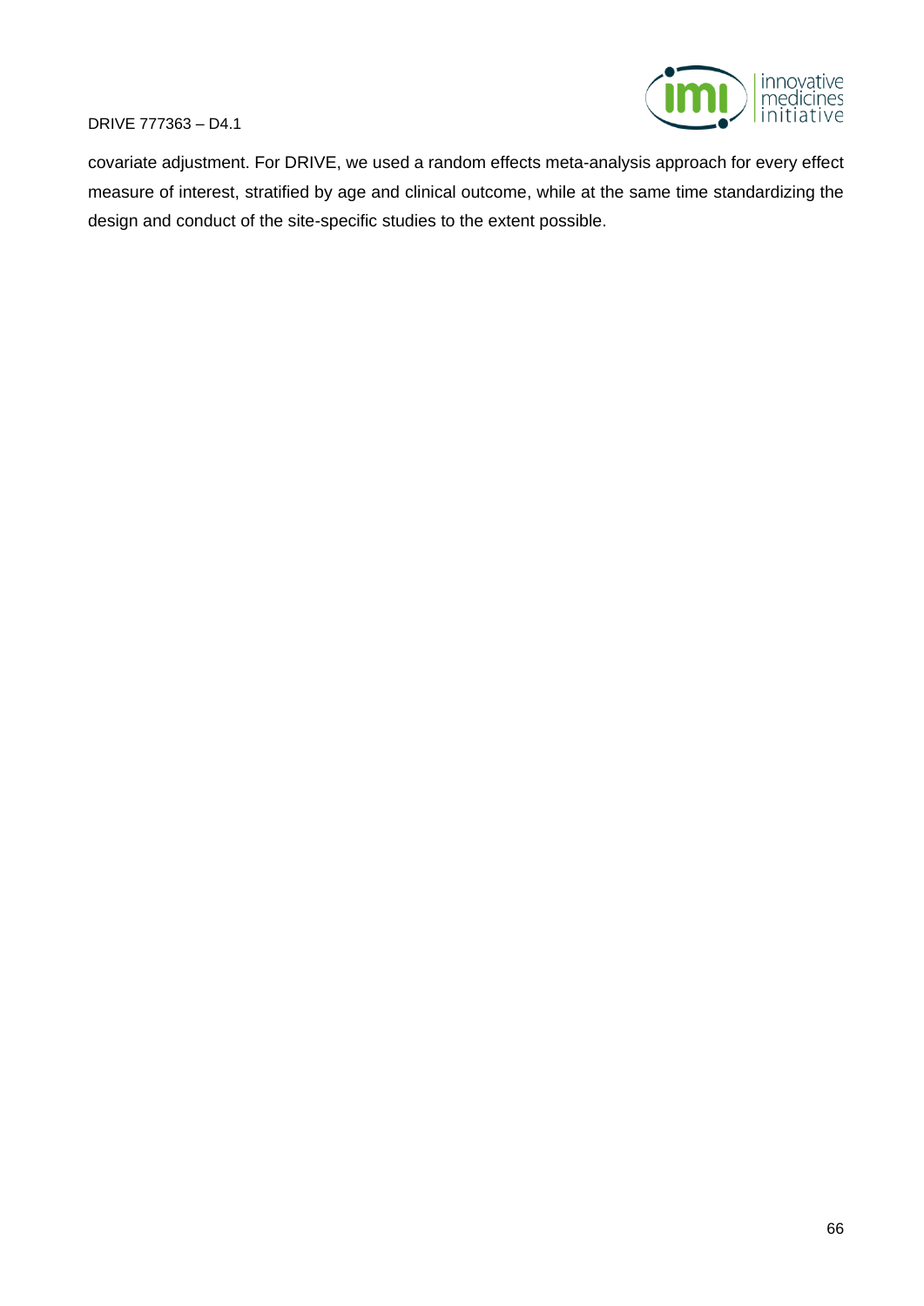covariate adjustment. For DRIVE, we used a random effects meta-analysis approach for every effect measure of interest, stratified by age and clinical outcome, while at the same time standardizing the design and conduct of the site-specific studies to the extent possible.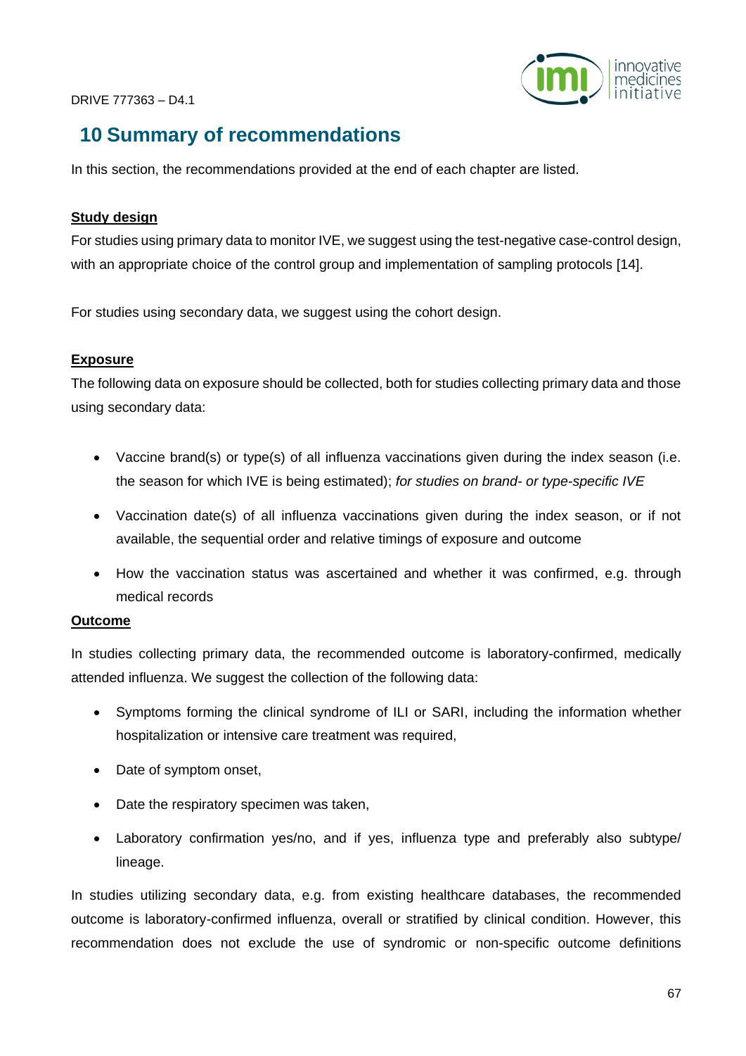# 10 Summary of recommendations

In this section, the recommendations provided at the end of each chapter are listed.

**Study design**

For studies using primary data to monitor IVE, we suggest using the test-negative case-control design, with an appropriate choice of the control group and implementation of sampling protocols [14].

For studies using secondary data, we suggest using the cohort design.

**Exposure**

The following data on exposure should be collected, both for studies collecting primary data and those using secondary data:

- Vaccine brand(s) or type(s) of all influenza vaccinations given during the index season (i.e. the season for which IVE is being estimated); *for studies on brand- or type-specific IVE*
- Vaccination date(s) of all influenza vaccinations given during the index season, or if not available, the sequential order and relative timings of exposure and outcome
- How the vaccination status was ascertained and whether it was confirmed, e.g. through medical records

**Outcome**

In studies collecting primary data, the recommended outcome is laboratory-confirmed, medically attended influenza. We suggest the collection of the following data:

- Symptoms forming the clinical syndrome of ILI or SARI, including the information whether hospitalization or intensive care treatment was required,
- Date of symptom onset,
- Date the respiratory specimen was taken,
- Laboratory confirmation yes/no, and if yes, influenza type and preferably also subtype/ lineage.

In studies utilizing secondary data, e.g. from existing healthcare databases, the recommended outcome is laboratory-confirmed influenza, overall or stratified by clinical condition. However, this recommendation does not exclude the use of syndromic or non-specific outcome definitions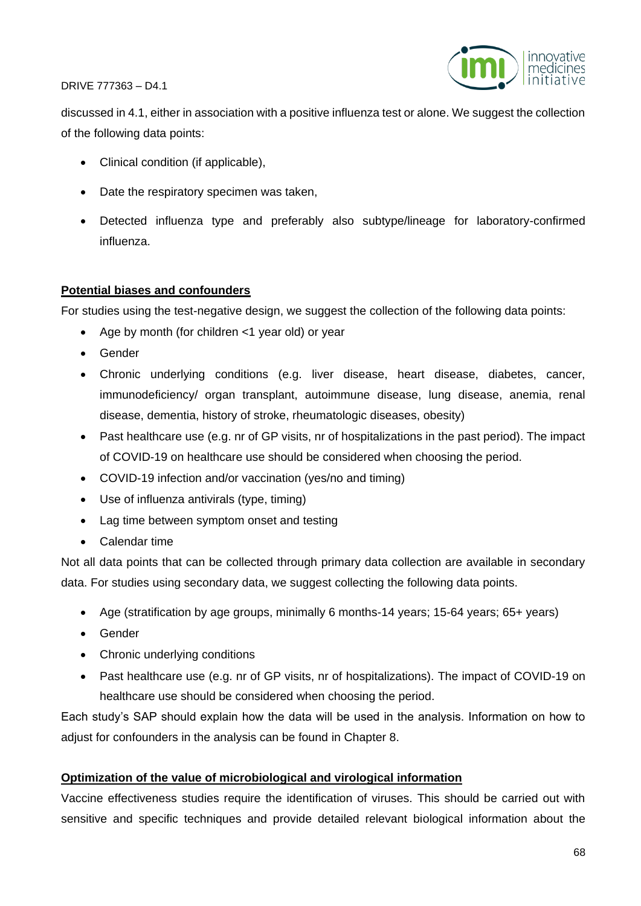discussed in 4.1, either in association with a positive influenza test or alone. We suggest the collection of the following data points:

- Clinical condition (if applicable),
- Date the respiratory specimen was taken,
- Detected influenza type and preferably also subtype/lineage for laboratory-confirmed influenza.

**Potential biases and confounders**

For studies using the test-negative design, we suggest the collection of the following data points:

- Age by month (for children <1 year old) or year
- Gender
- Chronic underlying conditions (e.g. liver disease, heart disease, diabetes, cancer, immunodeficiency/ organ transplant, autoimmune disease, lung disease, anemia, renal disease, dementia, history of stroke, rheumatologic diseases, obesity)
- Past healthcare use (e.g. nr of GP visits, nr of hospitalizations in the past period). The impact of COVID-19 on healthcare use should be considered when choosing the period.
- COVID-19 infection and/or vaccination (yes/no and timing)
- Use of influenza antivirals (type, timing)
- Lag time between symptom onset and testing
- Calendar time

Not all data points that can be collected through primary data collection are available in secondary data. For studies using secondary data, we suggest collecting the following data points.

- Age (stratification by age groups, minimally 6 months-14 years; 15-64 years; 65+ years)
- Gender
- Chronic underlying conditions
- Past healthcare use (e.g. nr of GP visits, nr of hospitalizations). The impact of COVID-19 on healthcare use should be considered when choosing the period.

Each study's SAP should explain how the data will be used in the analysis. Information on how to adjust for confounders in the analysis can be found in Chapter 8.

**Optimization of the value of microbiological and virological information**

Vaccine effectiveness studies require the identification of viruses. This should be carried out with sensitive and specific techniques and provide detailed relevant biological information about the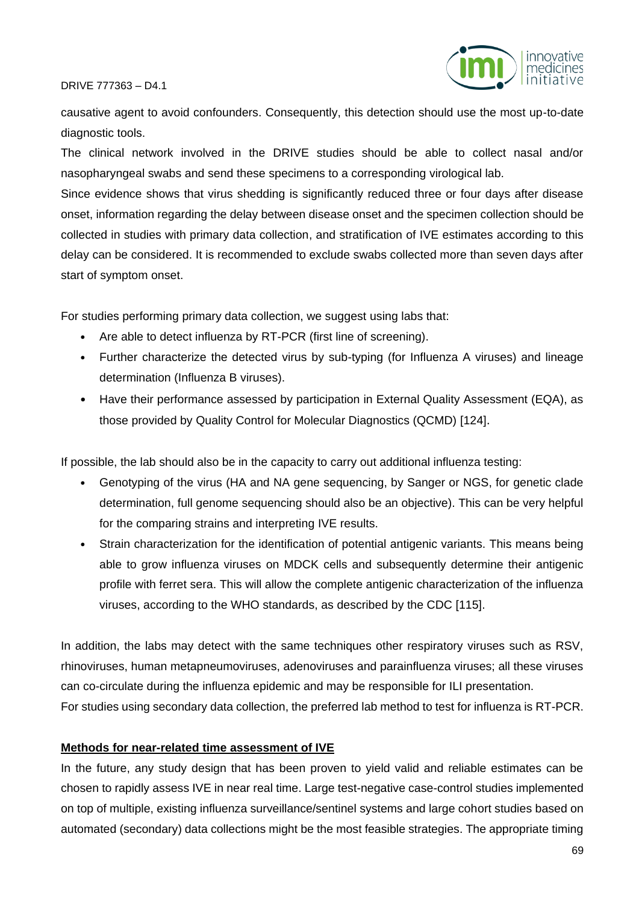causative agent to avoid confounders. Consequently, this detection should use the most up-to-date diagnostic tools.

The clinical network involved in the DRIVE studies should be able to collect nasal and/or nasopharyngeal swabs and send these specimens to a corresponding virological lab.

Since evidence shows that virus shedding is significantly reduced three or four days after disease onset, information regarding the delay between disease onset and the specimen collection should be collected in studies with primary data collection, and stratification of IVE estimates according to this delay can be considered. It is recommended to exclude swabs collected more than seven days after start of symptom onset.

For studies performing primary data collection, we suggest using labs that:

- Are able to detect influenza by RT-PCR (first line of screening).
- Further characterize the detected virus by sub-typing (for Influenza A viruses) and lineage determination (Influenza B viruses).
- Have their performance assessed by participation in External Quality Assessment (EQA), as those provided by Quality Control for Molecular Diagnostics (QCMD) [124].

If possible, the lab should also be in the capacity to carry out additional influenza testing:

- Genotyping of the virus (HA and NA gene sequencing, by Sanger or NGS, for genetic clade determination, full genome sequencing should also be an objective). This can be very helpful for the comparing strains and interpreting IVE results.
- Strain characterization for the identification of potential antigenic variants. This means being able to grow influenza viruses on MDCK cells and subsequently determine their antigenic profile with ferret sera. This will allow the complete antigenic characterization of the influenza viruses, according to the WHO standards, as described by the CDC [115].

In addition, the labs may detect with the same techniques other respiratory viruses such as RSV, rhinoviruses, human metapneumoviruses, adenoviruses and parainfluenza viruses; all these viruses can co-circulate during the influenza epidemic and may be responsible for ILI presentation.

For studies using secondary data collection, the preferred lab method to test for influenza is RT-PCR.

**<u>Methods for near-related time assessment of IVE</u>**

In the future, any study design that has been proven to yield valid and reliable estimates can be chosen to rapidly assess IVE in near real time. Large test-negative case-control studies implemented on top of multiple, existing influenza surveillance/sentinel systems and large cohort studies based on automated (secondary) data collections might be the most feasible strategies. The appropriate timing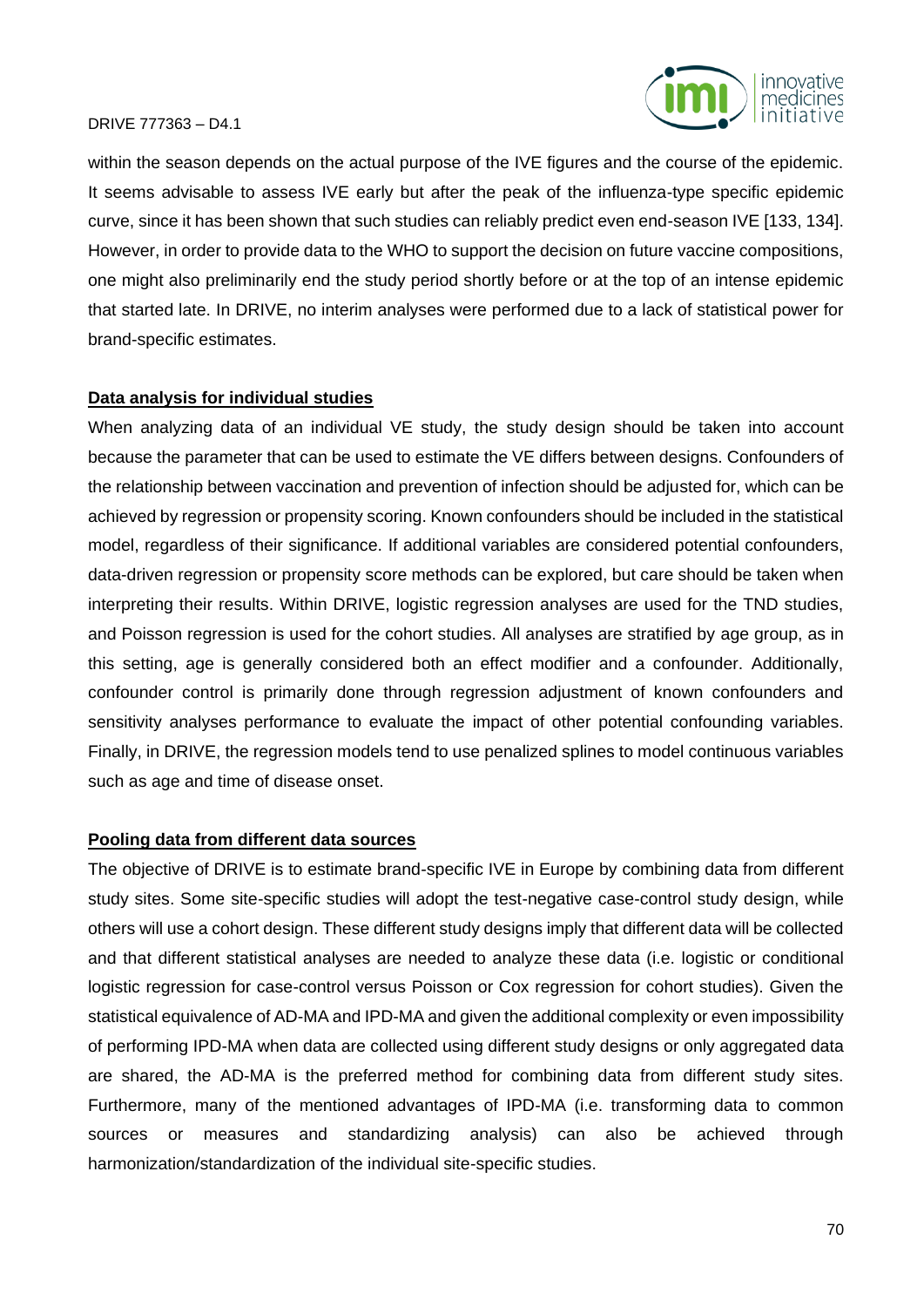within the season depends on the actual purpose of the IVE figures and the course of the epidemic. It seems advisable to assess IVE early but after the peak of the influenza-type specific epidemic curve, since it has been shown that such studies can reliably predict even end-season IVE [133, 134]. However, in order to provide data to the WHO to support the decision on future vaccine compositions, one might also preliminarily end the study period shortly before or at the top of an intense epidemic that started late. In DRIVE, no interim analyses were performed due to a lack of statistical power for brand-specific estimates.

**Data analysis for individual studies**

When analyzing data of an individual VE study, the study design should be taken into account because the parameter that can be used to estimate the VE differs between designs. Confounders of the relationship between vaccination and prevention of infection should be adjusted for, which can be achieved by regression or propensity scoring. Known confounders should be included in the statistical model, regardless of their significance. If additional variables are considered potential confounders, data-driven regression or propensity score methods can be explored, but care should be taken when interpreting their results. Within DRIVE, logistic regression analyses are used for the TND studies, and Poisson regression is used for the cohort studies. All analyses are stratified by age group, as in this setting, age is generally considered both an effect modifier and a confounder. Additionally, confounder control is primarily done through regression adjustment of known confounders and sensitivity analyses performance to evaluate the impact of other potential confounding variables. Finally, in DRIVE, the regression models tend to use penalized splines to model continuous variables such as age and time of disease onset.

**Pooling data from different data sources**

The objective of DRIVE is to estimate brand-specific IVE in Europe by combining data from different study sites. Some site-specific studies will adopt the test-negative case-control study design, while others will use a cohort design. These different study designs imply that different data will be collected and that different statistical analyses are needed to analyze these data (i.e. logistic or conditional logistic regression for case-control versus Poisson or Cox regression for cohort studies). Given the statistical equivalence of AD-MA and IPD-MA and given the additional complexity or even impossibility of performing IPD-MA when data are collected using different study designs or only aggregated data are shared, the AD-MA is the preferred method for combining data from different study sites. Furthermore, many of the mentioned advantages of IPD-MA (i.e. transforming data to common sources or measures and standardizing analysis) can also be achieved through harmonization/standardization of the individual site-specific studies.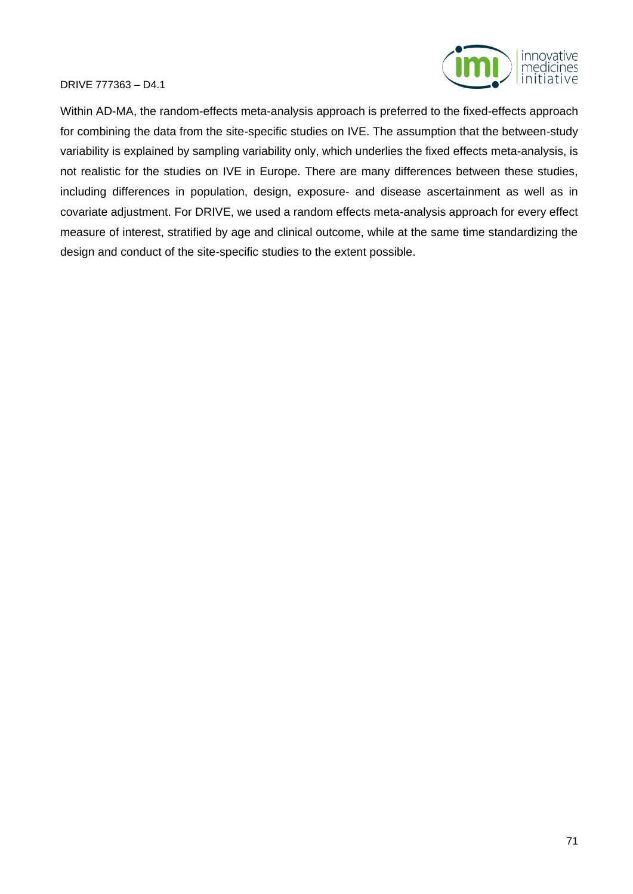Within AD-MA, the random-effects meta-analysis approach is preferred to the fixed-effects approach for combining the data from the site-specific studies on IVE. The assumption that the between-study variability is explained by sampling variability only, which underlies the fixed effects meta-analysis, is not realistic for the studies on IVE in Europe. There are many differences between these studies, including differences in population, design, exposure- and disease ascertainment as well as in covariate adjustment. For DRIVE, we used a random effects meta-analysis approach for every effect measure of interest, stratified by age and clinical outcome, while at the same time standardizing the design and conduct of the site-specific studies to the extent possible.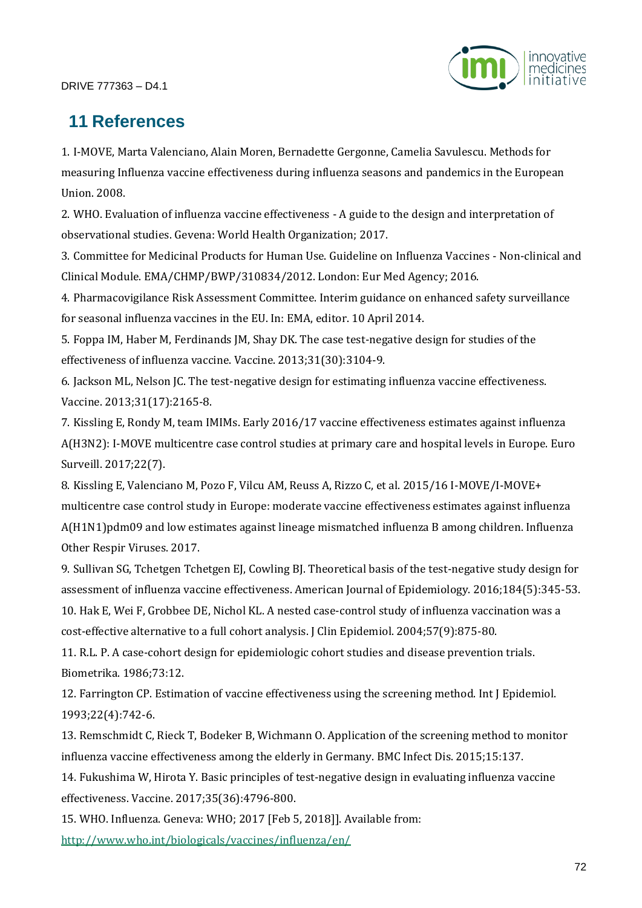# 11 References

1. I-MOVE, Marta Valenciano, Alain Moren, Bernadette Gergonne, Camelia Savulescu. Methods for measuring Influenza vaccine effectiveness during influenza seasons and pandemics in the European Union. 2008.
2. WHO. Evaluation of influenza vaccine effectiveness - A guide to the design and interpretation of observational studies. Gevena: World Health Organization; 2017.
3. Committee for Medicinal Products for Human Use. Guideline on Influenza Vaccines - Non-clinical and Clinical Module. EMA/CHMP/BWP/310834/2012. London: Eur Med Agency; 2016.
4. Pharmacovigilance Risk Assessment Committee. Interim guidance on enhanced safety surveillance for seasonal influenza vaccines in the EU. In: EMA, editor. 10 April 2014.
5. Foppa IM, Haber M, Ferdinands JM, Shay DK. The case test-negative design for studies of the effectiveness of influenza vaccine. Vaccine. 2013;31(30):3104-9.
6. Jackson ML, Nelson JC. The test-negative design for estimating influenza vaccine effectiveness. Vaccine. 2013;31(17):2165-8.
7. Kissling E, Rondy M, team IMIMs. Early 2016/17 vaccine effectiveness estimates against influenza A(H3N2): I-MOVE multicentre case control studies at primary care and hospital levels in Europe. Euro Surveill. 2017;22(7).
8. Kissling E, Valenciano M, Pozo F, Vilcu AM, Reuss A, Rizzo C, et al. 2015/16 I-MOVE/I-MOVE+ multicentre case control study in Europe: moderate vaccine effectiveness estimates against influenza A(H1N1)pdm09 and low estimates against lineage mismatched influenza B among children. Influenza Other Respir Viruses. 2017.
9. Sullivan SG, Tchetgen Tchetgen EJ, Cowling BJ. Theoretical basis of the test-negative study design for assessment of influenza vaccine effectiveness. American Journal of Epidemiology. 2016;184(5):345-53.
10. Hak E, Wei F, Grobbee DE, Nichol KL. A nested case-control study of influenza vaccination was a cost-effective alternative to a full cohort analysis. J Clin Epidemiol. 2004;57(9):875-80.
11. R.L. P. A case-cohort design for epidemiologic cohort studies and disease prevention trials. Biometrika. 1986;73:12.
12. Farrington CP. Estimation of vaccine effectiveness using the screening method. Int J Epidemiol. 1993;22(4):742-6.
13. Remschmidt C, Rieck T, Bodeker B, Wichmann O. Application of the screening method to monitor influenza vaccine effectiveness among the elderly in Germany. BMC Infect Dis. 2015;15:137.
14. Fukushima W, Hirota Y. Basic principles of test-negative design in evaluating influenza vaccine effectiveness. Vaccine. 2017;35(36):4796-800.
15. WHO. Influenza. Geneva: WHO; 2017 [Feb 5, 2018]]. Available from: http://www.who.int/biologicals/vaccines/influenza/en/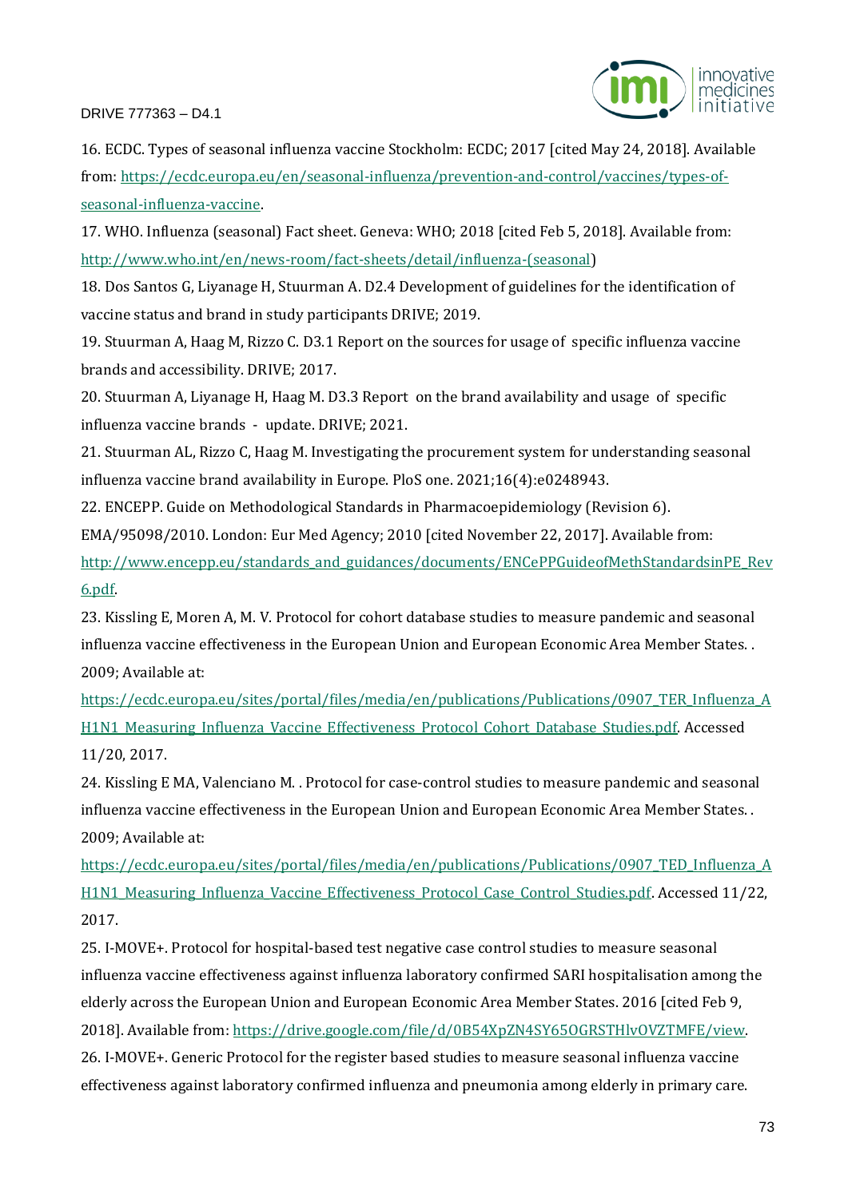16. ECDC. Types of seasonal influenza vaccine Stockholm: ECDC; 2017 [cited May 24, 2018]. Available from: https://ecdc.europa.eu/en/seasonal-influenza/prevention-and-control/vaccines/types-of-seasonal-influenza-vaccine.

17. WHO. Influenza (seasonal) Fact sheet. Geneva: WHO; 2018 [cited Feb 5, 2018]. Available from: http://www.who.int/en/news-room/fact-sheets/detail/influenza-(seasonal)

18. Dos Santos G, Liyanage H, Stuurman A. D2.4 Development of guidelines for the identification of vaccine status and brand in study participants DRIVE; 2019.

19. Stuurman A, Haag M, Rizzo C. D3.1 Report on the sources for usage of specific influenza vaccine brands and accessibility. DRIVE; 2017.

20. Stuurman A, Liyanage H, Haag M. D3.3 Report on the brand availability and usage of specific influenza vaccine brands - update. DRIVE; 2021.

21. Stuurman AL, Rizzo C, Haag M. Investigating the procurement system for understanding seasonal influenza vaccine brand availability in Europe. PloS one. 2021;16(4):e0248943.

22. ENCEPP. Guide on Methodological Standards in Pharmacoepidemiology (Revision 6). EMA/95098/2010. London: Eur Med Agency; 2010 [cited November 22, 2017]. Available from: http://www.encepp.eu/standards_and_guidances/documents/ENCePPGuideofMethStandardsinPE_Rev6.pdf.

23. Kissling E, Moren A, M. V. Protocol for cohort database studies to measure pandemic and seasonal influenza vaccine effectiveness in the European Union and European Economic Area Member States. . 2009; Available at: https://ecdc.europa.eu/sites/portal/files/media/en/publications/Publications/0907_TER_Influenza_AH1N1_Measuring_Influenza_Vaccine_Effectiveness_Protocol_Cohort_Database_Studies.pdf. Accessed 11/20, 2017.

24. Kissling E MA, Valenciano M. . Protocol for case-control studies to measure pandemic and seasonal influenza vaccine effectiveness in the European Union and European Economic Area Member States. . 2009; Available at: https://ecdc.europa.eu/sites/portal/files/media/en/publications/Publications/0907_TED_Influenza_AH1N1_Measuring_Influenza_Vaccine_Effectiveness_Protocol_Case_Control_Studies.pdf. Accessed 11/22, 2017.

25. I-MOVE+. Protocol for hospital-based test negative case control studies to measure seasonal influenza vaccine effectiveness against influenza laboratory confirmed SARI hospitalisation among the elderly across the European Union and European Economic Area Member States. 2016 [cited Feb 9, 2018]. Available from: https://drive.google.com/file/d/0B54XpZN4SY65OGRSTHlvOVZTMFE/view.

26. I-MOVE+. Generic Protocol for the register based studies to measure seasonal influenza vaccine effectiveness against laboratory confirmed influenza and pneumonia among elderly in primary care.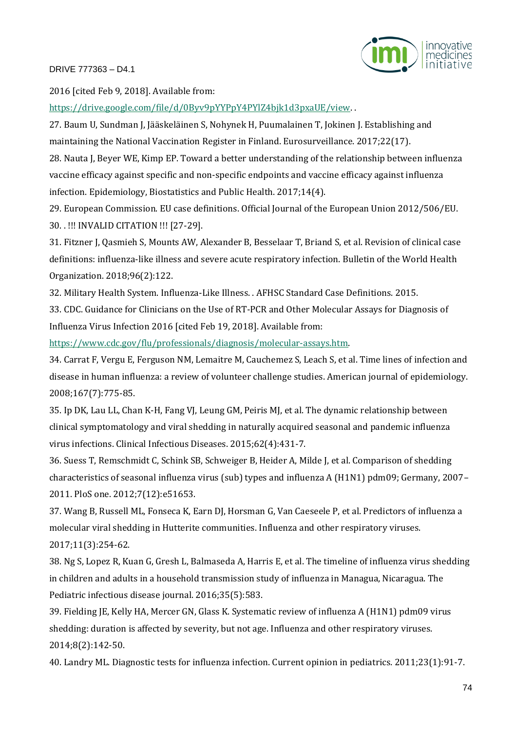2016 [cited Feb 9, 2018]. Available from:
https://drive.google.com/file/d/0Byv9pYYPpY4PYlZ4bjk1d3pxaUE/view. .

27. Baum U, Sundman J, Jääskeläinen S, Nohynek H, Puumalainen T, Jokinen J. Establishing and maintaining the National Vaccination Register in Finland. Eurosurveillance. 2017;22(17).

28. Nauta J, Beyer WE, Kimp EP. Toward a better understanding of the relationship between influenza vaccine efficacy against specific and non-specific endpoints and vaccine efficacy against influenza infection. Epidemiology, Biostatistics and Public Health. 2017;14(4).

29. European Commission. EU case definitions. Official Journal of the European Union 2012/506/EU.

30. . !!! INVALID CITATION !!! [27-29].

31. Fitzner J, Qasmieh S, Mounts AW, Alexander B, Besselaar T, Briand S, et al. Revision of clinical case definitions: influenza-like illness and severe acute respiratory infection. Bulletin of the World Health Organization. 2018;96(2):122.

32. Military Health System. Influenza-Like Illness. . AFHSC Standard Case Definitions. 2015.

33. CDC. Guidance for Clinicians on the Use of RT-PCR and Other Molecular Assays for Diagnosis of Influenza Virus Infection 2016 [cited Feb 19, 2018]. Available from:
https://www.cdc.gov/flu/professionals/diagnosis/molecular-assays.htm.

34. Carrat F, Vergu E, Ferguson NM, Lemaitre M, Cauchemez S, Leach S, et al. Time lines of infection and disease in human influenza: a review of volunteer challenge studies. American journal of epidemiology. 2008;167(7):775-85.

35. Ip DK, Lau LL, Chan K-H, Fang VJ, Leung GM, Peiris MJ, et al. The dynamic relationship between clinical symptomatology and viral shedding in naturally acquired seasonal and pandemic influenza virus infections. Clinical Infectious Diseases. 2015;62(4):431-7.

36. Suess T, Remschmidt C, Schink SB, Schweiger B, Heider A, Milde J, et al. Comparison of shedding characteristics of seasonal influenza virus (sub) types and influenza A (H1N1) pdm09; Germany, 2007–2011. PloS one. 2012;7(12):e51653.

37. Wang B, Russell ML, Fonseca K, Earn DJ, Horsman G, Van Caeseele P, et al. Predictors of influenza a molecular viral shedding in Hutterite communities. Influenza and other respiratory viruses. 2017;11(3):254-62.

38. Ng S, Lopez R, Kuan G, Gresh L, Balmaseda A, Harris E, et al. The timeline of influenza virus shedding in children and adults in a household transmission study of influenza in Managua, Nicaragua. The Pediatric infectious disease journal. 2016;35(5):583.

39. Fielding JE, Kelly HA, Mercer GN, Glass K. Systematic review of influenza A (H1N1) pdm09 virus shedding: duration is affected by severity, but not age. Influenza and other respiratory viruses. 2014;8(2):142-50.

40. Landry ML. Diagnostic tests for influenza infection. Current opinion in pediatrics. 2011;23(1):91-7.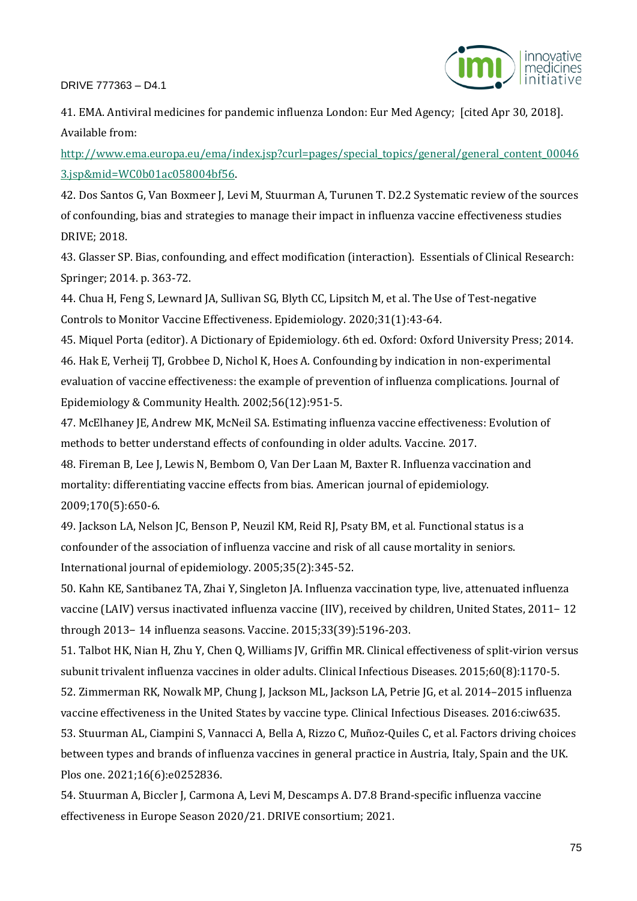41. EMA. Antiviral medicines for pandemic influenza London: Eur Med Agency; [cited Apr 30, 2018]. Available from: [http://www.ema.europa.eu/ema/index.jsp?curl=pages/special_topics/general/general_content_000463.jsp&mid=WC0b01ac058004bf56](http://www.ema.europa.eu/ema/index.jsp?curl=pages/special_topics/general/general_content_000463.jsp&mid=WC0b01ac058004bf56).

42. Dos Santos G, Van Boxmeer J, Levi M, Stuurman A, Turunen T. D2.2 Systematic review of the sources of confounding, bias and strategies to manage their impact in influenza vaccine effectiveness studies DRIVE; 2018.

43. Glasser SP. Bias, confounding, and effect modification (interaction). Essentials of Clinical Research: Springer; 2014. p. 363-72.

44. Chua H, Feng S, Lewnard JA, Sullivan SG, Blyth CC, Lipsitch M, et al. The Use of Test-negative Controls to Monitor Vaccine Effectiveness. Epidemiology. 2020;31(1):43-64.

45. Miquel Porta (editor). A Dictionary of Epidemiology. 6th ed. Oxford: Oxford University Press; 2014.

46. Hak E, Verheij TJ, Grobbee D, Nichol K, Hoes A. Confounding by indication in non-experimental evaluation of vaccine effectiveness: the example of prevention of influenza complications. Journal of Epidemiology & Community Health. 2002;56(12):951-5.

47. McElhaney JE, Andrew MK, McNeil SA. Estimating influenza vaccine effectiveness: Evolution of methods to better understand effects of confounding in older adults. Vaccine. 2017.

48. Fireman B, Lee J, Lewis N, Bembom O, Van Der Laan M, Baxter R. Influenza vaccination and mortality: differentiating vaccine effects from bias. American journal of epidemiology. 2009;170(5):650-6.

49. Jackson LA, Nelson JC, Benson P, Neuzil KM, Reid RJ, Psaty BM, et al. Functional status is a confounder of the association of influenza vaccine and risk of all cause mortality in seniors. International journal of epidemiology. 2005;35(2):345-52.

50. Kahn KE, Santibanez TA, Zhai Y, Singleton JA. Influenza vaccination type, live, attenuated influenza vaccine (LAIV) versus inactivated influenza vaccine (IIV), received by children, United States, 2011– 12 through 2013– 14 influenza seasons. Vaccine. 2015;33(39):5196-203.

51. Talbot HK, Nian H, Zhu Y, Chen Q, Williams JV, Griffin MR. Clinical effectiveness of split-virion versus subunit trivalent influenza vaccines in older adults. Clinical Infectious Diseases. 2015;60(8):1170-5.

52. Zimmerman RK, Nowalk MP, Chung J, Jackson ML, Jackson LA, Petrie JG, et al. 2014–2015 influenza vaccine effectiveness in the United States by vaccine type. Clinical Infectious Diseases. 2016:ciw635.

53. Stuurman AL, Ciampini S, Vannacci A, Bella A, Rizzo C, Muñoz-Quiles C, et al. Factors driving choices between types and brands of influenza vaccines in general practice in Austria, Italy, Spain and the UK. Plos one. 2021;16(6):e0252836.

54. Stuurman A, Biccler J, Carmona A, Levi M, Descamps A. D7.8 Brand-specific influenza vaccine effectiveness in Europe Season 2020/21. DRIVE consortium; 2021.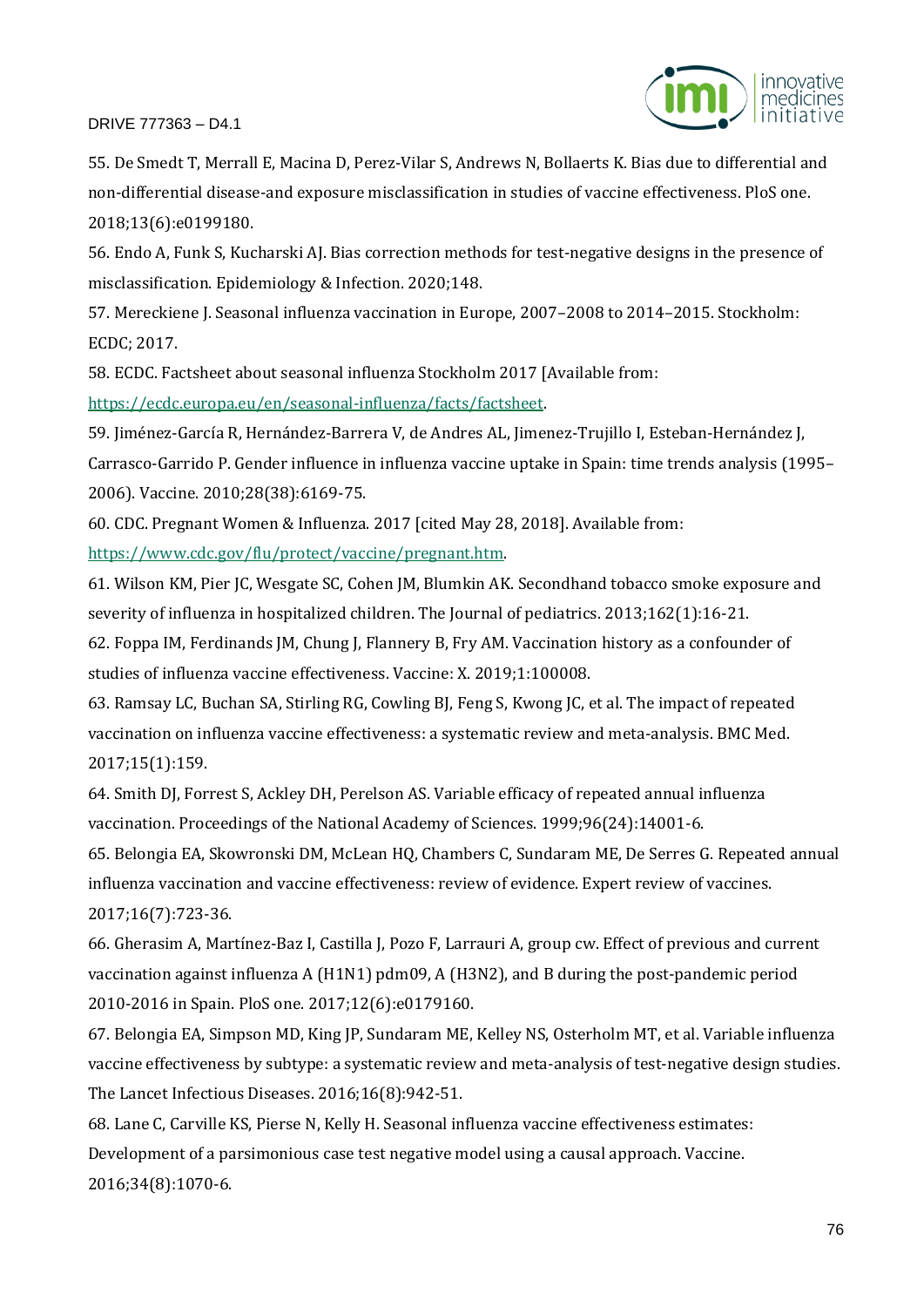55. De Smedt T, Merrall E, Macina D, Perez-Vilar S, Andrews N, Bollaerts K. Bias due to differential and non-differential disease-and exposure misclassification in studies of vaccine effectiveness. PloS one. 2018;13(6):e0199180.

56. Endo A, Funk S, Kucharski AJ. Bias correction methods for test-negative designs in the presence of misclassification. Epidemiology & Infection. 2020;148.

57. Mereckiene J. Seasonal influenza vaccination in Europe, 2007–2008 to 2014–2015. Stockholm: ECDC; 2017.

58. ECDC. Factsheet about seasonal influenza Stockholm 2017 [Available from: https://ecdc.europa.eu/en/seasonal-influenza/facts/factsheet.

59. Jiménez-García R, Hernández-Barrera V, de Andres AL, Jimenez-Trujillo I, Esteban-Hernández J, Carrasco-Garrido P. Gender influence in influenza vaccine uptake in Spain: time trends analysis (1995–2006). Vaccine. 2010;28(38):6169-75.

60. CDC. Pregnant Women & Influenza. 2017 [cited May 28, 2018]. Available from: https://www.cdc.gov/flu/protect/vaccine/pregnant.htm.

61. Wilson KM, Pier JC, Wesgate SC, Cohen JM, Blumkin AK. Secondhand tobacco smoke exposure and severity of influenza in hospitalized children. The Journal of pediatrics. 2013;162(1):16-21.

62. Foppa IM, Ferdinands JM, Chung J, Flannery B, Fry AM. Vaccination history as a confounder of studies of influenza vaccine effectiveness. Vaccine: X. 2019;1:100008.

63. Ramsay LC, Buchan SA, Stirling RG, Cowling BJ, Feng S, Kwong JC, et al. The impact of repeated vaccination on influenza vaccine effectiveness: a systematic review and meta-analysis. BMC Med. 2017;15(1):159.

64. Smith DJ, Forrest S, Ackley DH, Perelson AS. Variable efficacy of repeated annual influenza vaccination. Proceedings of the National Academy of Sciences. 1999;96(24):14001-6.

65. Belongia EA, Skowronski DM, McLean HQ, Chambers C, Sundaram ME, De Serres G. Repeated annual influenza vaccination and vaccine effectiveness: review of evidence. Expert review of vaccines. 2017;16(7):723-36.

66. Gherasim A, Martínez-Baz I, Castilla J, Pozo F, Larrauri A, group cw. Effect of previous and current vaccination against influenza A (H1N1) pdm09, A (H3N2), and B during the post-pandemic period 2010-2016 in Spain. PloS one. 2017;12(6):e0179160.

67. Belongia EA, Simpson MD, King JP, Sundaram ME, Kelley NS, Osterholm MT, et al. Variable influenza vaccine effectiveness by subtype: a systematic review and meta-analysis of test-negative design studies. The Lancet Infectious Diseases. 2016;16(8):942-51.

68. Lane C, Carville KS, Pierse N, Kelly H. Seasonal influenza vaccine effectiveness estimates: Development of a parsimonious case test negative model using a causal approach. Vaccine. 2016;34(8):1070-6.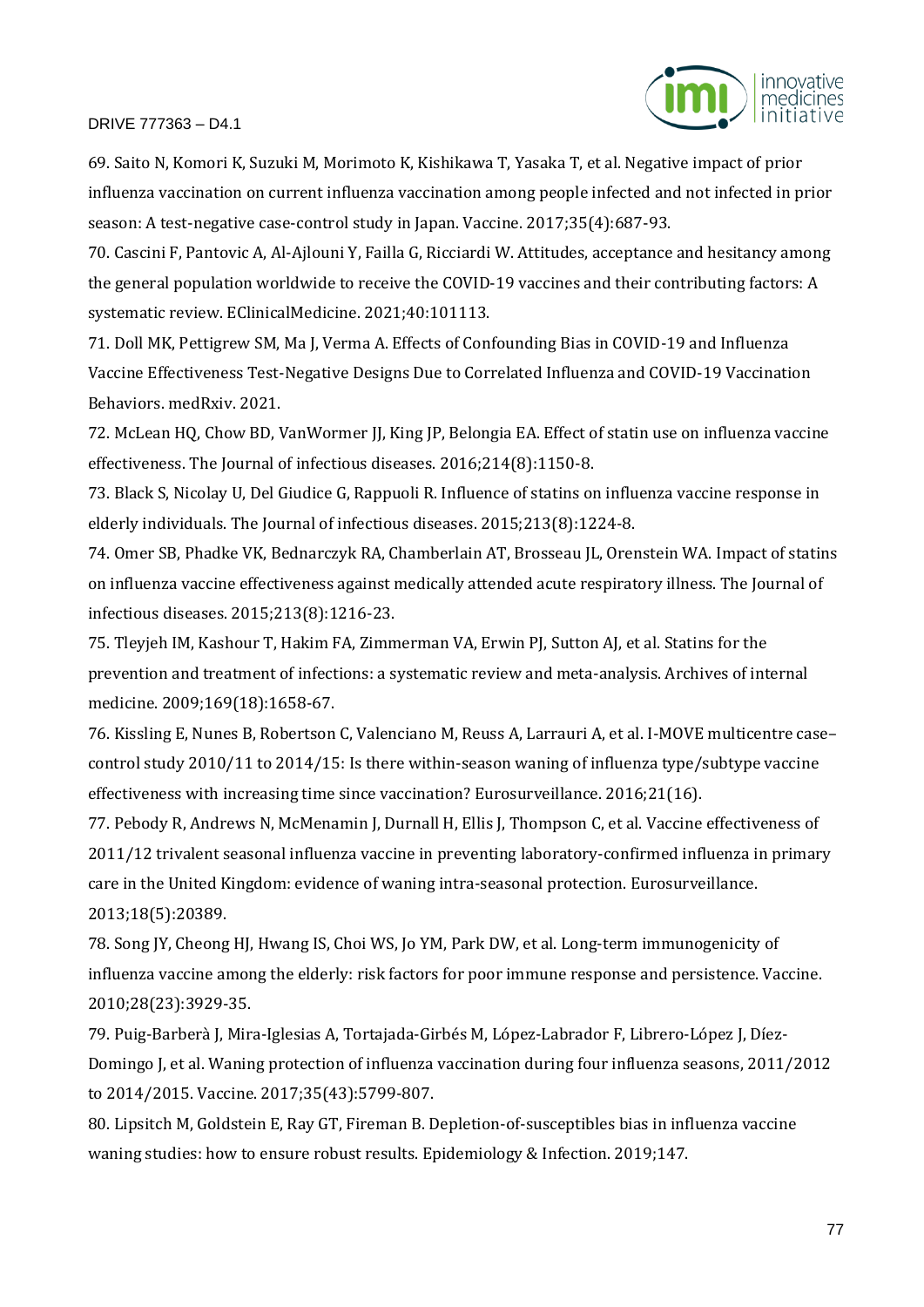69. Saito N, Komori K, Suzuki M, Morimoto K, Kishikawa T, Yasaka T, et al. Negative impact of prior influenza vaccination on current influenza vaccination among people infected and not infected in prior season: A test-negative case-control study in Japan. Vaccine. 2017;35(4):687-93.

70. Cascini F, Pantovic A, Al-Ajlouni Y, Failla G, Ricciardi W. Attitudes, acceptance and hesitancy among the general population worldwide to receive the COVID-19 vaccines and their contributing factors: A systematic review. EClinicalMedicine. 2021;40:101113.

71. Doll MK, Pettigrew SM, Ma J, Verma A. Effects of Confounding Bias in COVID-19 and Influenza Vaccine Effectiveness Test-Negative Designs Due to Correlated Influenza and COVID-19 Vaccination Behaviors. medRxiv. 2021.

72. McLean HQ, Chow BD, VanWormer JJ, King JP, Belongia EA. Effect of statin use on influenza vaccine effectiveness. The Journal of infectious diseases. 2016;214(8):1150-8.

73. Black S, Nicolay U, Del Giudice G, Rappuoli R. Influence of statins on influenza vaccine response in elderly individuals. The Journal of infectious diseases. 2015;213(8):1224-8.

74. Omer SB, Phadke VK, Bednarczyk RA, Chamberlain AT, Brosseau JL, Orenstein WA. Impact of statins on influenza vaccine effectiveness against medically attended acute respiratory illness. The Journal of infectious diseases. 2015;213(8):1216-23.

75. Tleyjeh IM, Kashour T, Hakim FA, Zimmerman VA, Erwin PJ, Sutton AJ, et al. Statins for the prevention and treatment of infections: a systematic review and meta-analysis. Archives of internal medicine. 2009;169(18):1658-67.

76. Kissling E, Nunes B, Robertson C, Valenciano M, Reuss A, Larrauri A, et al. I-MOVE multicentre case–control study 2010/11 to 2014/15: Is there within-season waning of influenza type/subtype vaccine effectiveness with increasing time since vaccination? Eurosurveillance. 2016;21(16).

77. Pebody R, Andrews N, McMenamin J, Durnall H, Ellis J, Thompson C, et al. Vaccine effectiveness of 2011/12 trivalent seasonal influenza vaccine in preventing laboratory-confirmed influenza in primary care in the United Kingdom: evidence of waning intra-seasonal protection. Eurosurveillance. 2013;18(5):20389.

78. Song JY, Cheong HJ, Hwang IS, Choi WS, Jo YM, Park DW, et al. Long-term immunogenicity of influenza vaccine among the elderly: risk factors for poor immune response and persistence. Vaccine. 2010;28(23):3929-35.

79. Puig-Barberà J, Mira-Iglesias A, Tortajada-Girbés M, López-Labrador F, Librero-López J, Díez-Domingo J, et al. Waning protection of influenza vaccination during four influenza seasons, 2011/2012 to 2014/2015. Vaccine. 2017;35(43):5799-807.

80. Lipsitch M, Goldstein E, Ray GT, Fireman B. Depletion-of-susceptibles bias in influenza vaccine waning studies: how to ensure robust results. Epidemiology & Infection. 2019;147.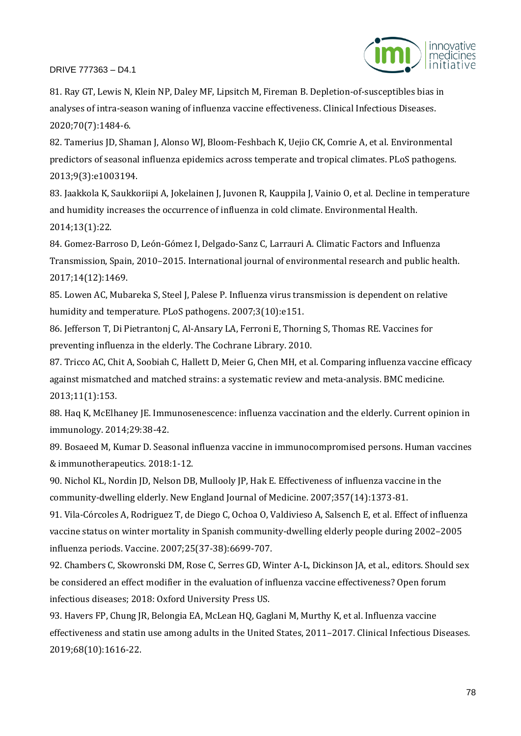81. Ray GT, Lewis N, Klein NP, Daley MF, Lipsitch M, Fireman B. Depletion-of-susceptibles bias in analyses of intra-season waning of influenza vaccine effectiveness. Clinical Infectious Diseases. 2020;70(7):1484-6.

82. Tamerius JD, Shaman J, Alonso WJ, Bloom-Feshbach K, Uejio CK, Comrie A, et al. Environmental predictors of seasonal influenza epidemics across temperate and tropical climates. PLoS pathogens. 2013;9(3):e1003194.

83. Jaakkola K, Saukkoriipi A, Jokelainen J, Juvonen R, Kauppila J, Vainio O, et al. Decline in temperature and humidity increases the occurrence of influenza in cold climate. Environmental Health. 2014;13(1):22.

84. Gomez-Barroso D, León-Gómez I, Delgado-Sanz C, Larrauri A. Climatic Factors and Influenza Transmission, Spain, 2010–2015. International journal of environmental research and public health. 2017;14(12):1469.

85. Lowen AC, Mubareka S, Steel J, Palese P. Influenza virus transmission is dependent on relative humidity and temperature. PLoS pathogens. 2007;3(10):e151.

86. Jefferson T, Di Pietrantonj C, Al-Ansary LA, Ferroni E, Thorning S, Thomas RE. Vaccines for preventing influenza in the elderly. The Cochrane Library. 2010.

87. Tricco AC, Chit A, Soobiah C, Hallett D, Meier G, Chen MH, et al. Comparing influenza vaccine efficacy against mismatched and matched strains: a systematic review and meta-analysis. BMC medicine. 2013;11(1):153.

88. Haq K, McElhaney JE. Immunosenescence: influenza vaccination and the elderly. Current opinion in immunology. 2014;29:38-42.

89. Bosaeed M, Kumar D. Seasonal influenza vaccine in immunocompromised persons. Human vaccines & immunotherapeutics. 2018:1-12.

90. Nichol KL, Nordin JD, Nelson DB, Mullooly JP, Hak E. Effectiveness of influenza vaccine in the community-dwelling elderly. New England Journal of Medicine. 2007;357(14):1373-81.

91. Vila-Córcoles A, Rodriguez T, de Diego C, Ochoa O, Valdivieso A, Salsench E, et al. Effect of influenza vaccine status on winter mortality in Spanish community-dwelling elderly people during 2002–2005 influenza periods. Vaccine. 2007;25(37-38):6699-707.

92. Chambers C, Skowronski DM, Rose C, Serres GD, Winter A-L, Dickinson JA, et al., editors. Should sex be considered an effect modifier in the evaluation of influenza vaccine effectiveness? Open forum infectious diseases; 2018: Oxford University Press US.

93. Havers FP, Chung JR, Belongia EA, McLean HQ, Gaglani M, Murthy K, et al. Influenza vaccine effectiveness and statin use among adults in the United States, 2011–2017. Clinical Infectious Diseases. 2019;68(10):1616-22.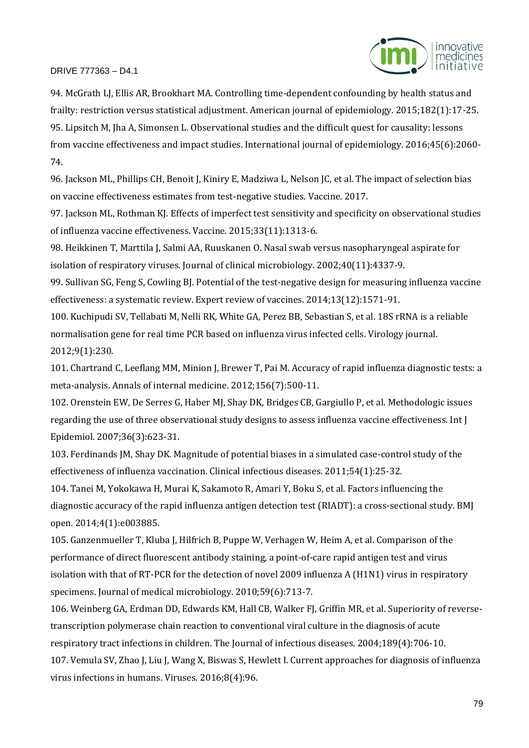94. McGrath LJ, Ellis AR, Brookhart MA. Controlling time-dependent confounding by health status and frailty: restriction versus statistical adjustment. American journal of epidemiology. 2015;182(1):17-25.

95. Lipsitch M, Jha A, Simonsen L. Observational studies and the difficult quest for causality: lessons from vaccine effectiveness and impact studies. International journal of epidemiology. 2016;45(6):2060-74.

96. Jackson ML, Phillips CH, Benoit J, Kiniry E, Madziwa L, Nelson JC, et al. The impact of selection bias on vaccine effectiveness estimates from test-negative studies. Vaccine. 2017.

97. Jackson ML, Rothman KJ. Effects of imperfect test sensitivity and specificity on observational studies of influenza vaccine effectiveness. Vaccine. 2015;33(11):1313-6.

98. Heikkinen T, Marttila J, Salmi AA, Ruuskanen O. Nasal swab versus nasopharyngeal aspirate for isolation of respiratory viruses. Journal of clinical microbiology. 2002;40(11):4337-9.

99. Sullivan SG, Feng S, Cowling BJ. Potential of the test-negative design for measuring influenza vaccine effectiveness: a systematic review. Expert review of vaccines. 2014;13(12):1571-91.

100. Kuchipudi SV, Tellabati M, Nelli RK, White GA, Perez BB, Sebastian S, et al. 18S rRNA is a reliable normalisation gene for real time PCR based on influenza virus infected cells. Virology journal. 2012;9(1):230.

101. Chartrand C, Leeflang MM, Minion J, Brewer T, Pai M. Accuracy of rapid influenza diagnostic tests: a meta-analysis. Annals of internal medicine. 2012;156(7):500-11.

102. Orenstein EW, De Serres G, Haber MJ, Shay DK, Bridges CB, Gargiullo P, et al. Methodologic issues regarding the use of three observational study designs to assess influenza vaccine effectiveness. Int J Epidemiol. 2007;36(3):623-31.

103. Ferdinands JM, Shay DK. Magnitude of potential biases in a simulated case-control study of the effectiveness of influenza vaccination. Clinical infectious diseases. 2011;54(1):25-32.

104. Tanei M, Yokokawa H, Murai K, Sakamoto R, Amari Y, Boku S, et al. Factors influencing the diagnostic accuracy of the rapid influenza antigen detection test (RIADT): a cross-sectional study. BMJ open. 2014;4(1):e003885.

105. Ganzenmueller T, Kluba J, Hilfrich B, Puppe W, Verhagen W, Heim A, et al. Comparison of the performance of direct fluorescent antibody staining, a point-of-care rapid antigen test and virus isolation with that of RT-PCR for the detection of novel 2009 influenza A (H1N1) virus in respiratory specimens. Journal of medical microbiology. 2010;59(6):713-7.

106. Weinberg GA, Erdman DD, Edwards KM, Hall CB, Walker FJ, Griffin MR, et al. Superiority of reverse-transcription polymerase chain reaction to conventional viral culture in the diagnosis of acute respiratory tract infections in children. The Journal of infectious diseases. 2004;189(4):706-10.

107. Vemula SV, Zhao J, Liu J, Wang X, Biswas S, Hewlett I. Current approaches for diagnosis of influenza virus infections in humans. Viruses. 2016;8(4):96.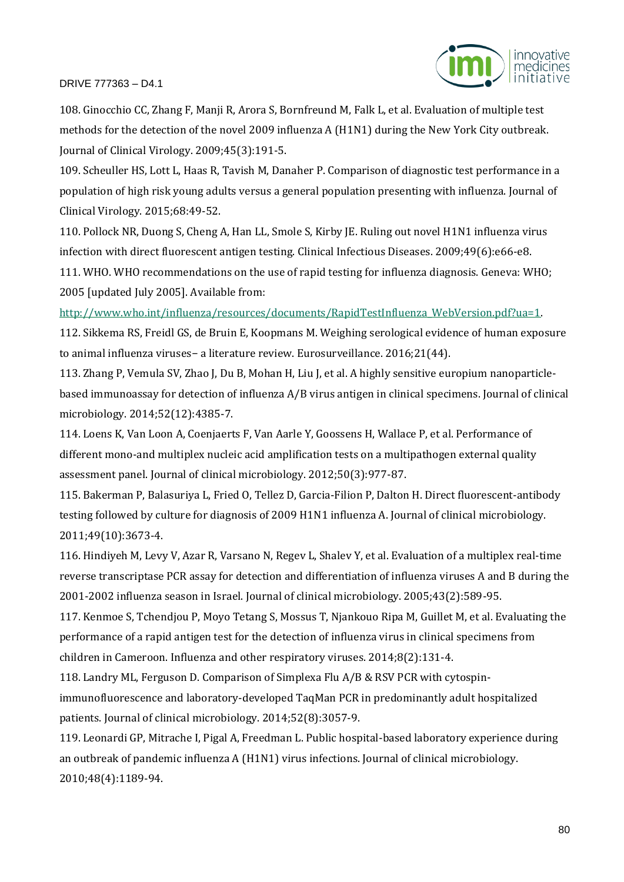108. Ginocchio CC, Zhang F, Manji R, Arora S, Bornfreund M, Falk L, et al. Evaluation of multiple test methods for the detection of the novel 2009 influenza A (H1N1) during the New York City outbreak. Journal of Clinical Virology. 2009;45(3):191-5.

109. Scheuller HS, Lott L, Haas R, Tavish M, Danaher P. Comparison of diagnostic test performance in a population of high risk young adults versus a general population presenting with influenza. Journal of Clinical Virology. 2015;68:49-52.

110. Pollock NR, Duong S, Cheng A, Han LL, Smole S, Kirby JE. Ruling out novel H1N1 influenza virus infection with direct fluorescent antigen testing. Clinical Infectious Diseases. 2009;49(6):e66-e8.

111. WHO. WHO recommendations on the use of rapid testing for influenza diagnosis. Geneva: WHO; 2005 [updated July 2005]. Available from: http://www.who.int/influenza/resources/documents/RapidTestInfluenza_WebVersion.pdf?ua=1.

112. Sikkema RS, Freidl GS, de Bruin E, Koopmans M. Weighing serological evidence of human exposure to animal influenza viruses− a literature review. Eurosurveillance. 2016;21(44).

113. Zhang P, Vemula SV, Zhao J, Du B, Mohan H, Liu J, et al. A highly sensitive europium nanoparticle-based immunoassay for detection of influenza A/B virus antigen in clinical specimens. Journal of clinical microbiology. 2014;52(12):4385-7.

114. Loens K, Van Loon A, Coenjaerts F, Van Aarle Y, Goossens H, Wallace P, et al. Performance of different mono-and multiplex nucleic acid amplification tests on a multipathogen external quality assessment panel. Journal of clinical microbiology. 2012;50(3):977-87.

115. Bakerman P, Balasuriya L, Fried O, Tellez D, Garcia-Filion P, Dalton H. Direct fluorescent-antibody testing followed by culture for diagnosis of 2009 H1N1 influenza A. Journal of clinical microbiology. 2011;49(10):3673-4.

116. Hindiyeh M, Levy V, Azar R, Varsano N, Regev L, Shalev Y, et al. Evaluation of a multiplex real-time reverse transcriptase PCR assay for detection and differentiation of influenza viruses A and B during the 2001-2002 influenza season in Israel. Journal of clinical microbiology. 2005;43(2):589-95.

117. Kenmoe S, Tchendjou P, Moyo Tetang S, Mossus T, Njankouo Ripa M, Guillet M, et al. Evaluating the performance of a rapid antigen test for the detection of influenza virus in clinical specimens from children in Cameroon. Influenza and other respiratory viruses. 2014;8(2):131-4.

118. Landry ML, Ferguson D. Comparison of Simplexa Flu A/B & RSV PCR with cytospin-immunofluorescence and laboratory-developed TaqMan PCR in predominantly adult hospitalized patients. Journal of clinical microbiology. 2014;52(8):3057-9.

119. Leonardi GP, Mitrache I, Pigal A, Freedman L. Public hospital-based laboratory experience during an outbreak of pandemic influenza A (H1N1) virus infections. Journal of clinical microbiology. 2010;48(4):1189-94.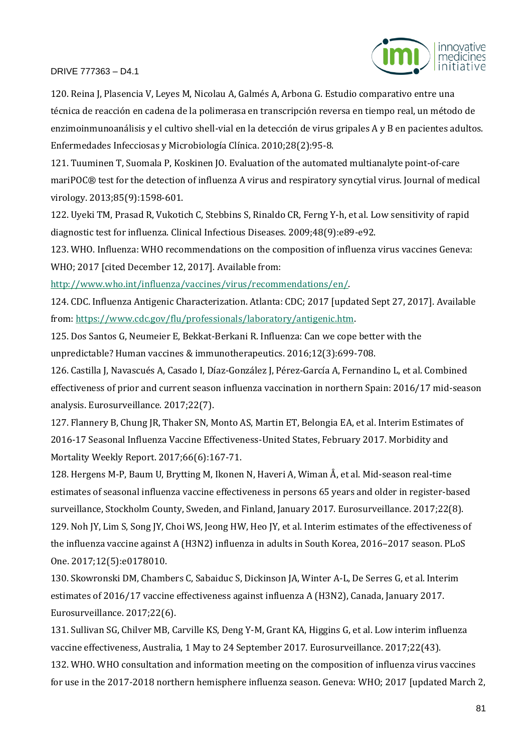120. Reina J, Plasencia V, Leyes M, Nicolau A, Galmés A, Arbona G. Estudio comparativo entre una técnica de reacción en cadena de la polimerasa en transcripción reversa en tiempo real, un método de enzimoinmunoanálisis y el cultivo shell-vial en la detección de virus gripales A y B en pacientes adultos. Enfermedades Infecciosas y Microbiología Clínica. 2010;28(2):95-8.

121. Tuuminen T, Suomala P, Koskinen JO. Evaluation of the automated multianalyte point-of-care mariPOC® test for the detection of influenza A virus and respiratory syncytial virus. Journal of medical virology. 2013;85(9):1598-601.

122. Uyeki TM, Prasad R, Vukotich C, Stebbins S, Rinaldo CR, Ferng Y-h, et al. Low sensitivity of rapid diagnostic test for influenza. Clinical Infectious Diseases. 2009;48(9):e89-e92.

123. WHO. Influenza: WHO recommendations on the composition of influenza virus vaccines Geneva: WHO; 2017 [cited December 12, 2017]. Available from: http://www.who.int/influenza/vaccines/virus/recommendations/en/.

124. CDC. Influenza Antigenic Characterization. Atlanta: CDC; 2017 [updated Sept 27, 2017]. Available from: https://www.cdc.gov/flu/professionals/laboratory/antigenic.htm.

125. Dos Santos G, Neumeier E, Bekkat-Berkani R. Influenza: Can we cope better with the unpredictable? Human vaccines & immunotherapeutics. 2016;12(3):699-708.

126. Castilla J, Navascués A, Casado I, Díaz-González J, Pérez-García A, Fernandino L, et al. Combined effectiveness of prior and current season influenza vaccination in northern Spain: 2016/17 mid-season analysis. Eurosurveillance. 2017;22(7).

127. Flannery B, Chung JR, Thaker SN, Monto AS, Martin ET, Belongia EA, et al. Interim Estimates of 2016-17 Seasonal Influenza Vaccine Effectiveness-United States, February 2017. Morbidity and Mortality Weekly Report. 2017;66(6):167-71.

128. Hergens M-P, Baum U, Brytting M, Ikonen N, Haveri A, Wiman Å, et al. Mid-season real-time estimates of seasonal influenza vaccine effectiveness in persons 65 years and older in register-based surveillance, Stockholm County, Sweden, and Finland, January 2017. Eurosurveillance. 2017;22(8).

129. Noh JY, Lim S, Song JY, Choi WS, Jeong HW, Heo JY, et al. Interim estimates of the effectiveness of the influenza vaccine against A (H3N2) influenza in adults in South Korea, 2016–2017 season. PLoS One. 2017;12(5):e0178010.

130. Skowronski DM, Chambers C, Sabaiduc S, Dickinson JA, Winter A-L, De Serres G, et al. Interim estimates of 2016/17 vaccine effectiveness against influenza A (H3N2), Canada, January 2017. Eurosurveillance. 2017;22(6).

131. Sullivan SG, Chilver MB, Carville KS, Deng Y-M, Grant KA, Higgins G, et al. Low interim influenza vaccine effectiveness, Australia, 1 May to 24 September 2017. Eurosurveillance. 2017;22(43).

132. WHO. WHO consultation and information meeting on the composition of influenza virus vaccines for use in the 2017-2018 northern hemisphere influenza season. Geneva: WHO; 2017 [updated March 2,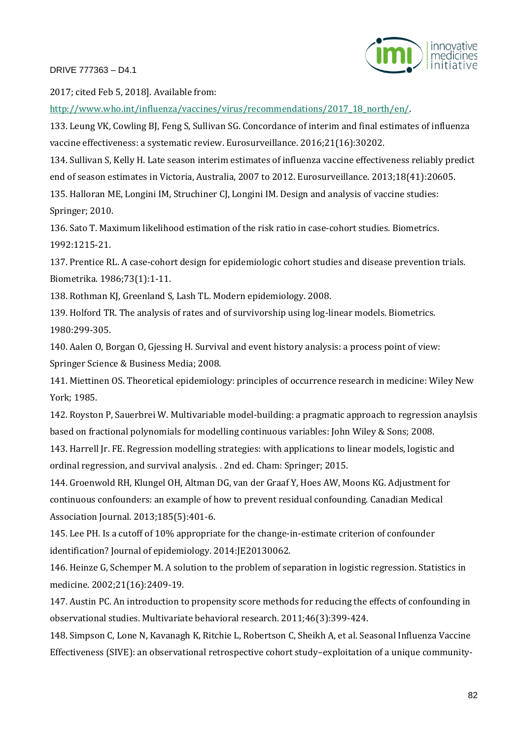2017; cited Feb 5, 2018]. Available from: [http://www.who.int/influenza/vaccines/virus/recommendations/2017_18_north/en/](http://www.who.int/influenza/vaccines/virus/recommendations/2017_18_north/en/).

133. Leung VK, Cowling BJ, Feng S, Sullivan SG. Concordance of interim and final estimates of influenza vaccine effectiveness: a systematic review. Eurosurveillance. 2016;21(16):30202.

134. Sullivan S, Kelly H. Late season interim estimates of influenza vaccine effectiveness reliably predict end of season estimates in Victoria, Australia, 2007 to 2012. Eurosurveillance. 2013;18(41):20605.

135. Halloran ME, Longini IM, Struchiner CJ, Longini IM. Design and analysis of vaccine studies: Springer; 2010.

136. Sato T. Maximum likelihood estimation of the risk ratio in case-cohort studies. Biometrics. 1992:1215-21.

137. Prentice RL. A case-cohort design for epidemiologic cohort studies and disease prevention trials. Biometrika. 1986;73(1):1-11.

138. Rothman KJ, Greenland S, Lash TL. Modern epidemiology. 2008.

139. Holford TR. The analysis of rates and of survivorship using log-linear models. Biometrics. 1980:299-305.

140. Aalen O, Borgan O, Gjessing H. Survival and event history analysis: a process point of view: Springer Science & Business Media; 2008.

141. Miettinen OS. Theoretical epidemiology: principles of occurrence research in medicine: Wiley New York; 1985.

142. Royston P, Sauerbrei W. Multivariable model-building: a pragmatic approach to regression anaylsis based on fractional polynomials for modelling continuous variables: John Wiley & Sons; 2008.

143. Harrell Jr. FE. Regression modelling strategies: with applications to linear models, logistic and ordinal regression, and survival analysis. . 2nd ed. Cham: Springer; 2015.

144. Groenwold RH, Klungel OH, Altman DG, van der Graaf Y, Hoes AW, Moons KG. Adjustment for continuous confounders: an example of how to prevent residual confounding. Canadian Medical Association Journal. 2013;185(5):401-6.

145. Lee PH. Is a cutoff of 10% appropriate for the change-in-estimate criterion of confounder identification? Journal of epidemiology. 2014:JE20130062.

146. Heinze G, Schemper M. A solution to the problem of separation in logistic regression. Statistics in medicine. 2002;21(16):2409-19.

147. Austin PC. An introduction to propensity score methods for reducing the effects of confounding in observational studies. Multivariate behavioral research. 2011;46(3):399-424.

148. Simpson C, Lone N, Kavanagh K, Ritchie L, Robertson C, Sheikh A, et al. Seasonal Influenza Vaccine Effectiveness (SIVE): an observational retrospective cohort study–exploitation of a unique community-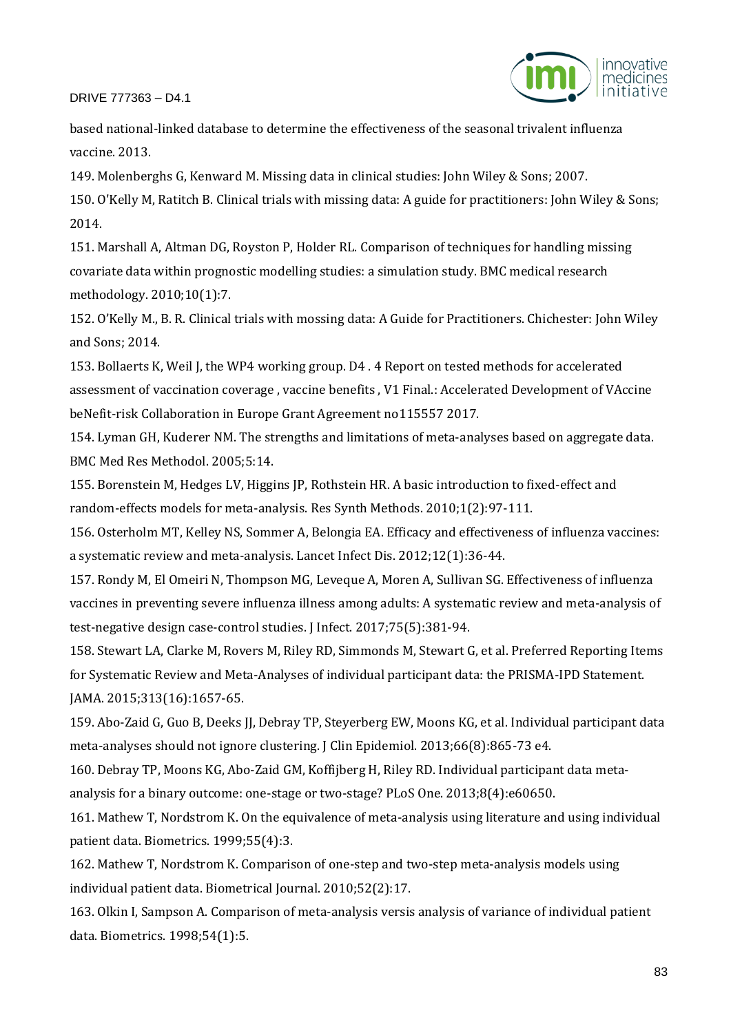based national-linked database to determine the effectiveness of the seasonal trivalent influenza vaccine. 2013.

149. Molenberghs G, Kenward M. Missing data in clinical studies: John Wiley & Sons; 2007.

150. O'Kelly M, Ratitch B. Clinical trials with missing data: A guide for practitioners: John Wiley & Sons; 2014.

151. Marshall A, Altman DG, Royston P, Holder RL. Comparison of techniques for handling missing covariate data within prognostic modelling studies: a simulation study. BMC medical research methodology. 2010;10(1):7.

152. O'Kelly M., B. R. Clinical trials with mossing data: A Guide for Practitioners. Chichester: John Wiley and Sons; 2014.

153. Bollaerts K, Weil J, the WP4 working group. D4 . 4 Report on tested methods for accelerated assessment of vaccination coverage , vaccine benefits , V1 Final.: Accelerated Development of VAccine beNefit-risk Collaboration in Europe Grant Agreement no115557 2017.

154. Lyman GH, Kuderer NM. The strengths and limitations of meta-analyses based on aggregate data. BMC Med Res Methodol. 2005;5:14.

155. Borenstein M, Hedges LV, Higgins JP, Rothstein HR. A basic introduction to fixed-effect and random-effects models for meta-analysis. Res Synth Methods. 2010;1(2):97-111.

156. Osterholm MT, Kelley NS, Sommer A, Belongia EA. Efficacy and effectiveness of influenza vaccines: a systematic review and meta-analysis. Lancet Infect Dis. 2012;12(1):36-44.

157. Rondy M, El Omeiri N, Thompson MG, Leveque A, Moren A, Sullivan SG. Effectiveness of influenza vaccines in preventing severe influenza illness among adults: A systematic review and meta-analysis of test-negative design case-control studies. J Infect. 2017;75(5):381-94.

158. Stewart LA, Clarke M, Rovers M, Riley RD, Simmonds M, Stewart G, et al. Preferred Reporting Items for Systematic Review and Meta-Analyses of individual participant data: the PRISMA-IPD Statement. JAMA. 2015;313(16):1657-65.

159. Abo-Zaid G, Guo B, Deeks JJ, Debray TP, Steyerberg EW, Moons KG, et al. Individual participant data meta-analyses should not ignore clustering. J Clin Epidemiol. 2013;66(8):865-73 e4.

160. Debray TP, Moons KG, Abo-Zaid GM, Koffijberg H, Riley RD. Individual participant data meta-analysis for a binary outcome: one-stage or two-stage? PLoS One. 2013;8(4):e60650.

161. Mathew T, Nordstrom K. On the equivalence of meta-analysis using literature and using individual patient data. Biometrics. 1999;55(4):3.

162. Mathew T, Nordstrom K. Comparison of one-step and two-step meta-analysis models using individual patient data. Biometrical Journal. 2010;52(2):17.

163. Olkin I, Sampson A. Comparison of meta-analysis versis analysis of variance of individual patient data. Biometrics. 1998;54(1):5.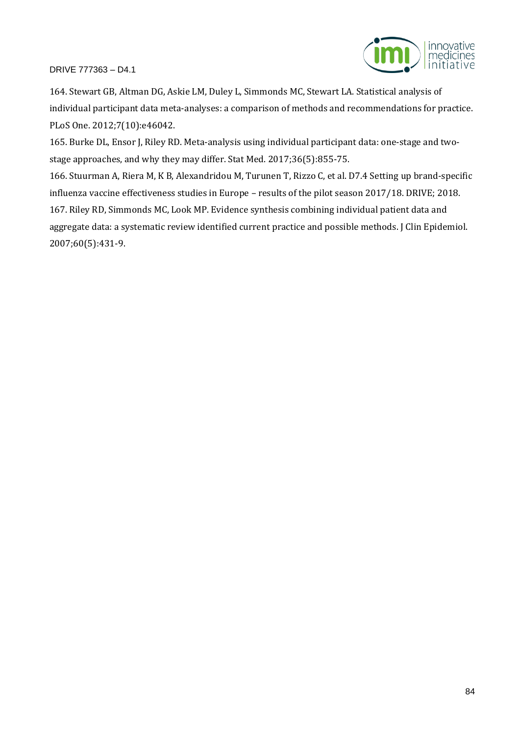164. Stewart GB, Altman DG, Askie LM, Duley L, Simmonds MC, Stewart LA. Statistical analysis of individual participant data meta-analyses: a comparison of methods and recommendations for practice. PLoS One. 2012;7(10):e46042.

165. Burke DL, Ensor J, Riley RD. Meta-analysis using individual participant data: one-stage and two-stage approaches, and why they may differ. Stat Med. 2017;36(5):855-75.

166. Stuurman A, Riera M, K B, Alexandridou M, Turunen T, Rizzo C, et al. D7.4 Setting up brand-specific influenza vaccine effectiveness studies in Europe – results of the pilot season 2017/18. DRIVE; 2018.

167. Riley RD, Simmonds MC, Look MP. Evidence synthesis combining individual patient data and aggregate data: a systematic review identified current practice and possible methods. J Clin Epidemiol. 2007;60(5):431-9.